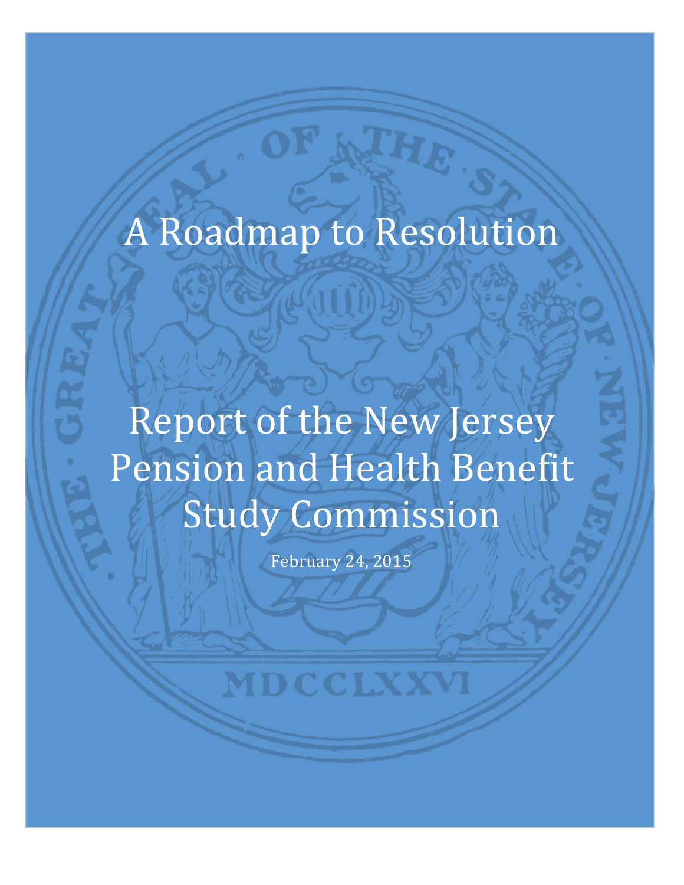# A Roadmap to Resolution

# Report of the New Jersey Pension and Health Benefit Study Commission

February 24, 2015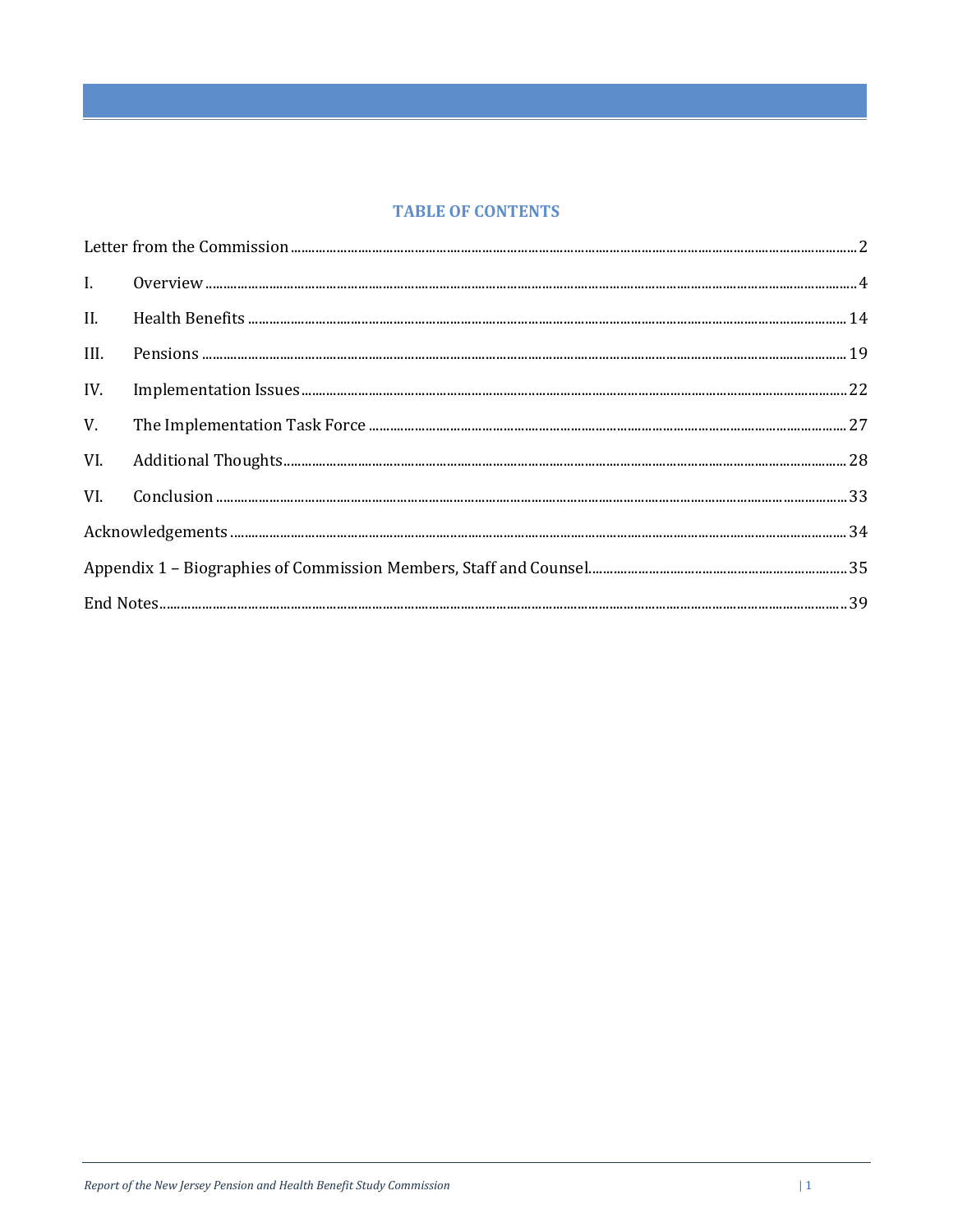## TABLE OF CONTENTS

| | | |
|---|---|---|
| Letter from the Commission | | 2 |
| I. | Overview | 4 |
| II. | Health Benefits | 14 |
| III. | Pensions | 19 |
| IV. | Implementation Issues | 22 |
| V. | The Implementation Task Force | 27 |
| VI. | Additional Thoughts | 28 |
| VI. | Conclusion | 33 |
| Acknowledgements | | 34 |
| Appendix 1 – Biographies of Commission Members, Staff and Counsel | | 35 |
| End Notes | | 39 |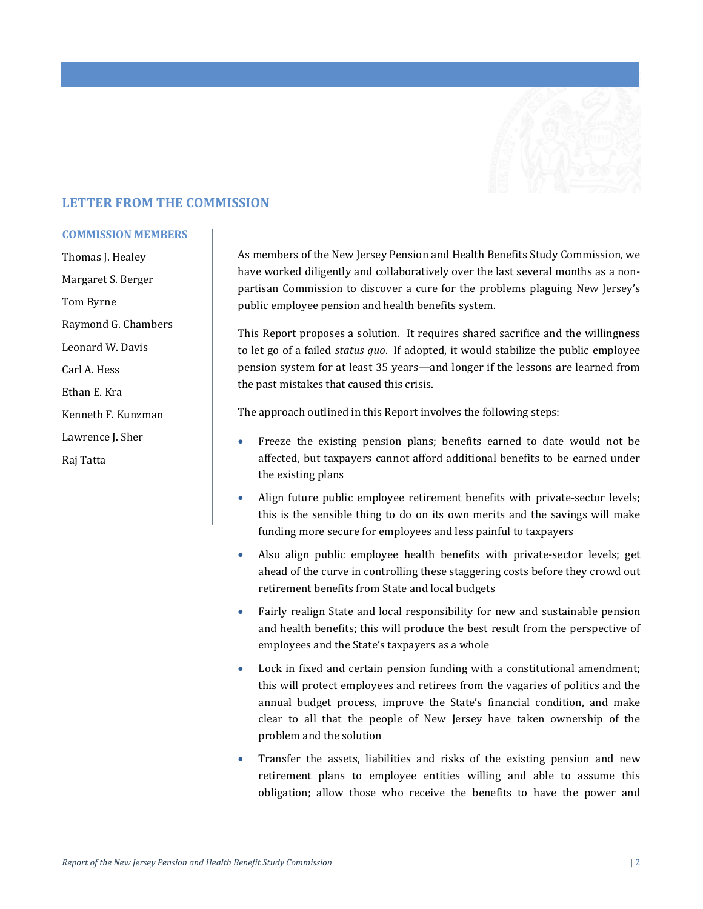## LETTER FROM THE COMMISSION

### COMMISSION MEMBERS

Thomas J. Healey

Margaret S. Berger

Tom Byrne

Raymond G. Chambers

Leonard W. Davis

Carl A. Hess

Ethan E. Kra

Kenneth F. Kunzman

Lawrence J. Sher

Raj Tatta

As members of the New Jersey Pension and Health Benefits Study Commission, we have worked diligently and collaboratively over the last several months as a non-partisan Commission to discover a cure for the problems plaguing New Jersey's public employee pension and health benefits system.

This Report proposes a solution. It requires shared sacrifice and the willingness to let go of a failed *status quo*. If adopted, it would stabilize the public employee pension system for at least 35 years—and longer if the lessons are learned from the past mistakes that caused this crisis.

The approach outlined in this Report involves the following steps:

- Freeze the existing pension plans; benefits earned to date would not be affected, but taxpayers cannot afford additional benefits to be earned under the existing plans
- Align future public employee retirement benefits with private-sector levels; this is the sensible thing to do on its own merits and the savings will make funding more secure for employees and less painful to taxpayers
- Also align public employee health benefits with private-sector levels; get ahead of the curve in controlling these staggering costs before they crowd out retirement benefits from State and local budgets
- Fairly realign State and local responsibility for new and sustainable pension and health benefits; this will produce the best result from the perspective of employees and the State's taxpayers as a whole
- Lock in fixed and certain pension funding with a constitutional amendment; this will protect employees and retirees from the vagaries of politics and the annual budget process, improve the State's financial condition, and make clear to all that the people of New Jersey have taken ownership of the problem and the solution
- Transfer the assets, liabilities and risks of the existing pension and new retirement plans to employee entities willing and able to assume this obligation; allow those who receive the benefits to have the power and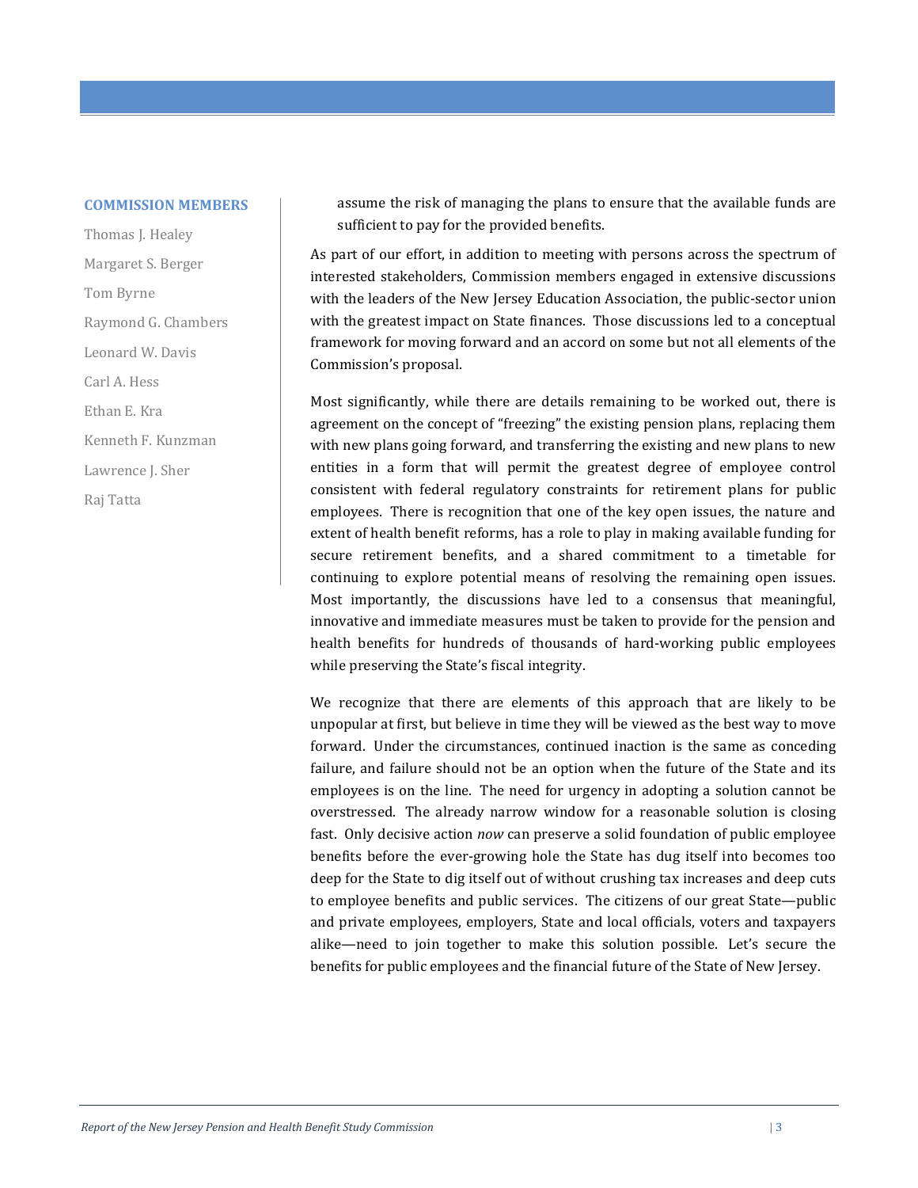**COMMISSION MEMBERS**

Thomas J. Healey

Margaret S. Berger

Tom Byrne

Raymond G. Chambers

Leonard W. Davis

Carl A. Hess

Ethan E. Kra

Kenneth F. Kunzman

Lawrence J. Sher

Raj Tatta

assume the risk of managing the plans to ensure that the available funds are sufficient to pay for the provided benefits.

As part of our effort, in addition to meeting with persons across the spectrum of interested stakeholders, Commission members engaged in extensive discussions with the leaders of the New Jersey Education Association, the public-sector union with the greatest impact on State finances. Those discussions led to a conceptual framework for moving forward and an accord on some but not all elements of the Commission's proposal.

Most significantly, while there are details remaining to be worked out, there is agreement on the concept of "freezing" the existing pension plans, replacing them with new plans going forward, and transferring the existing and new plans to new entities in a form that will permit the greatest degree of employee control consistent with federal regulatory constraints for retirement plans for public employees. There is recognition that one of the key open issues, the nature and extent of health benefit reforms, has a role to play in making available funding for secure retirement benefits, and a shared commitment to a timetable for continuing to explore potential means of resolving the remaining open issues. Most importantly, the discussions have led to a consensus that meaningful, innovative and immediate measures must be taken to provide for the pension and health benefits for hundreds of thousands of hard-working public employees while preserving the State's fiscal integrity.

We recognize that there are elements of this approach that are likely to be unpopular at first, but believe in time they will be viewed as the best way to move forward. Under the circumstances, continued inaction is the same as conceding failure, and failure should not be an option when the future of the State and its employees is on the line. The need for urgency in adopting a solution cannot be overstressed. The already narrow window for a reasonable solution is closing fast. Only decisive action *now* can preserve a solid foundation of public employee benefits before the ever-growing hole the State has dug itself into becomes too deep for the State to dig itself out of without crushing tax increases and deep cuts to employee benefits and public services. The citizens of our great State—public and private employees, employers, State and local officials, voters and taxpayers alike—need to join together to make this solution possible. Let's secure the benefits for public employees and the financial future of the State of New Jersey.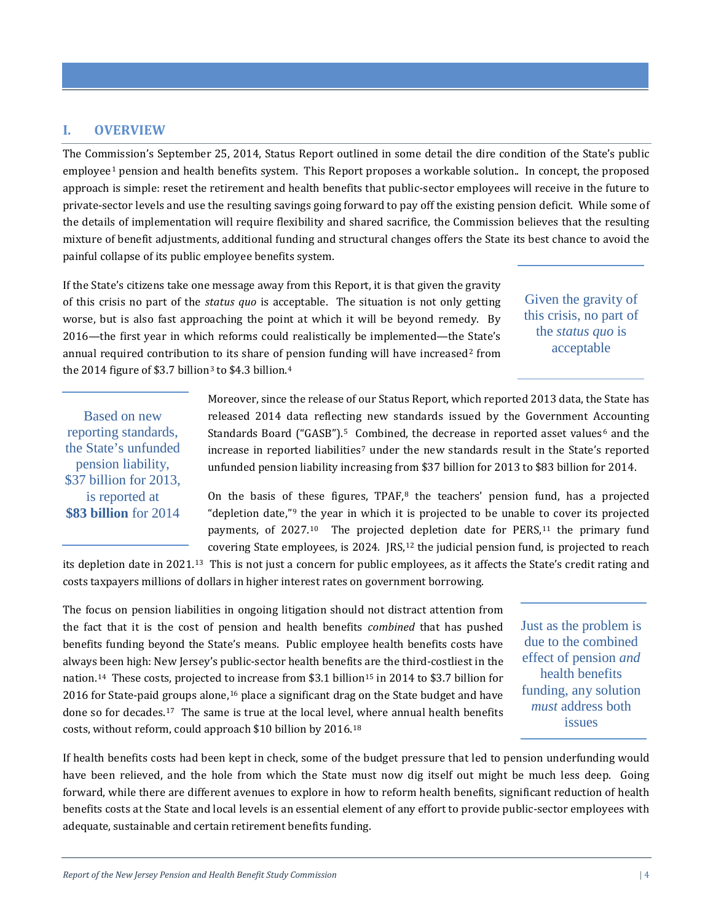## I. OVERVIEW

The Commission's September 25, 2014, Status Report outlined in some detail the dire condition of the State's public employee[1] pension and health benefits system. This Report proposes a workable solution.. In concept, the proposed approach is simple: reset the retirement and health benefits that public-sector employees will receive in the future to private-sector levels and use the resulting savings going forward to pay off the existing pension deficit. While some of the details of implementation will require flexibility and shared sacrifice, the Commission believes that the resulting mixture of benefit adjustments, additional funding and structural changes offers the State its best chance to avoid the painful collapse of its public employee benefits system.

If the State's citizens take one message away from this Report, it is that given the gravity of this crisis no part of the *status quo* is acceptable. The situation is not only getting worse, but is also fast approaching the point at which it will be beyond remedy. By 2016—the first year in which reforms could realistically be implemented—the State's annual required contribution to its share of pension funding will have increased[2] from the 2014 figure of $3.7 billion[3] to $4.3 billion.[4]

> Given the gravity of this crisis, no part of the *status quo* is acceptable

> Based on new reporting standards, the State's unfunded pension liability, $37 billion for 2013, is reported at **$83 billion** for 2014

Moreover, since the release of our Status Report, which reported 2013 data, the State has released 2014 data reflecting new standards issued by the Government Accounting Standards Board ("GASB").[5] Combined, the decrease in reported asset values[6] and the increase in reported liabilities[7] under the new standards result in the State's reported unfunded pension liability increasing from $37 billion for 2013 to $83 billion for 2014.

On the basis of these figures, TPAF,[8] the teachers' pension fund, has a projected "depletion date,"[9] the year in which it is projected to be unable to cover its projected payments, of 2027.[10] The projected depletion date for PERS,[11] the primary fund covering State employees, is 2024. JRS,[12] the judicial pension fund, is projected to reach its depletion date in 2021.[13] This is not just a concern for public employees, as it affects the State's credit rating and costs taxpayers millions of dollars in higher interest rates on government borrowing.

The focus on pension liabilities in ongoing litigation should not distract attention from the fact that it is the cost of pension and health benefits *combined* that has pushed benefits funding beyond the State's means. Public employee health benefits costs have always been high: New Jersey's public-sector health benefits are the third-costliest in the nation.[14] These costs, projected to increase from $3.1 billion[15] in 2014 to $3.7 billion for 2016 for State-paid groups alone,[16] place a significant drag on the State budget and have done so for decades.[17] The same is true at the local level, where annual health benefits costs, without reform, could approach $10 billion by 2016.[18]

> Just as the problem is due to the combined effect of pension *and* health benefits funding, any solution *must* address both issues

If health benefits costs had been kept in check, some of the budget pressure that led to pension underfunding would have been relieved, and the hole from which the State must now dig itself out might be much less deep. Going forward, while there are different avenues to explore in how to reform health benefits, significant reduction of health benefits costs at the State and local levels is an essential element of any effort to provide public-sector employees with adequate, sustainable and certain retirement benefits funding.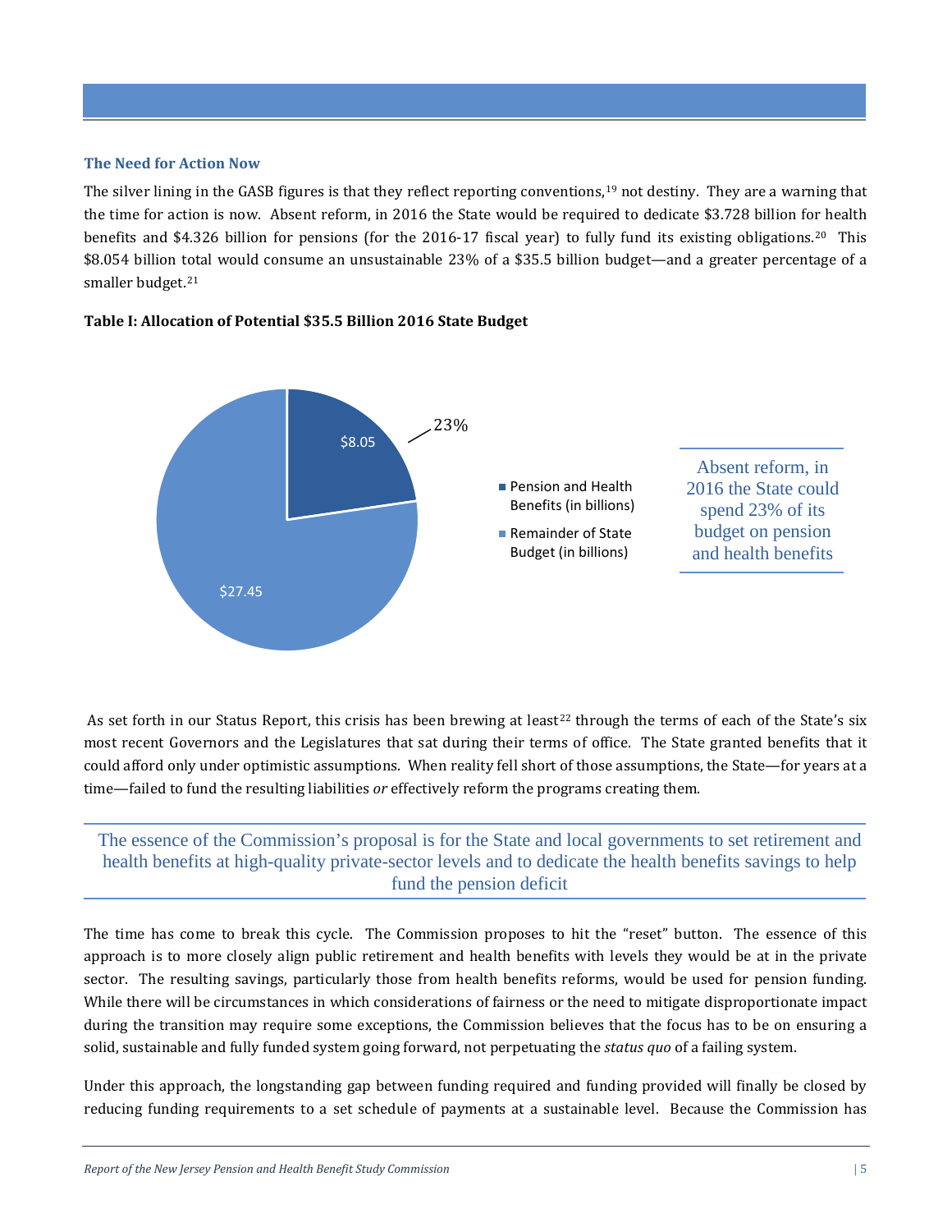### The Need for Action Now

The silver lining in the GASB figures is that they reflect reporting conventions,[19] not destiny. They are a warning that the time for action is now. Absent reform, in 2016 the State would be required to dedicate $3.728 billion for health benefits and $4.326 billion for pensions (for the 2016-17 fiscal year) to fully fund its existing obligations.[20] This $8.054 billion total would consume an unsustainable 23% of a $35.5 billion budget—and a greater percentage of a smaller budget.[21]

**Table I: Allocation of Potential $35.5 Billion 2016 State Budget**

| | Amount (in billions) | Share |
|---|---|---|
| Pension and Health Benefits | $8.05 | 23% |
| Remainder of State Budget | $27.45 | |

Absent reform, in 2016 the State could spend 23% of its budget on pension and health benefits

As set forth in our Status Report, this crisis has been brewing at least[22] through the terms of each of the State's six most recent Governors and the Legislatures that sat during their terms of office. The State granted benefits that it could afford only under optimistic assumptions. When reality fell short of those assumptions, the State—for years at a time—failed to fund the resulting liabilities *or* effectively reform the programs creating them.

> The essence of the Commission's proposal is for the State and local governments to set retirement and health benefits at high-quality private-sector levels and to dedicate the health benefits savings to help fund the pension deficit

The time has come to break this cycle. The Commission proposes to hit the "reset" button. The essence of this approach is to more closely align public retirement and health benefits with levels they would be at in the private sector. The resulting savings, particularly those from health benefits reforms, would be used for pension funding. While there will be circumstances in which considerations of fairness or the need to mitigate disproportionate impact during the transition may require some exceptions, the Commission believes that the focus has to be on ensuring a solid, sustainable and fully funded system going forward, not perpetuating the *status quo* of a failing system.

Under this approach, the longstanding gap between funding required and funding provided will finally be closed by reducing funding requirements to a set schedule of payments at a sustainable level. Because the Commission has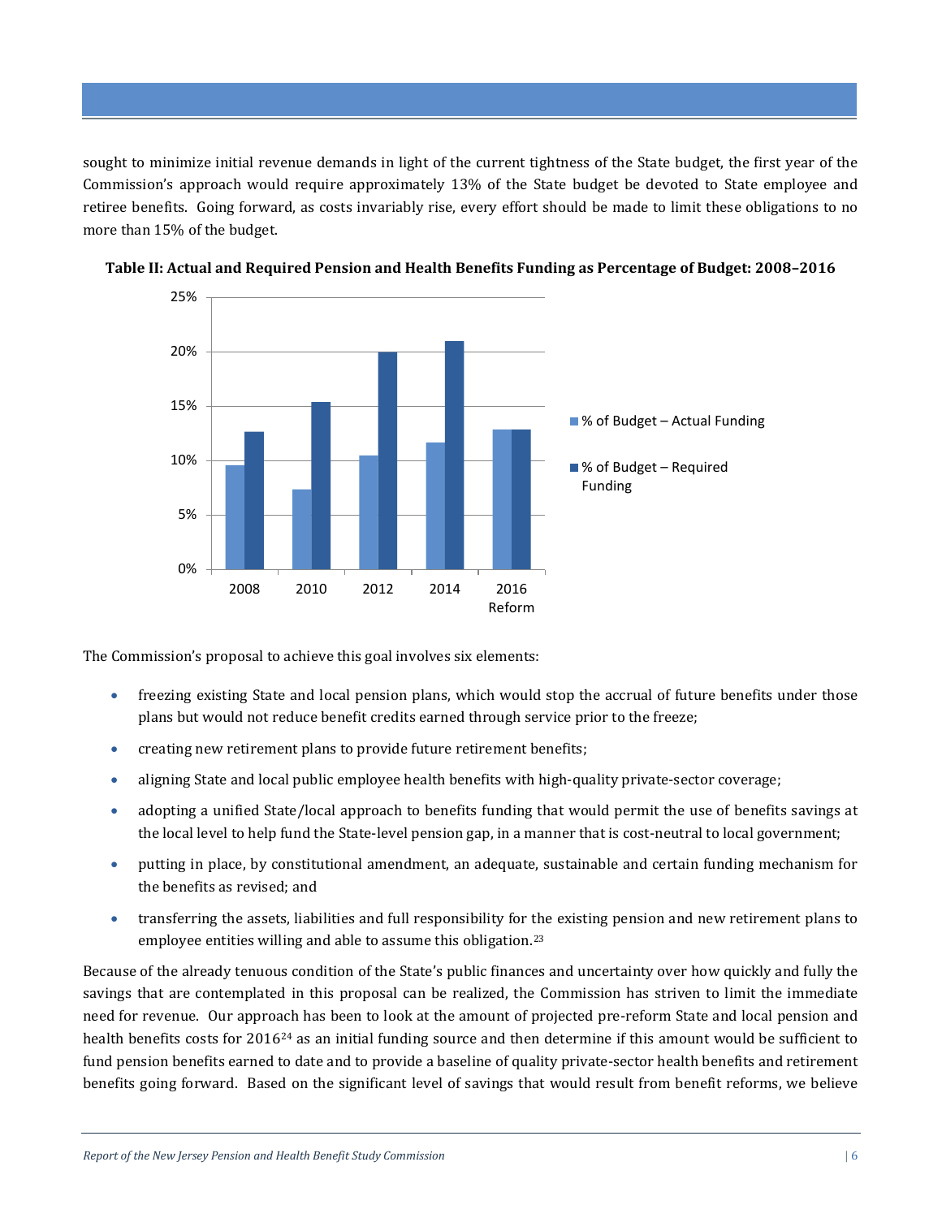sought to minimize initial revenue demands in light of the current tightness of the State budget, the first year of the Commission's approach would require approximately 13% of the State budget be devoted to State employee and retiree benefits. Going forward, as costs invariably rise, every effort should be made to limit these obligations to no more than 15% of the budget.

**Table II: Actual and Required Pension and Health Benefits Funding as Percentage of Budget: 2008–2016**

The Commission's proposal to achieve this goal involves six elements:

- freezing existing State and local pension plans, which would stop the accrual of future benefits under those plans but would not reduce benefit credits earned through service prior to the freeze;
- creating new retirement plans to provide future retirement benefits;
- aligning State and local public employee health benefits with high-quality private-sector coverage;
- adopting a unified State/local approach to benefits funding that would permit the use of benefits savings at the local level to help fund the State-level pension gap, in a manner that is cost-neutral to local government;
- putting in place, by constitutional amendment, an adequate, sustainable and certain funding mechanism for the benefits as revised; and
- transferring the assets, liabilities and full responsibility for the existing pension and new retirement plans to employee entities willing and able to assume this obligation.[23]

Because of the already tenuous condition of the State's public finances and uncertainty over how quickly and fully the savings that are contemplated in this proposal can be realized, the Commission has striven to limit the immediate need for revenue. Our approach has been to look at the amount of projected pre-reform State and local pension and health benefits costs for 2016[24] as an initial funding source and then determine if this amount would be sufficient to fund pension benefits earned to date and to provide a baseline of quality private-sector health benefits and retirement benefits going forward. Based on the significant level of savings that would result from benefit reforms, we believe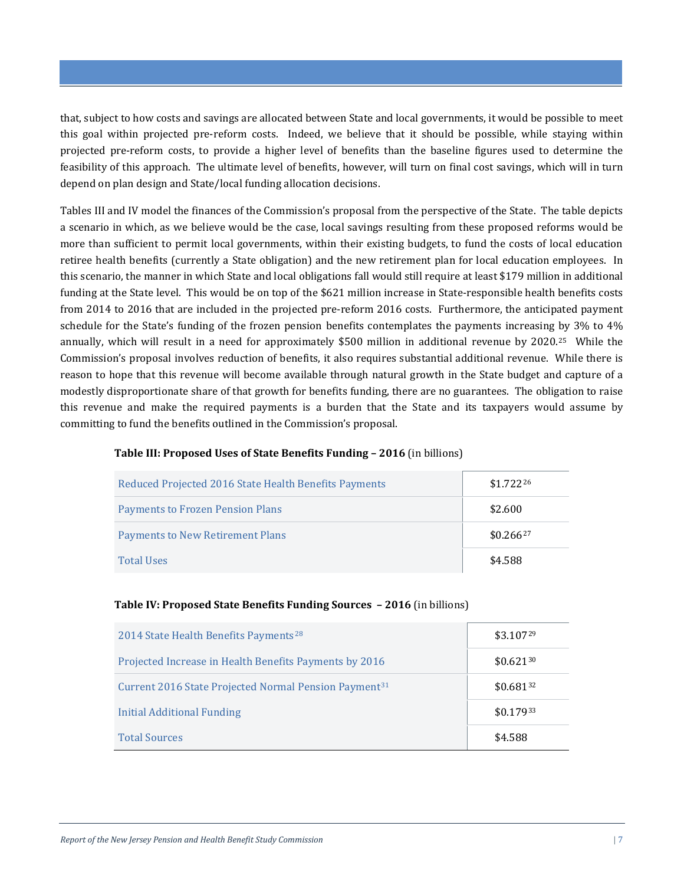that, subject to how costs and savings are allocated between State and local governments, it would be possible to meet this goal within projected pre-reform costs. Indeed, we believe that it should be possible, while staying within projected pre-reform costs, to provide a higher level of benefits than the baseline figures used to determine the feasibility of this approach. The ultimate level of benefits, however, will turn on final cost savings, which will in turn depend on plan design and State/local funding allocation decisions.

Tables III and IV model the finances of the Commission's proposal from the perspective of the State. The table depicts a scenario in which, as we believe would be the case, local savings resulting from these proposed reforms would be more than sufficient to permit local governments, within their existing budgets, to fund the costs of local education retiree health benefits (currently a State obligation) and the new retirement plan for local education employees. In this scenario, the manner in which State and local obligations fall would still require at least $179 million in additional funding at the State level. This would be on top of the $621 million increase in State-responsible health benefits costs from 2014 to 2016 that are included in the projected pre-reform 2016 costs. Furthermore, the anticipated payment schedule for the State's funding of the frozen pension benefits contemplates the payments increasing by 3% to 4% annually, which will result in a need for approximately $500 million in additional revenue by 2020.[25] While the Commission's proposal involves reduction of benefits, it also requires substantial additional revenue. While there is reason to hope that this revenue will become available through natural growth in the State budget and capture of a modestly disproportionate share of that growth for benefits funding, there are no guarantees. The obligation to raise this revenue and make the required payments is a burden that the State and its taxpayers would assume by committing to fund the benefits outlined in the Commission's proposal.

**Table III: Proposed Uses of State Benefits Funding – 2016** (in billions)

| | |
|---|---|
| Reduced Projected 2016 State Health Benefits Payments | $1.722[26] |
| Payments to Frozen Pension Plans | $2.600 |
| Payments to New Retirement Plans | $0.266[27] |
| Total Uses | $4.588 |

**Table IV: Proposed State Benefits Funding Sources – 2016** (in billions)

| | |
|---|---|
| 2014 State Health Benefits Payments[28] | $3.107[29] |
| Projected Increase in Health Benefits Payments by 2016 | $0.621[30] |
| Current 2016 State Projected Normal Pension Payment[31] | $0.681[32] |
| Initial Additional Funding | $0.179[33] |
| Total Sources | $4.588 |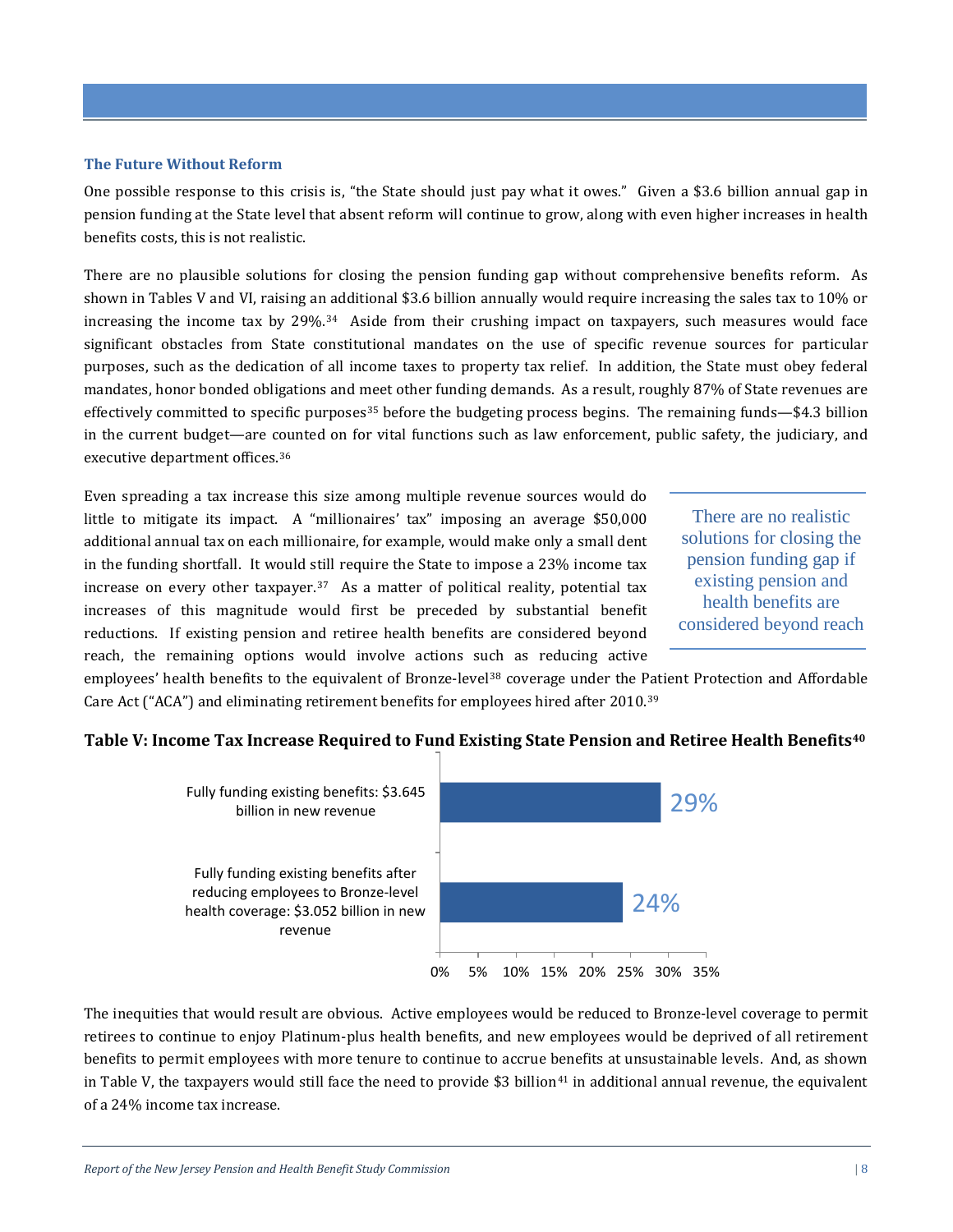### The Future Without Reform

One possible response to this crisis is, "the State should just pay what it owes." Given a $3.6 billion annual gap in pension funding at the State level that absent reform will continue to grow, along with even higher increases in health benefits costs, this is not realistic.

There are no plausible solutions for closing the pension funding gap without comprehensive benefits reform. As shown in Tables V and VI, raising an additional $3.6 billion annually would require increasing the sales tax to 10% or increasing the income tax by 29%.[34] Aside from their crushing impact on taxpayers, such measures would face significant obstacles from State constitutional mandates on the use of specific revenue sources for particular purposes, such as the dedication of all income taxes to property tax relief. In addition, the State must obey federal mandates, honor bonded obligations and meet other funding demands. As a result, roughly 87% of State revenues are effectively committed to specific purposes[35] before the budgeting process begins. The remaining funds—$4.3 billion in the current budget—are counted on for vital functions such as law enforcement, public safety, the judiciary, and executive department offices.[36]

Even spreading a tax increase this size among multiple revenue sources would do little to mitigate its impact. A "millionaires' tax" imposing an average $50,000 additional annual tax on each millionaire, for example, would make only a small dent in the funding shortfall. It would still require the State to impose a 23% income tax increase on every other taxpayer.[37] As a matter of political reality, potential tax increases of this magnitude would first be preceded by substantial benefit reductions. If existing pension and retiree health benefits are considered beyond reach, the remaining options would involve actions such as reducing active employees' health benefits to the equivalent of Bronze-level[38] coverage under the Patient Protection and Affordable Care Act ("ACA") and eliminating retirement benefits for employees hired after 2010.[39]

> There are no realistic solutions for closing the pension funding gap if existing pension and health benefits are considered beyond reach

**Table V: Income Tax Increase Required to Fund Existing State Pension and Retiree Health Benefits[40]**

| Scenario | Income Tax Increase |
|---|---|
| Fully funding existing benefits: $3.645 billion in new revenue | 29% |
| Fully funding existing benefits after reducing employees to Bronze-level health coverage: $3.052 billion in new revenue | 24% |

The inequities that would result are obvious. Active employees would be reduced to Bronze-level coverage to permit retirees to continue to enjoy Platinum-plus health benefits, and new employees would be deprived of all retirement benefits to permit employees with more tenure to continue to accrue benefits at unsustainable levels. And, as shown in Table V, the taxpayers would still face the need to provide $3 billion[41] in additional annual revenue, the equivalent of a 24% income tax increase.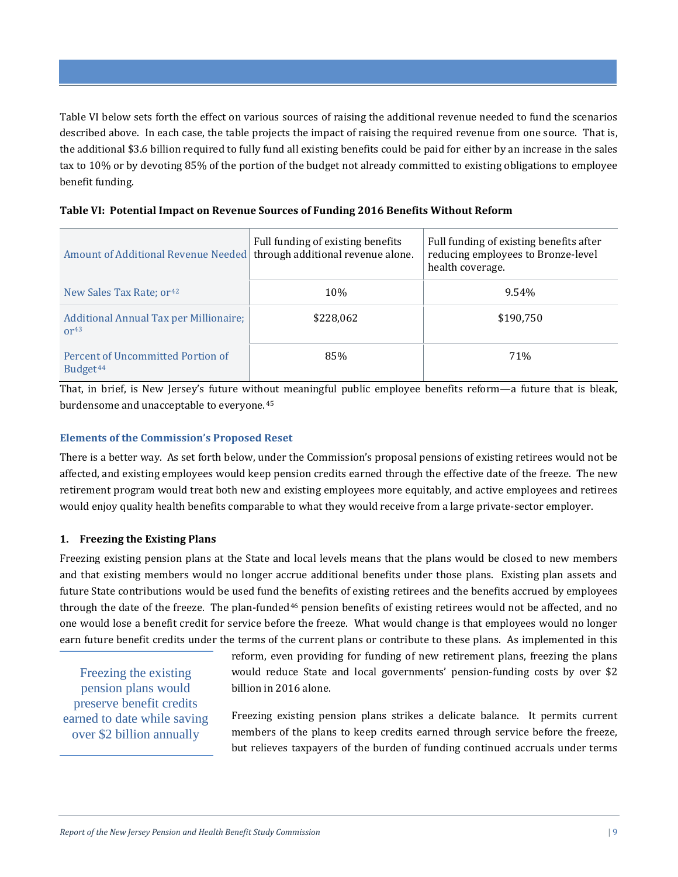Table VI below sets forth the effect on various sources of raising the additional revenue needed to fund the scenarios described above. In each case, the table projects the impact of raising the required revenue from one source. That is, the additional $3.6 billion required to fully fund all existing benefits could be paid for either by an increase in the sales tax to 10% or by devoting 85% of the portion of the budget not already committed to existing obligations to employee benefit funding.

**Table VI: Potential Impact on Revenue Sources of Funding 2016 Benefits Without Reform**

| Amount of Additional Revenue Needed | Full funding of existing benefits through additional revenue alone. | Full funding of existing benefits after reducing employees to Bronze-level health coverage. |
|---|---|---|
| New Sales Tax Rate; or[42] | 10% | 9.54% |
| Additional Annual Tax per Millionaire; or[43] | $228,062 | $190,750 |
| Percent of Uncommitted Portion of Budget[44] | 85% | 71% |

That, in brief, is New Jersey's future without meaningful public employee benefits reform—a future that is bleak, burdensome and unacceptable to everyone.[45]

### Elements of the Commission's Proposed Reset

There is a better way. As set forth below, under the Commission's proposal pensions of existing retirees would not be affected, and existing employees would keep pension credits earned through the effective date of the freeze. The new retirement program would treat both new and existing employees more equitably, and active employees and retirees would enjoy quality health benefits comparable to what they would receive from a large private-sector employer.

#### 1. Freezing the Existing Plans

Freezing existing pension plans at the State and local levels means that the plans would be closed to new members and that existing members would no longer accrue additional benefits under those plans. Existing plan assets and future State contributions would be used fund the benefits of existing retirees and the benefits accrued by employees through the date of the freeze. The plan-funded[46] pension benefits of existing retirees would not be affected, and no one would lose a benefit credit for service before the freeze. What would change is that employees would no longer earn future benefit credits under the terms of the current plans or contribute to these plans. As implemented in this reform, even providing for funding of new retirement plans, freezing the plans would reduce State and local governments' pension-funding costs by over $2 billion in 2016 alone.

> Freezing the existing pension plans would preserve benefit credits earned to date while saving over $2 billion annually

Freezing existing pension plans strikes a delicate balance. It permits current members of the plans to keep credits earned through service before the freeze, but relieves taxpayers of the burden of funding continued accruals under terms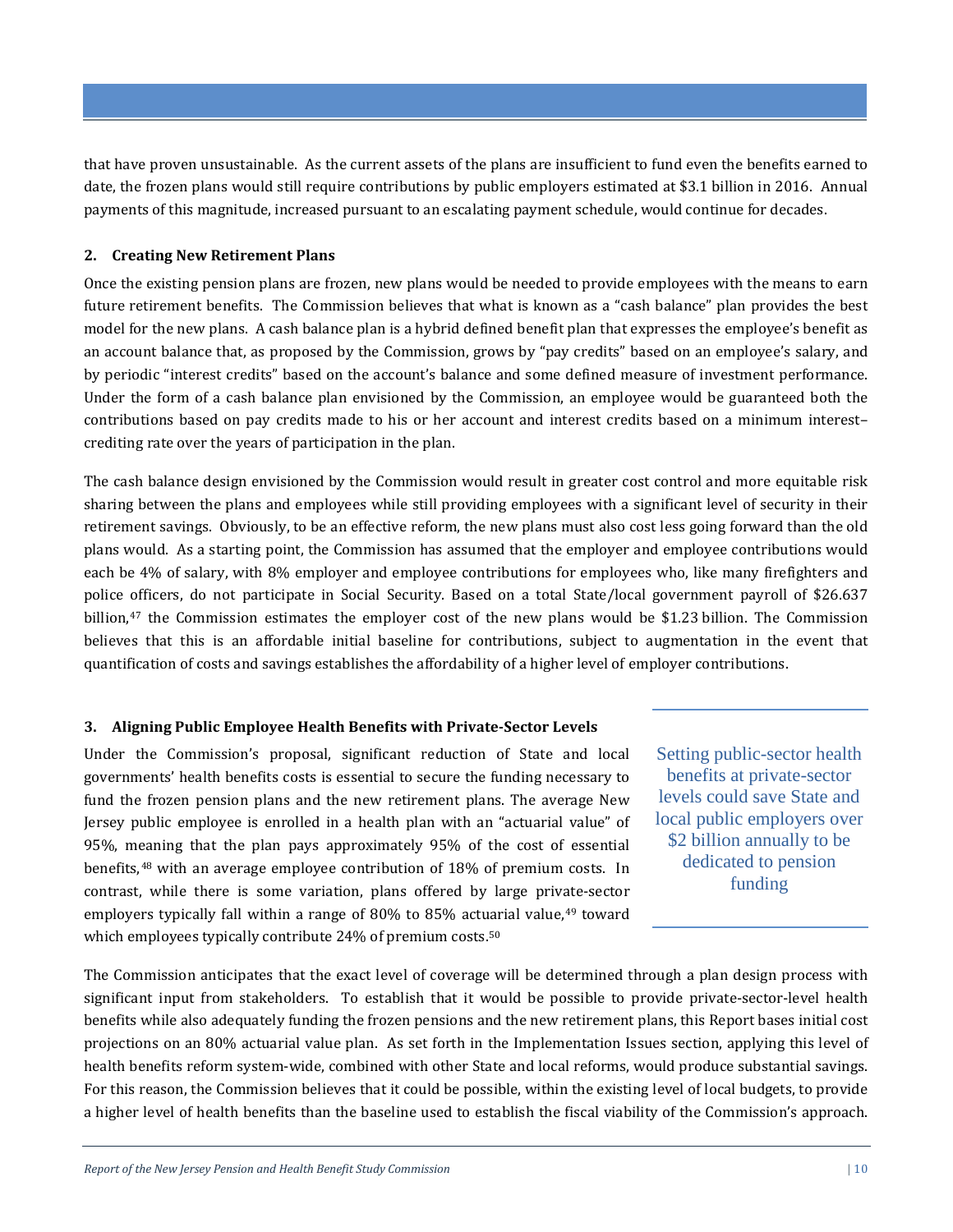that have proven unsustainable. As the current assets of the plans are insufficient to fund even the benefits earned to date, the frozen plans would still require contributions by public employers estimated at $3.1 billion in 2016. Annual payments of this magnitude, increased pursuant to an escalating payment schedule, would continue for decades.

**2. Creating New Retirement Plans**

Once the existing pension plans are frozen, new plans would be needed to provide employees with the means to earn future retirement benefits. The Commission believes that what is known as a "cash balance" plan provides the best model for the new plans. A cash balance plan is a hybrid defined benefit plan that expresses the employee's benefit as an account balance that, as proposed by the Commission, grows by "pay credits" based on an employee's salary, and by periodic "interest credits" based on the account's balance and some defined measure of investment performance. Under the form of a cash balance plan envisioned by the Commission, an employee would be guaranteed both the contributions based on pay credits made to his or her account and interest credits based on a minimum interest–crediting rate over the years of participation in the plan.

The cash balance design envisioned by the Commission would result in greater cost control and more equitable risk sharing between the plans and employees while still providing employees with a significant level of security in their retirement savings. Obviously, to be an effective reform, the new plans must also cost less going forward than the old plans would. As a starting point, the Commission has assumed that the employer and employee contributions would each be 4% of salary, with 8% employer and employee contributions for employees who, like many firefighters and police officers, do not participate in Social Security. Based on a total State/local government payroll of $26.637 billion,[47] the Commission estimates the employer cost of the new plans would be $1.23 billion. The Commission believes that this is an affordable initial baseline for contributions, subject to augmentation in the event that quantification of costs and savings establishes the affordability of a higher level of employer contributions.

**3. Aligning Public Employee Health Benefits with Private-Sector Levels**

Under the Commission's proposal, significant reduction of State and local governments' health benefits costs is essential to secure the funding necessary to fund the frozen pension plans and the new retirement plans. The average New Jersey public employee is enrolled in a health plan with an "actuarial value" of 95%, meaning that the plan pays approximately 95% of the cost of essential benefits,[48] with an average employee contribution of 18% of premium costs. In contrast, while there is some variation, plans offered by large private-sector employers typically fall within a range of 80% to 85% actuarial value,[49] toward which employees typically contribute 24% of premium costs.[50]

> Setting public-sector health benefits at private-sector levels could save State and local public employers over $2 billion annually to be dedicated to pension funding

The Commission anticipates that the exact level of coverage will be determined through a plan design process with significant input from stakeholders. To establish that it would be possible to provide private-sector-level health benefits while also adequately funding the frozen pensions and the new retirement plans, this Report bases initial cost projections on an 80% actuarial value plan. As set forth in the Implementation Issues section, applying this level of health benefits reform system-wide, combined with other State and local reforms, would produce substantial savings. For this reason, the Commission believes that it could be possible, within the existing level of local budgets, to provide a higher level of health benefits than the baseline used to establish the fiscal viability of the Commission's approach.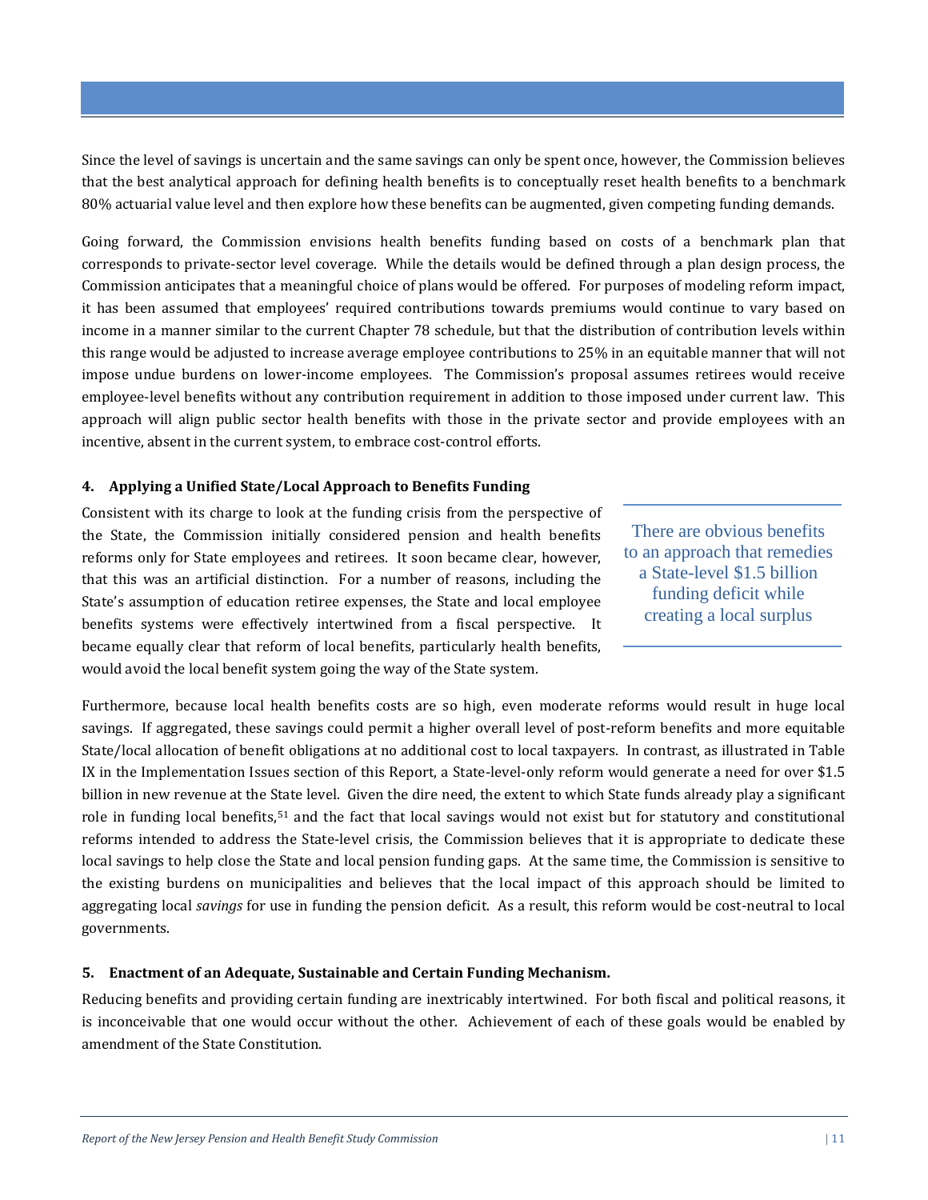Since the level of savings is uncertain and the same savings can only be spent once, however, the Commission believes that the best analytical approach for defining health benefits is to conceptually reset health benefits to a benchmark 80% actuarial value level and then explore how these benefits can be augmented, given competing funding demands.

Going forward, the Commission envisions health benefits funding based on costs of a benchmark plan that corresponds to private-sector level coverage. While the details would be defined through a plan design process, the Commission anticipates that a meaningful choice of plans would be offered. For purposes of modeling reform impact, it has been assumed that employees' required contributions towards premiums would continue to vary based on income in a manner similar to the current Chapter 78 schedule, but that the distribution of contribution levels within this range would be adjusted to increase average employee contributions to 25% in an equitable manner that will not impose undue burdens on lower-income employees. The Commission's proposal assumes retirees would receive employee-level benefits without any contribution requirement in addition to those imposed under current law. This approach will align public sector health benefits with those in the private sector and provide employees with an incentive, absent in the current system, to embrace cost-control efforts.

#### 4. Applying a Unified State/Local Approach to Benefits Funding

Consistent with its charge to look at the funding crisis from the perspective of the State, the Commission initially considered pension and health benefits reforms only for State employees and retirees. It soon became clear, however, that this was an artificial distinction. For a number of reasons, including the State's assumption of education retiree expenses, the State and local employee benefits systems were effectively intertwined from a fiscal perspective. It became equally clear that reform of local benefits, particularly health benefits, would avoid the local benefit system going the way of the State system.

> There are obvious benefits to an approach that remedies a State-level $1.5 billion funding deficit while creating a local surplus

Furthermore, because local health benefits costs are so high, even moderate reforms would result in huge local savings. If aggregated, these savings could permit a higher overall level of post-reform benefits and more equitable State/local allocation of benefit obligations at no additional cost to local taxpayers. In contrast, as illustrated in Table IX in the Implementation Issues section of this Report, a State-level-only reform would generate a need for over $1.5 billion in new revenue at the State level. Given the dire need, the extent to which State funds already play a significant role in funding local benefits,[51] and the fact that local savings would not exist but for statutory and constitutional reforms intended to address the State-level crisis, the Commission believes that it is appropriate to dedicate these local savings to help close the State and local pension funding gaps. At the same time, the Commission is sensitive to the existing burdens on municipalities and believes that the local impact of this approach should be limited to aggregating local *savings* for use in funding the pension deficit. As a result, this reform would be cost-neutral to local governments.

#### 5. Enactment of an Adequate, Sustainable and Certain Funding Mechanism.

Reducing benefits and providing certain funding are inextricably intertwined. For both fiscal and political reasons, it is inconceivable that one would occur without the other. Achievement of each of these goals would be enabled by amendment of the State Constitution.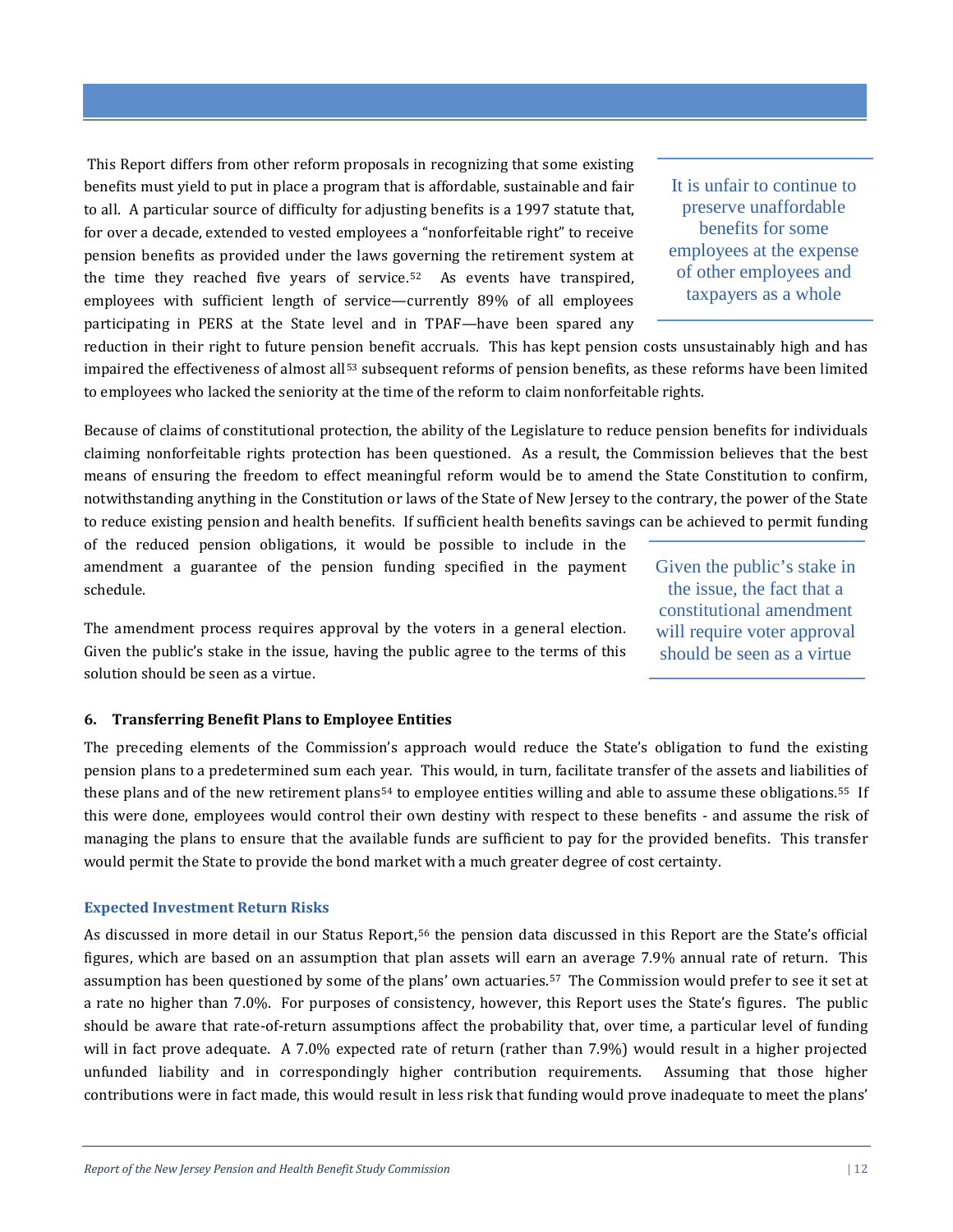This Report differs from other reform proposals in recognizing that some existing benefits must yield to put in place a program that is affordable, sustainable and fair to all. A particular source of difficulty for adjusting benefits is a 1997 statute that, for over a decade, extended to vested employees a "nonforfeitable right" to receive pension benefits as provided under the laws governing the retirement system at the time they reached five years of service.[52] As events have transpired, employees with sufficient length of service—currently 89% of all employees participating in PERS at the State level and in TPAF—have been spared any reduction in their right to future pension benefit accruals. This has kept pension costs unsustainably high and has impaired the effectiveness of almost all[53] subsequent reforms of pension benefits, as these reforms have been limited to employees who lacked the seniority at the time of the reform to claim nonforfeitable rights.

> It is unfair to continue to preserve unaffordable benefits for some employees at the expense of other employees and taxpayers as a whole

Because of claims of constitutional protection, the ability of the Legislature to reduce pension benefits for individuals claiming nonforfeitable rights protection has been questioned. As a result, the Commission believes that the best means of ensuring the freedom to effect meaningful reform would be to amend the State Constitution to confirm, notwithstanding anything in the Constitution or laws of the State of New Jersey to the contrary, the power of the State to reduce existing pension and health benefits. If sufficient health benefits savings can be achieved to permit funding of the reduced pension obligations, it would be possible to include in the amendment a guarantee of the pension funding specified in the payment schedule.

The amendment process requires approval by the voters in a general election. Given the public's stake in the issue, having the public agree to the terms of this solution should be seen as a virtue.

> Given the public's stake in the issue, the fact that a constitutional amendment will require voter approval should be seen as a virtue

**6. Transferring Benefit Plans to Employee Entities**

The preceding elements of the Commission's approach would reduce the State's obligation to fund the existing pension plans to a predetermined sum each year. This would, in turn, facilitate transfer of the assets and liabilities of these plans and of the new retirement plans[54] to employee entities willing and able to assume these obligations.[55] If this were done, employees would control their own destiny with respect to these benefits - and assume the risk of managing the plans to ensure that the available funds are sufficient to pay for the provided benefits. This transfer would permit the State to provide the bond market with a much greater degree of cost certainty.

### Expected Investment Return Risks

As discussed in more detail in our Status Report,[56] the pension data discussed in this Report are the State's official figures, which are based on an assumption that plan assets will earn an average 7.9% annual rate of return. This assumption has been questioned by some of the plans' own actuaries.[57] The Commission would prefer to see it set at a rate no higher than 7.0%. For purposes of consistency, however, this Report uses the State's figures. The public should be aware that rate-of-return assumptions affect the probability that, over time, a particular level of funding will in fact prove adequate. A 7.0% expected rate of return (rather than 7.9%) would result in a higher projected unfunded liability and in correspondingly higher contribution requirements. Assuming that those higher contributions were in fact made, this would result in less risk that funding would prove inadequate to meet the plans'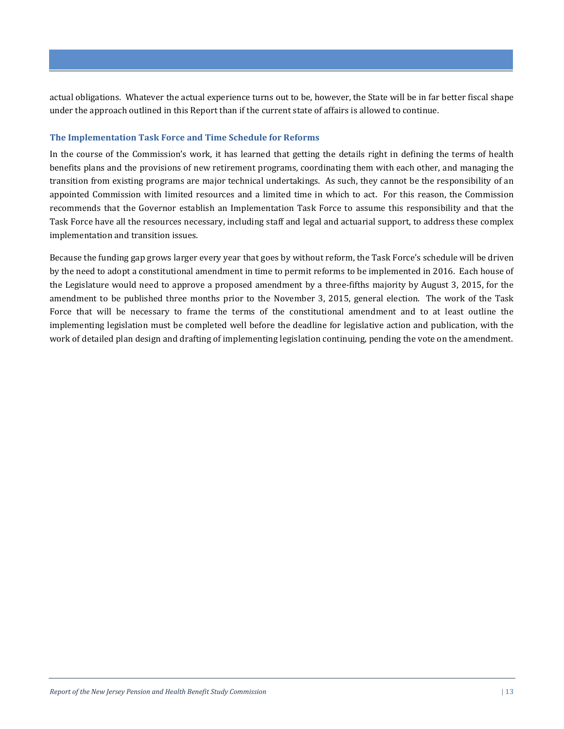actual obligations. Whatever the actual experience turns out to be, however, the State will be in far better fiscal shape under the approach outlined in this Report than if the current state of affairs is allowed to continue.

### The Implementation Task Force and Time Schedule for Reforms

In the course of the Commission's work, it has learned that getting the details right in defining the terms of health benefits plans and the provisions of new retirement programs, coordinating them with each other, and managing the transition from existing programs are major technical undertakings. As such, they cannot be the responsibility of an appointed Commission with limited resources and a limited time in which to act. For this reason, the Commission recommends that the Governor establish an Implementation Task Force to assume this responsibility and that the Task Force have all the resources necessary, including staff and legal and actuarial support, to address these complex implementation and transition issues.

Because the funding gap grows larger every year that goes by without reform, the Task Force's schedule will be driven by the need to adopt a constitutional amendment in time to permit reforms to be implemented in 2016. Each house of the Legislature would need to approve a proposed amendment by a three-fifths majority by August 3, 2015, for the amendment to be published three months prior to the November 3, 2015, general election. The work of the Task Force that will be necessary to frame the terms of the constitutional amendment and to at least outline the implementing legislation must be completed well before the deadline for legislative action and publication, with the work of detailed plan design and drafting of implementing legislation continuing, pending the vote on the amendment.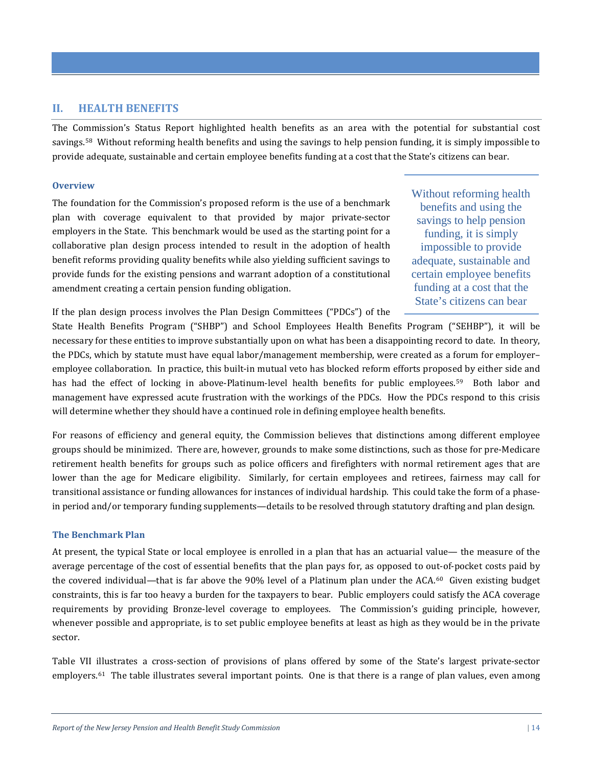## II. HEALTH BENEFITS

The Commission's Status Report highlighted health benefits as an area with the potential for substantial cost savings.[58] Without reforming health benefits and using the savings to help pension funding, it is simply impossible to provide adequate, sustainable and certain employee benefits funding at a cost that the State's citizens can bear.

### Overview

The foundation for the Commission's proposed reform is the use of a benchmark plan with coverage equivalent to that provided by major private-sector employers in the State. This benchmark would be used as the starting point for a collaborative plan design process intended to result in the adoption of health benefit reforms providing quality benefits while also yielding sufficient savings to provide funds for the existing pensions and warrant adoption of a constitutional amendment creating a certain pension funding obligation.

> Without reforming health benefits and using the savings to help pension funding, it is simply impossible to provide adequate, sustainable and certain employee benefits funding at a cost that the State's citizens can bear

If the plan design process involves the Plan Design Committees ("PDCs") of the State Health Benefits Program ("SHBP") and School Employees Health Benefits Program ("SEHBP"), it will be necessary for these entities to improve substantially upon on what has been a disappointing record to date. In theory, the PDCs, which by statute must have equal labor/management membership, were created as a forum for employer–employee collaboration. In practice, this built-in mutual veto has blocked reform efforts proposed by either side and has had the effect of locking in above-Platinum-level health benefits for public employees.[59] Both labor and management have expressed acute frustration with the workings of the PDCs. How the PDCs respond to this crisis will determine whether they should have a continued role in defining employee health benefits.

For reasons of efficiency and general equity, the Commission believes that distinctions among different employee groups should be minimized. There are, however, grounds to make some distinctions, such as those for pre-Medicare retirement health benefits for groups such as police officers and firefighters with normal retirement ages that are lower than the age for Medicare eligibility. Similarly, for certain employees and retirees, fairness may call for transitional assistance or funding allowances for instances of individual hardship. This could take the form of a phase-in period and/or temporary funding supplements—details to be resolved through statutory drafting and plan design.

### The Benchmark Plan

At present, the typical State or local employee is enrolled in a plan that has an actuarial value— the measure of the average percentage of the cost of essential benefits that the plan pays for, as opposed to out-of-pocket costs paid by the covered individual—that is far above the 90% level of a Platinum plan under the ACA.[60] Given existing budget constraints, this is far too heavy a burden for the taxpayers to bear. Public employers could satisfy the ACA coverage requirements by providing Bronze-level coverage to employees. The Commission's guiding principle, however, whenever possible and appropriate, is to set public employee benefits at least as high as they would be in the private sector.

Table VII illustrates a cross-section of provisions of plans offered by some of the State's largest private-sector employers.[61] The table illustrates several important points. One is that there is a range of plan values, even among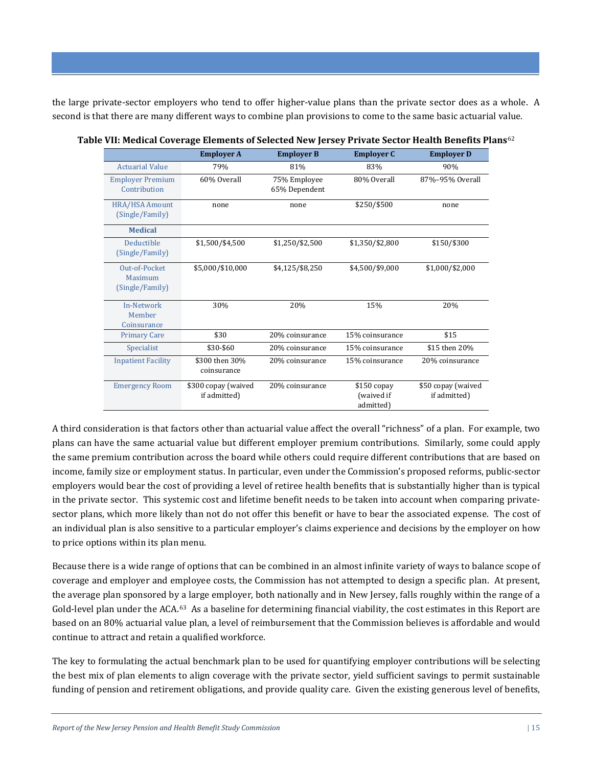the large private-sector employers who tend to offer higher-value plans than the private sector does as a whole. A second is that there are many different ways to combine plan provisions to come to the same basic actuarial value.

**Table VII: Medical Coverage Elements of Selected New Jersey Private Sector Health Benefits Plans**[62]

| | Employer A | Employer B | Employer C | Employer D |
|---|---|---|---|---|
| Actuarial Value | 79% | 81% | 83% | 90% |
| Employer Premium Contribution | 60% Overall | 75% Employee 65% Dependent | 80% Overall | 87%–95% Overall |
| HRA/HSA Amount (Single/Family) | none | none | $250/$500 | none |
| **Medical** | | | | |
| Deductible (Single/Family) | $1,500/$4,500 | $1,250/$2,500 | $1,350/$2,800 | $150/$300 |
| Out-of-Pocket Maximum (Single/Family) | $5,000/$10,000 | $4,125/$8,250 | $4,500/$9,000 | $1,000/$2,000 |
| In-Network Member Coinsurance | 30% | 20% | 15% | 20% |
| Primary Care | $30 | 20% coinsurance | 15% coinsurance | $15 |
| Specialist | $30-$60 | 20% coinsurance | 15% coinsurance | $15 then 20% |
| Inpatient Facility | $300 then 30% coinsurance | 20% coinsurance | 15% coinsurance | 20% coinsurance |
| Emergency Room | $300 copay (waived if admitted) | 20% coinsurance | $150 copay (waived if admitted) | $50 copay (waived if admitted) |

A third consideration is that factors other than actuarial value affect the overall "richness" of a plan. For example, two plans can have the same actuarial value but different employer premium contributions. Similarly, some could apply the same premium contribution across the board while others could require different contributions that are based on income, family size or employment status. In particular, even under the Commission's proposed reforms, public-sector employers would bear the cost of providing a level of retiree health benefits that is substantially higher than is typical in the private sector. This systemic cost and lifetime benefit needs to be taken into account when comparing private-sector plans, which more likely than not do not offer this benefit or have to bear the associated expense. The cost of an individual plan is also sensitive to a particular employer's claims experience and decisions by the employer on how to price options within its plan menu.

Because there is a wide range of options that can be combined in an almost infinite variety of ways to balance scope of coverage and employer and employee costs, the Commission has not attempted to design a specific plan. At present, the average plan sponsored by a large employer, both nationally and in New Jersey, falls roughly within the range of a Gold-level plan under the ACA.[63] As a baseline for determining financial viability, the cost estimates in this Report are based on an 80% actuarial value plan, a level of reimbursement that the Commission believes is affordable and would continue to attract and retain a qualified workforce.

The key to formulating the actual benchmark plan to be used for quantifying employer contributions will be selecting the best mix of plan elements to align coverage with the private sector, yield sufficient savings to permit sustainable funding of pension and retirement obligations, and provide quality care. Given the existing generous level of benefits,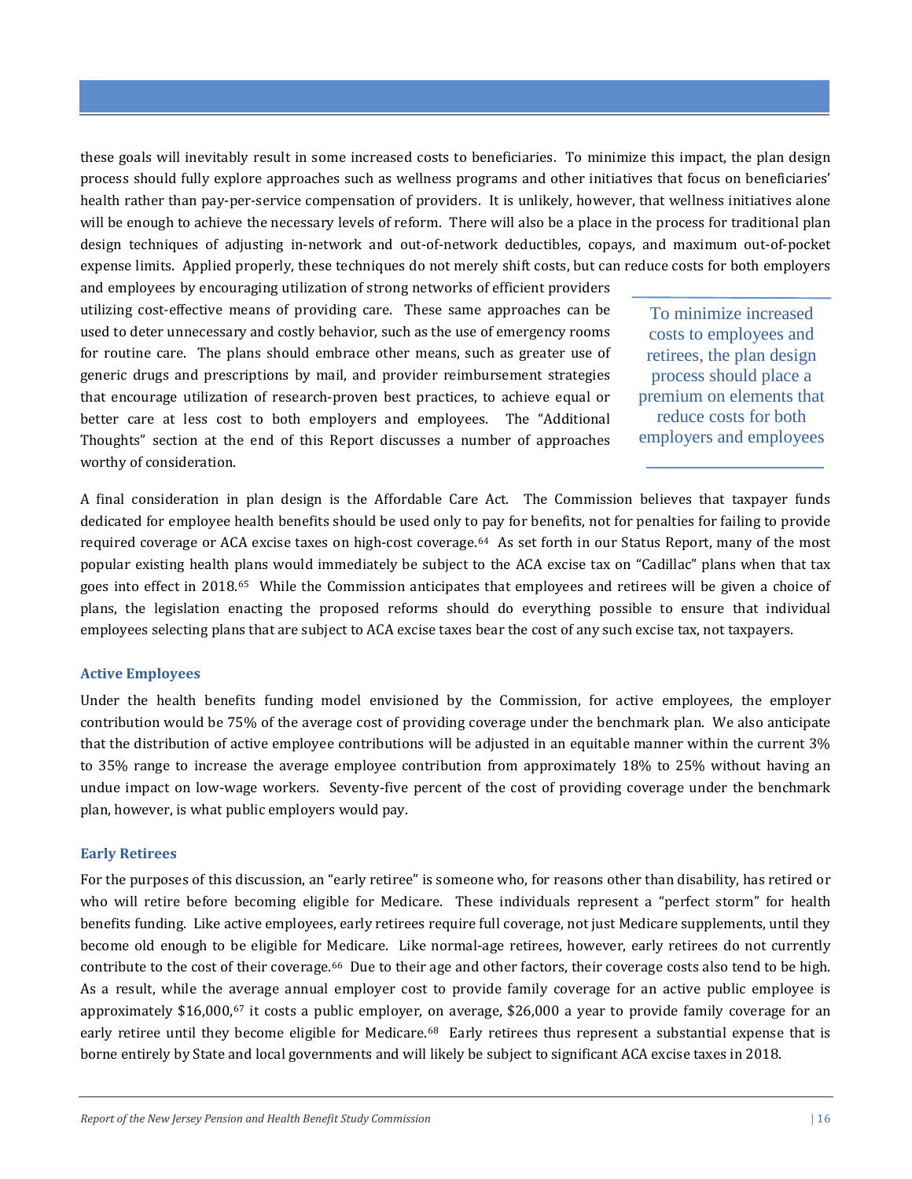these goals will inevitably result in some increased costs to beneficiaries. To minimize this impact, the plan design process should fully explore approaches such as wellness programs and other initiatives that focus on beneficiaries' health rather than pay-per-service compensation of providers. It is unlikely, however, that wellness initiatives alone will be enough to achieve the necessary levels of reform. There will also be a place in the process for traditional plan design techniques of adjusting in-network and out-of-network deductibles, copays, and maximum out-of-pocket expense limits. Applied properly, these techniques do not merely shift costs, but can reduce costs for both employers and employees by encouraging utilization of strong networks of efficient providers utilizing cost-effective means of providing care. These same approaches can be used to deter unnecessary and costly behavior, such as the use of emergency rooms for routine care. The plans should embrace other means, such as greater use of generic drugs and prescriptions by mail, and provider reimbursement strategies that encourage utilization of research-proven best practices, to achieve equal or better care at less cost to both employers and employees. The "Additional Thoughts" section at the end of this Report discusses a number of approaches worthy of consideration.

> To minimize increased costs to employees and retirees, the plan design process should place a premium on elements that reduce costs for both employers and employees

A final consideration in plan design is the Affordable Care Act. The Commission believes that taxpayer funds dedicated for employee health benefits should be used only to pay for benefits, not for penalties for failing to provide required coverage or ACA excise taxes on high-cost coverage.[64] As set forth in our Status Report, many of the most popular existing health plans would immediately be subject to the ACA excise tax on "Cadillac" plans when that tax goes into effect in 2018.[65] While the Commission anticipates that employees and retirees will be given a choice of plans, the legislation enacting the proposed reforms should do everything possible to ensure that individual employees selecting plans that are subject to ACA excise taxes bear the cost of any such excise tax, not taxpayers.

### Active Employees

Under the health benefits funding model envisioned by the Commission, for active employees, the employer contribution would be 75% of the average cost of providing coverage under the benchmark plan. We also anticipate that the distribution of active employee contributions will be adjusted in an equitable manner within the current 3% to 35% range to increase the average employee contribution from approximately 18% to 25% without having an undue impact on low-wage workers. Seventy-five percent of the cost of providing coverage under the benchmark plan, however, is what public employers would pay.

### Early Retirees

For the purposes of this discussion, an "early retiree" is someone who, for reasons other than disability, has retired or who will retire before becoming eligible for Medicare. These individuals represent a "perfect storm" for health benefits funding. Like active employees, early retirees require full coverage, not just Medicare supplements, until they become old enough to be eligible for Medicare. Like normal-age retirees, however, early retirees do not currently contribute to the cost of their coverage.[66] Due to their age and other factors, their coverage costs also tend to be high. As a result, while the average annual employer cost to provide family coverage for an active public employee is approximately $16,000,[67] it costs a public employer, on average, $26,000 a year to provide family coverage for an early retiree until they become eligible for Medicare.[68] Early retirees thus represent a substantial expense that is borne entirely by State and local governments and will likely be subject to significant ACA excise taxes in 2018.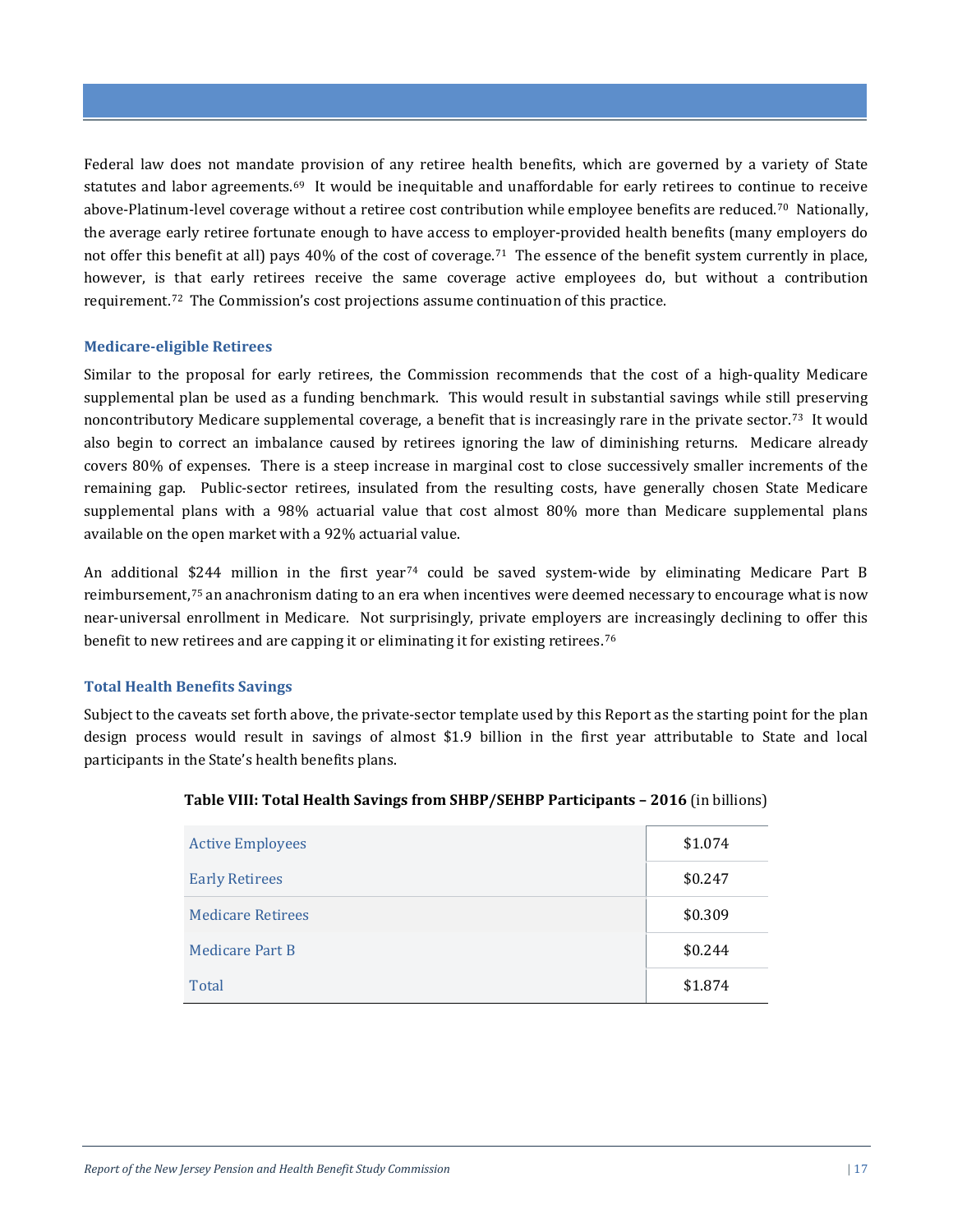Federal law does not mandate provision of any retiree health benefits, which are governed by a variety of State statutes and labor agreements.[69] It would be inequitable and unaffordable for early retirees to continue to receive above-Platinum-level coverage without a retiree cost contribution while employee benefits are reduced.[70] Nationally, the average early retiree fortunate enough to have access to employer-provided health benefits (many employers do not offer this benefit at all) pays 40% of the cost of coverage.[71] The essence of the benefit system currently in place, however, is that early retirees receive the same coverage active employees do, but without a contribution requirement.[72] The Commission's cost projections assume continuation of this practice.

### Medicare-eligible Retirees

Similar to the proposal for early retirees, the Commission recommends that the cost of a high-quality Medicare supplemental plan be used as a funding benchmark. This would result in substantial savings while still preserving noncontributory Medicare supplemental coverage, a benefit that is increasingly rare in the private sector.[73] It would also begin to correct an imbalance caused by retirees ignoring the law of diminishing returns. Medicare already covers 80% of expenses. There is a steep increase in marginal cost to close successively smaller increments of the remaining gap. Public-sector retirees, insulated from the resulting costs, have generally chosen State Medicare supplemental plans with a 98% actuarial value that cost almost 80% more than Medicare supplemental plans available on the open market with a 92% actuarial value.

An additional $244 million in the first year[74] could be saved system-wide by eliminating Medicare Part B reimbursement,[75] an anachronism dating to an era when incentives were deemed necessary to encourage what is now near-universal enrollment in Medicare. Not surprisingly, private employers are increasingly declining to offer this benefit to new retirees and are capping it or eliminating it for existing retirees.[76]

### Total Health Benefits Savings

Subject to the caveats set forth above, the private-sector template used by this Report as the starting point for the plan design process would result in savings of almost $1.9 billion in the first year attributable to State and local participants in the State's health benefits plans.

**Table VIII: Total Health Savings from SHBP/SEHBP Participants – 2016** (in billions)

| | |
|---|---|
| Active Employees | $1.074 |
| Early Retirees | $0.247 |
| Medicare Retirees | $0.309 |
| Medicare Part B | $0.244 |
| Total | $1.874 |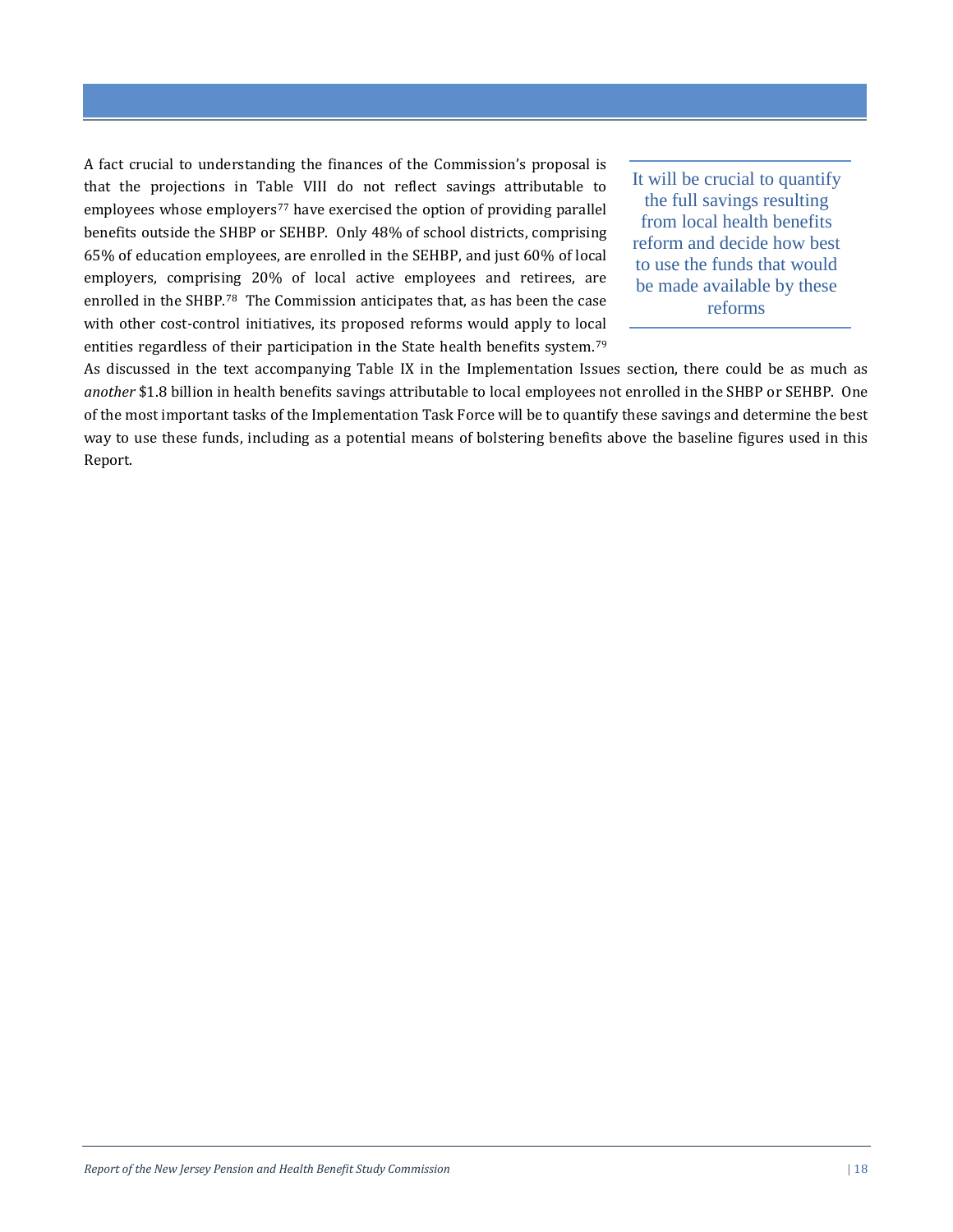A fact crucial to understanding the finances of the Commission's proposal is that the projections in Table VIII do not reflect savings attributable to employees whose employers[77] have exercised the option of providing parallel benefits outside the SHBP or SEHBP. Only 48% of school districts, comprising 65% of education employees, are enrolled in the SEHBP, and just 60% of local employers, comprising 20% of local active employees and retirees, are enrolled in the SHBP.[78] The Commission anticipates that, as has been the case with other cost-control initiatives, its proposed reforms would apply to local entities regardless of their participation in the State health benefits system.[79] As discussed in the text accompanying Table IX in the Implementation Issues section, there could be as much as *another* $1.8 billion in health benefits savings attributable to local employees not enrolled in the SHBP or SEHBP. One of the most important tasks of the Implementation Task Force will be to quantify these savings and determine the best way to use these funds, including as a potential means of bolstering benefits above the baseline figures used in this Report.

> It will be crucial to quantify the full savings resulting from local health benefits reform and decide how best to use the funds that would be made available by these reforms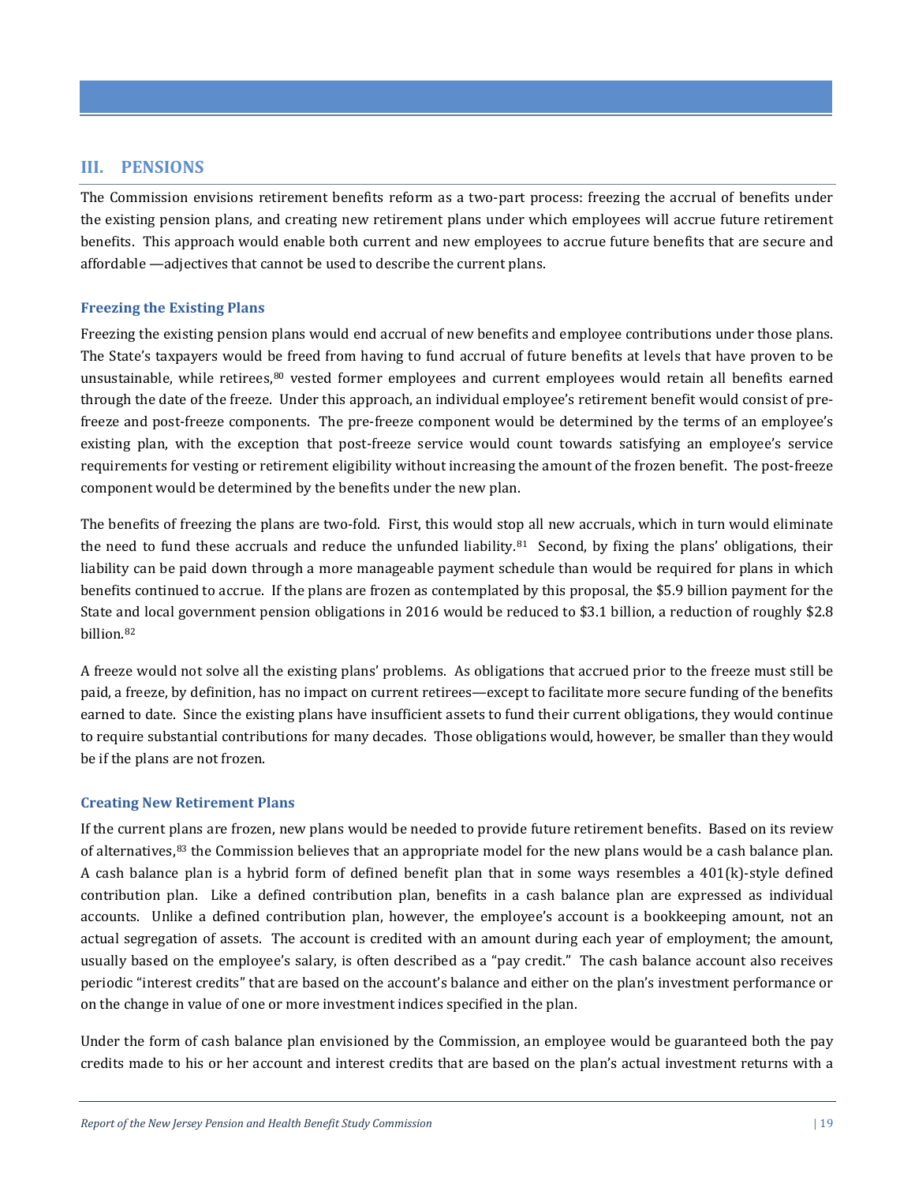## III. PENSIONS

The Commission envisions retirement benefits reform as a two-part process: freezing the accrual of benefits under the existing pension plans, and creating new retirement plans under which employees will accrue future retirement benefits. This approach would enable both current and new employees to accrue future benefits that are secure and affordable —adjectives that cannot be used to describe the current plans.

### Freezing the Existing Plans

Freezing the existing pension plans would end accrual of new benefits and employee contributions under those plans. The State's taxpayers would be freed from having to fund accrual of future benefits at levels that have proven to be unsustainable, while retirees,[80] vested former employees and current employees would retain all benefits earned through the date of the freeze. Under this approach, an individual employee's retirement benefit would consist of pre-freeze and post-freeze components. The pre-freeze component would be determined by the terms of an employee's existing plan, with the exception that post-freeze service would count towards satisfying an employee's service requirements for vesting or retirement eligibility without increasing the amount of the frozen benefit. The post-freeze component would be determined by the benefits under the new plan.

The benefits of freezing the plans are two-fold. First, this would stop all new accruals, which in turn would eliminate the need to fund these accruals and reduce the unfunded liability.[81] Second, by fixing the plans' obligations, their liability can be paid down through a more manageable payment schedule than would be required for plans in which benefits continued to accrue. If the plans are frozen as contemplated by this proposal, the $5.9 billion payment for the State and local government pension obligations in 2016 would be reduced to $3.1 billion, a reduction of roughly $2.8 billion.[82]

A freeze would not solve all the existing plans' problems. As obligations that accrued prior to the freeze must still be paid, a freeze, by definition, has no impact on current retirees—except to facilitate more secure funding of the benefits earned to date. Since the existing plans have insufficient assets to fund their current obligations, they would continue to require substantial contributions for many decades. Those obligations would, however, be smaller than they would be if the plans are not frozen.

### Creating New Retirement Plans

If the current plans are frozen, new plans would be needed to provide future retirement benefits. Based on its review of alternatives,[83] the Commission believes that an appropriate model for the new plans would be a cash balance plan. A cash balance plan is a hybrid form of defined benefit plan that in some ways resembles a 401(k)-style defined contribution plan. Like a defined contribution plan, benefits in a cash balance plan are expressed as individual accounts. Unlike a defined contribution plan, however, the employee's account is a bookkeeping amount, not an actual segregation of assets. The account is credited with an amount during each year of employment; the amount, usually based on the employee's salary, is often described as a "pay credit." The cash balance account also receives periodic "interest credits" that are based on the account's balance and either on the plan's investment performance or on the change in value of one or more investment indices specified in the plan.

Under the form of cash balance plan envisioned by the Commission, an employee would be guaranteed both the pay credits made to his or her account and interest credits that are based on the plan's actual investment returns with a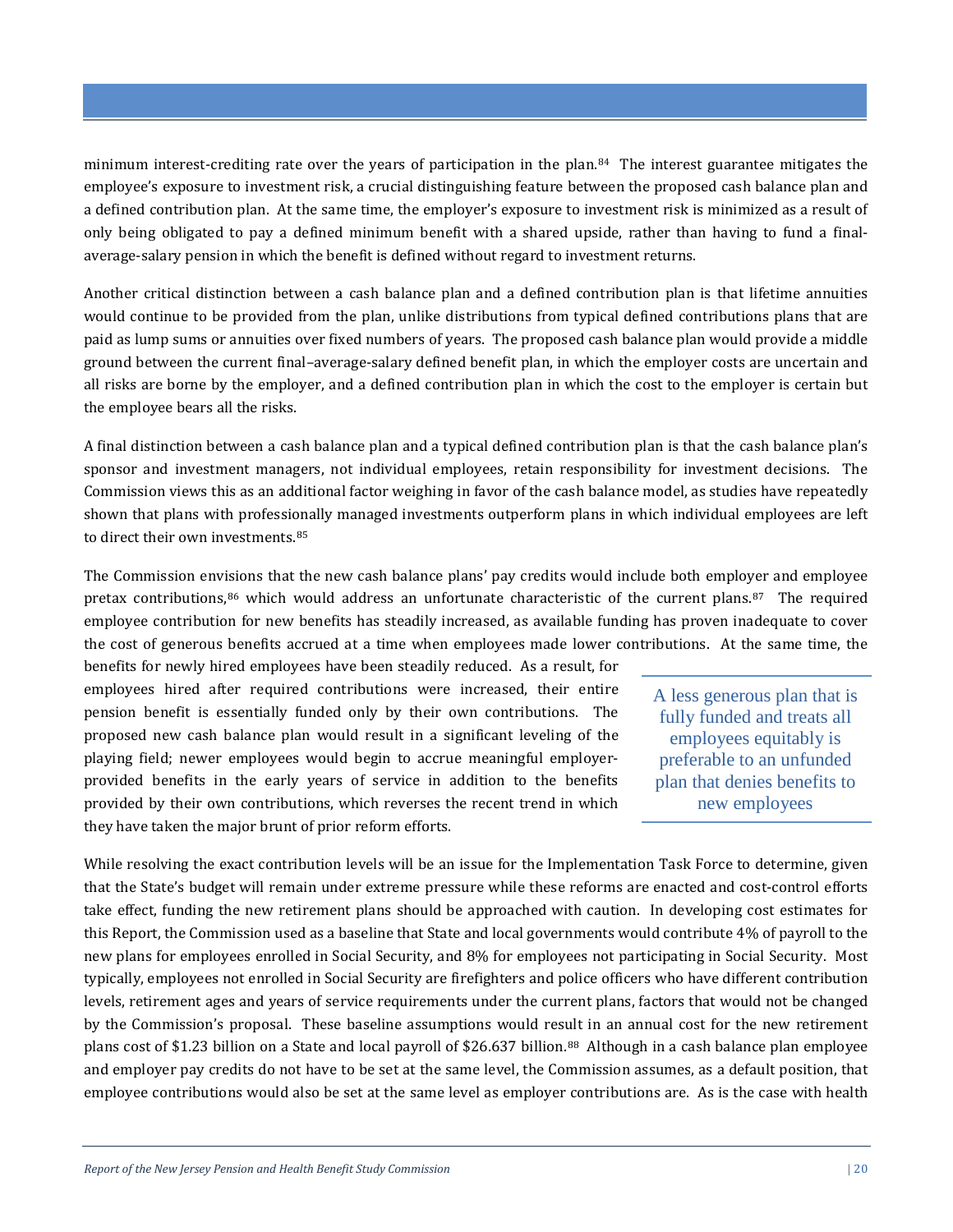minimum interest-crediting rate over the years of participation in the plan.[84] The interest guarantee mitigates the employee's exposure to investment risk, a crucial distinguishing feature between the proposed cash balance plan and a defined contribution plan. At the same time, the employer's exposure to investment risk is minimized as a result of only being obligated to pay a defined minimum benefit with a shared upside, rather than having to fund a final-average-salary pension in which the benefit is defined without regard to investment returns.

Another critical distinction between a cash balance plan and a defined contribution plan is that lifetime annuities would continue to be provided from the plan, unlike distributions from typical defined contributions plans that are paid as lump sums or annuities over fixed numbers of years. The proposed cash balance plan would provide a middle ground between the current final–average-salary defined benefit plan, in which the employer costs are uncertain and all risks are borne by the employer, and a defined contribution plan in which the cost to the employer is certain but the employee bears all the risks.

A final distinction between a cash balance plan and a typical defined contribution plan is that the cash balance plan's sponsor and investment managers, not individual employees, retain responsibility for investment decisions. The Commission views this as an additional factor weighing in favor of the cash balance model, as studies have repeatedly shown that plans with professionally managed investments outperform plans in which individual employees are left to direct their own investments.[85]

The Commission envisions that the new cash balance plans' pay credits would include both employer and employee pretax contributions,[86] which would address an unfortunate characteristic of the current plans.[87] The required employee contribution for new benefits has steadily increased, as available funding has proven inadequate to cover the cost of generous benefits accrued at a time when employees made lower contributions. At the same time, the benefits for newly hired employees have been steadily reduced. As a result, for employees hired after required contributions were increased, their entire pension benefit is essentially funded only by their own contributions. The proposed new cash balance plan would result in a significant leveling of the playing field; newer employees would begin to accrue meaningful employer-provided benefits in the early years of service in addition to the benefits provided by their own contributions, which reverses the recent trend in which they have taken the major brunt of prior reform efforts.

> A less generous plan that is fully funded and treats all employees equitably is preferable to an unfunded plan that denies benefits to new employees

While resolving the exact contribution levels will be an issue for the Implementation Task Force to determine, given that the State's budget will remain under extreme pressure while these reforms are enacted and cost-control efforts take effect, funding the new retirement plans should be approached with caution. In developing cost estimates for this Report, the Commission used as a baseline that State and local governments would contribute 4% of payroll to the new plans for employees enrolled in Social Security, and 8% for employees not participating in Social Security. Most typically, employees not enrolled in Social Security are firefighters and police officers who have different contribution levels, retirement ages and years of service requirements under the current plans, factors that would not be changed by the Commission's proposal. These baseline assumptions would result in an annual cost for the new retirement plans cost of $1.23 billion on a State and local payroll of $26.637 billion.[88] Although in a cash balance plan employee and employer pay credits do not have to be set at the same level, the Commission assumes, as a default position, that employee contributions would also be set at the same level as employer contributions are. As is the case with health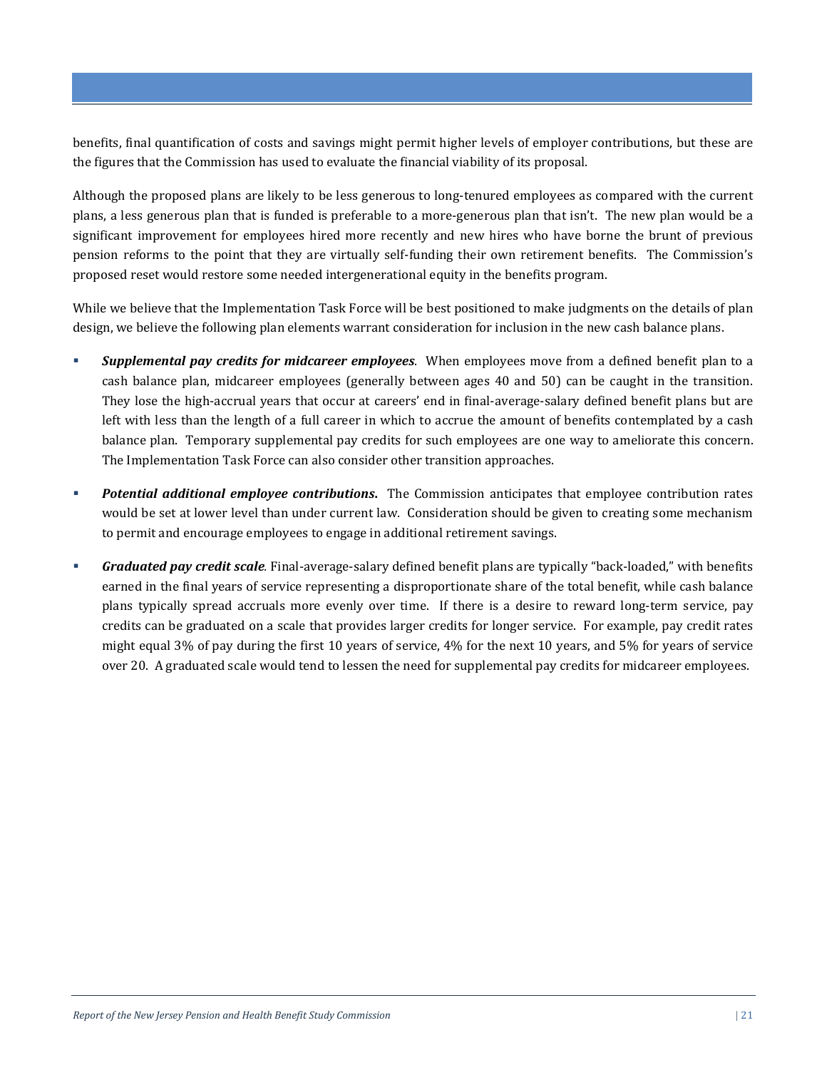benefits, final quantification of costs and savings might permit higher levels of employer contributions, but these are the figures that the Commission has used to evaluate the financial viability of its proposal.

Although the proposed plans are likely to be less generous to long-tenured employees as compared with the current plans, a less generous plan that is funded is preferable to a more-generous plan that isn't. The new plan would be a significant improvement for employees hired more recently and new hires who have borne the brunt of previous pension reforms to the point that they are virtually self-funding their own retirement benefits. The Commission's proposed reset would restore some needed intergenerational equity in the benefits program.

While we believe that the Implementation Task Force will be best positioned to make judgments on the details of plan design, we believe the following plan elements warrant consideration for inclusion in the new cash balance plans.

- ***Supplemental pay credits for midcareer employees***. When employees move from a defined benefit plan to a cash balance plan, midcareer employees (generally between ages 40 and 50) can be caught in the transition. They lose the high-accrual years that occur at careers' end in final-average-salary defined benefit plans but are left with less than the length of a full career in which to accrue the amount of benefits contemplated by a cash balance plan. Temporary supplemental pay credits for such employees are one way to ameliorate this concern. The Implementation Task Force can also consider other transition approaches.
- ***Potential additional employee contributions.*** The Commission anticipates that employee contribution rates would be set at lower level than under current law. Consideration should be given to creating some mechanism to permit and encourage employees to engage in additional retirement savings.
- ***Graduated pay credit scale***. Final-average-salary defined benefit plans are typically "back-loaded," with benefits earned in the final years of service representing a disproportionate share of the total benefit, while cash balance plans typically spread accruals more evenly over time. If there is a desire to reward long-term service, pay credits can be graduated on a scale that provides larger credits for longer service. For example, pay credit rates might equal 3% of pay during the first 10 years of service, 4% for the next 10 years, and 5% for years of service over 20. A graduated scale would tend to lessen the need for supplemental pay credits for midcareer employees.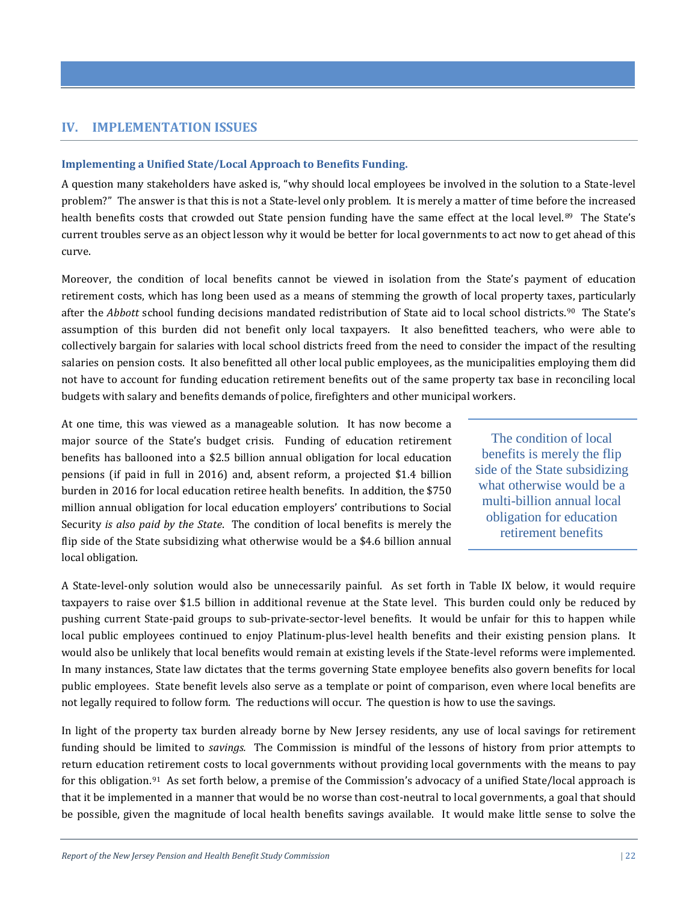## IV. IMPLEMENTATION ISSUES

### Implementing a Unified State/Local Approach to Benefits Funding.

A question many stakeholders have asked is, "why should local employees be involved in the solution to a State-level problem?" The answer is that this is not a State-level only problem. It is merely a matter of time before the increased health benefits costs that crowded out State pension funding have the same effect at the local level.[89] The State's current troubles serve as an object lesson why it would be better for local governments to act now to get ahead of this curve.

Moreover, the condition of local benefits cannot be viewed in isolation from the State's payment of education retirement costs, which has long been used as a means of stemming the growth of local property taxes, particularly after the *Abbott* school funding decisions mandated redistribution of State aid to local school districts.[90] The State's assumption of this burden did not benefit only local taxpayers. It also benefitted teachers, who were able to collectively bargain for salaries with local school districts freed from the need to consider the impact of the resulting salaries on pension costs. It also benefitted all other local public employees, as the municipalities employing them did not have to account for funding education retirement benefits out of the same property tax base in reconciling local budgets with salary and benefits demands of police, firefighters and other municipal workers.

At one time, this was viewed as a manageable solution. It has now become a major source of the State's budget crisis. Funding of education retirement benefits has ballooned into a $2.5 billion annual obligation for local education pensions (if paid in full in 2016) and, absent reform, a projected $1.4 billion burden in 2016 for local education retiree health benefits. In addition, the $750 million annual obligation for local education employers' contributions to Social Security *is also paid by the State*. The condition of local benefits is merely the flip side of the State subsidizing what otherwise would be a $4.6 billion annual local obligation.

> The condition of local benefits is merely the flip side of the State subsidizing what otherwise would be a multi-billion annual local obligation for education retirement benefits

A State-level-only solution would also be unnecessarily painful. As set forth in Table IX below, it would require taxpayers to raise over $1.5 billion in additional revenue at the State level. This burden could only be reduced by pushing current State-paid groups to sub-private-sector-level benefits. It would be unfair for this to happen while local public employees continued to enjoy Platinum-plus-level health benefits and their existing pension plans. It would also be unlikely that local benefits would remain at existing levels if the State-level reforms were implemented. In many instances, State law dictates that the terms governing State employee benefits also govern benefits for local public employees. State benefit levels also serve as a template or point of comparison, even where local benefits are not legally required to follow form. The reductions will occur. The question is how to use the savings.

In light of the property tax burden already borne by New Jersey residents, any use of local savings for retirement funding should be limited to *savings.* The Commission is mindful of the lessons of history from prior attempts to return education retirement costs to local governments without providing local governments with the means to pay for this obligation.[91] As set forth below, a premise of the Commission's advocacy of a unified State/local approach is that it be implemented in a manner that would be no worse than cost-neutral to local governments, a goal that should be possible, given the magnitude of local health benefits savings available. It would make little sense to solve the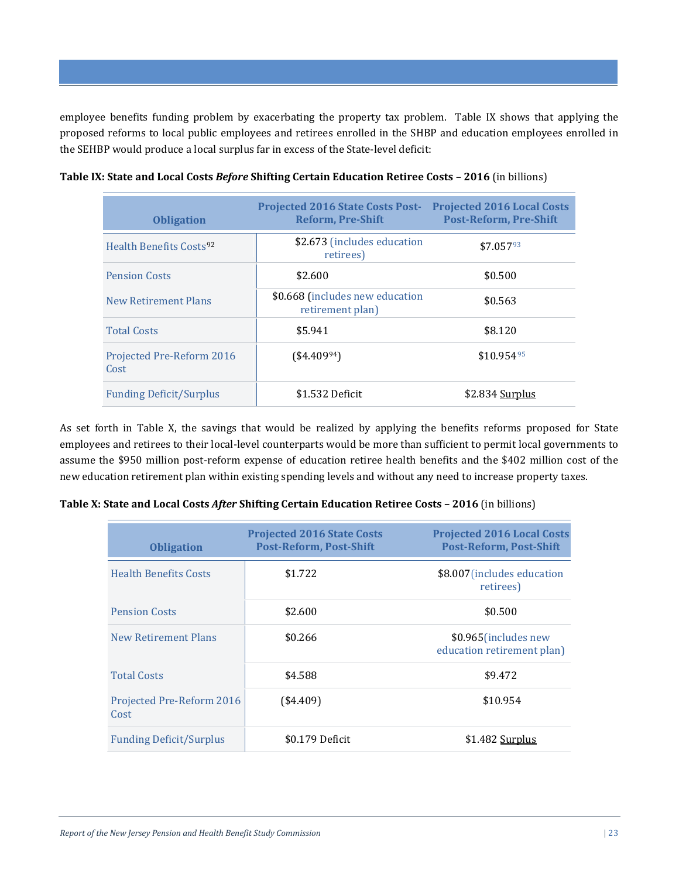employee benefits funding problem by exacerbating the property tax problem. Table IX shows that applying the proposed reforms to local public employees and retirees enrolled in the SHBP and education employees enrolled in the SEHBP would produce a local surplus far in excess of the State-level deficit:

**Table IX: State and Local Costs *Before* Shifting Certain Education Retiree Costs – 2016** (in billions)

| Obligation | Projected 2016 State Costs Post-Reform, Pre-Shift | Projected 2016 Local Costs Post-Reform, Pre-Shift |
|---|---|---|
| Health Benefits Costs[92] | $2.673 (includes education retirees) | $7.057[93] |
| Pension Costs | $2.600 | $0.500 |
| New Retirement Plans | $0.668 (includes new education retirement plan) | $0.563 |
| Total Costs | $5.941 | $8.120 |
| Projected Pre-Reform 2016 Cost | ($4.409[94]) | $10.954[95] |
| Funding Deficit/Surplus | $1.532 Deficit | $2.834 Surplus |

As set forth in Table X, the savings that would be realized by applying the benefits reforms proposed for State employees and retirees to their local-level counterparts would be more than sufficient to permit local governments to assume the $950 million post-reform expense of education retiree health benefits and the $402 million cost of the new education retirement plan within existing spending levels and without any need to increase property taxes.

**Table X: State and Local Costs *After* Shifting Certain Education Retiree Costs – 2016** (in billions)

| Obligation | Projected 2016 State Costs Post-Reform, Post-Shift | Projected 2016 Local Costs Post-Reform, Post-Shift |
|---|---|---|
| Health Benefits Costs | $1.722 | $8.007 (includes education retirees) |
| Pension Costs | $2.600 | $0.500 |
| New Retirement Plans | $0.266 | $0.965 (includes new education retirement plan) |
| Total Costs | $4.588 | $9.472 |
| Projected Pre-Reform 2016 Cost | ($4.409) | $10.954 |
| Funding Deficit/Surplus | $0.179 Deficit | $1.482 Surplus |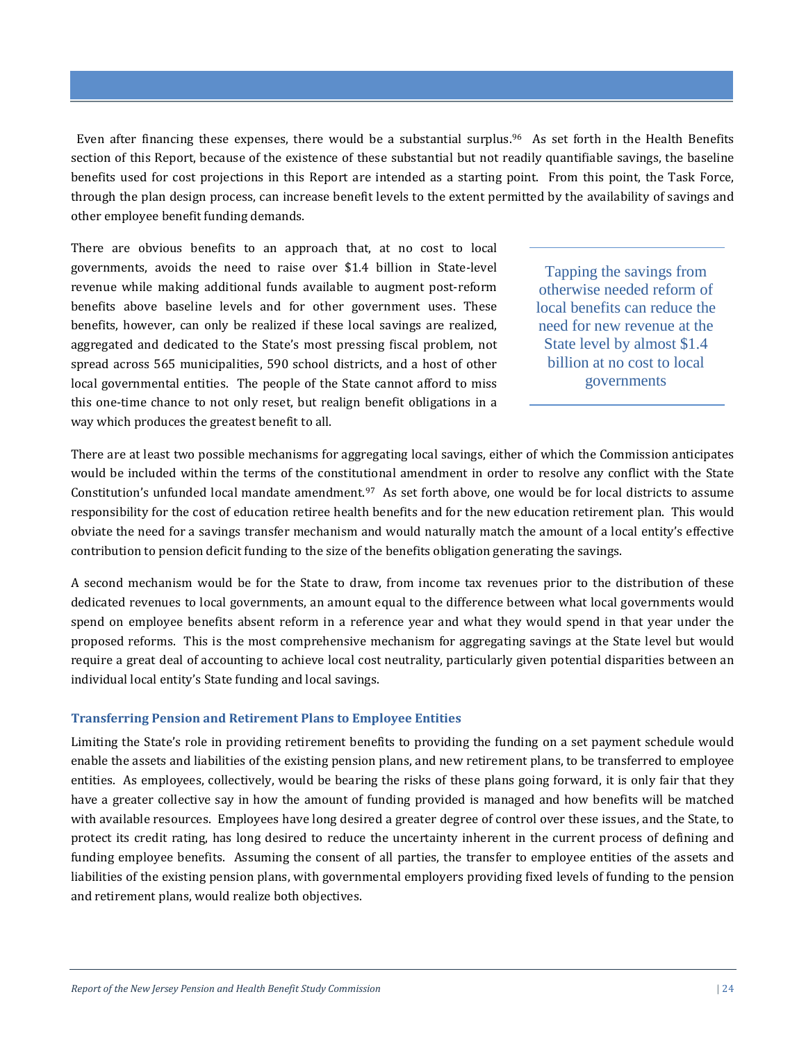Even after financing these expenses, there would be a substantial surplus.[96] As set forth in the Health Benefits section of this Report, because of the existence of these substantial but not readily quantifiable savings, the baseline benefits used for cost projections in this Report are intended as a starting point. From this point, the Task Force, through the plan design process, can increase benefit levels to the extent permitted by the availability of savings and other employee benefit funding demands.

There are obvious benefits to an approach that, at no cost to local governments, avoids the need to raise over $1.4 billion in State-level revenue while making additional funds available to augment post-reform benefits above baseline levels and for other government uses. These benefits, however, can only be realized if these local savings are realized, aggregated and dedicated to the State's most pressing fiscal problem, not spread across 565 municipalities, 590 school districts, and a host of other local governmental entities. The people of the State cannot afford to miss this one-time chance to not only reset, but realign benefit obligations in a way which produces the greatest benefit to all.

> Tapping the savings from otherwise needed reform of local benefits can reduce the need for new revenue at the State level by almost $1.4 billion at no cost to local governments

There are at least two possible mechanisms for aggregating local savings, either of which the Commission anticipates would be included within the terms of the constitutional amendment in order to resolve any conflict with the State Constitution's unfunded local mandate amendment.[97] As set forth above, one would be for local districts to assume responsibility for the cost of education retiree health benefits and for the new education retirement plan. This would obviate the need for a savings transfer mechanism and would naturally match the amount of a local entity's effective contribution to pension deficit funding to the size of the benefits obligation generating the savings.

A second mechanism would be for the State to draw, from income tax revenues prior to the distribution of these dedicated revenues to local governments, an amount equal to the difference between what local governments would spend on employee benefits absent reform in a reference year and what they would spend in that year under the proposed reforms. This is the most comprehensive mechanism for aggregating savings at the State level but would require a great deal of accounting to achieve local cost neutrality, particularly given potential disparities between an individual local entity's State funding and local savings.

### Transferring Pension and Retirement Plans to Employee Entities

Limiting the State's role in providing retirement benefits to providing the funding on a set payment schedule would enable the assets and liabilities of the existing pension plans, and new retirement plans, to be transferred to employee entities. As employees, collectively, would be bearing the risks of these plans going forward, it is only fair that they have a greater collective say in how the amount of funding provided is managed and how benefits will be matched with available resources. Employees have long desired a greater degree of control over these issues, and the State, to protect its credit rating, has long desired to reduce the uncertainty inherent in the current process of defining and funding employee benefits. Assuming the consent of all parties, the transfer to employee entities of the assets and liabilities of the existing pension plans, with governmental employers providing fixed levels of funding to the pension and retirement plans, would realize both objectives.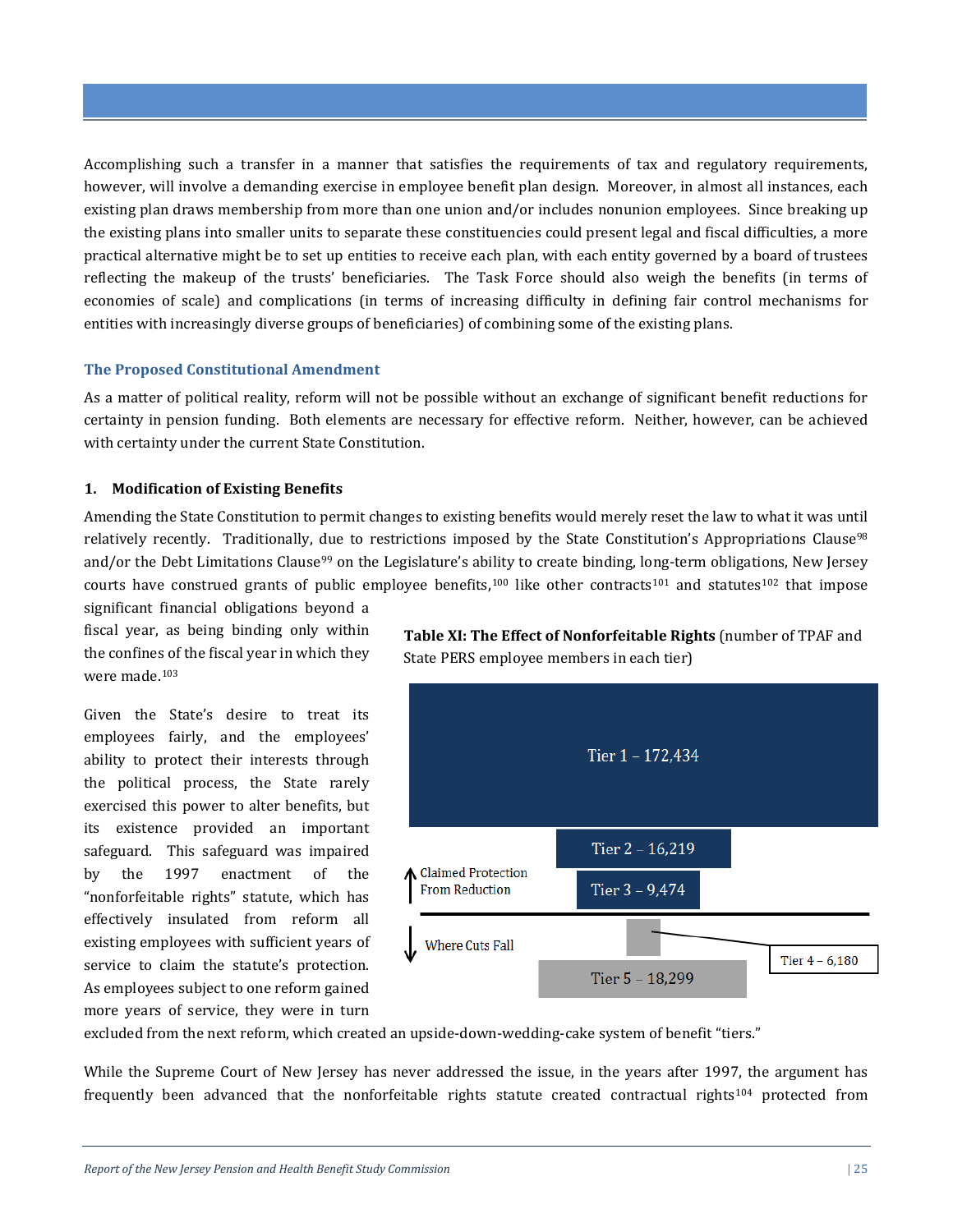Accomplishing such a transfer in a manner that satisfies the requirements of tax and regulatory requirements, however, will involve a demanding exercise in employee benefit plan design. Moreover, in almost all instances, each existing plan draws membership from more than one union and/or includes nonunion employees. Since breaking up the existing plans into smaller units to separate these constituencies could present legal and fiscal difficulties, a more practical alternative might be to set up entities to receive each plan, with each entity governed by a board of trustees reflecting the makeup of the trusts' beneficiaries. The Task Force should also weigh the benefits (in terms of economies of scale) and complications (in terms of increasing difficulty in defining fair control mechanisms for entities with increasingly diverse groups of beneficiaries) of combining some of the existing plans.

### The Proposed Constitutional Amendment

As a matter of political reality, reform will not be possible without an exchange of significant benefit reductions for certainty in pension funding. Both elements are necessary for effective reform. Neither, however, can be achieved with certainty under the current State Constitution.

#### 1. Modification of Existing Benefits

Amending the State Constitution to permit changes to existing benefits would merely reset the law to what it was until relatively recently. Traditionally, due to restrictions imposed by the State Constitution's Appropriations Clause[98] and/or the Debt Limitations Clause[99] on the Legislature's ability to create binding, long-term obligations, New Jersey courts have construed grants of public employee benefits,[100] like other contracts[101] and statutes[102] that impose significant financial obligations beyond a fiscal year, as being binding only within the confines of the fiscal year in which they were made.[103]

Given the State's desire to treat its employees fairly, and the employees' ability to protect their interests through the political process, the State rarely exercised this power to alter benefits, but its existence provided an important safeguard. This safeguard was impaired by the 1997 enactment of the "nonforfeitable rights" statute, which has effectively insulated from reform all existing employees with sufficient years of service to claim the statute's protection. As employees subject to one reform gained more years of service, they were in turn excluded from the next reform, which created an upside-down-wedding-cake system of benefit "tiers."

**Table XI: The Effect of Nonforfeitable Rights** (number of TPAF and State PERS employee members in each tier)

| Tier | Members | |
|---|---|---|
| Tier 1 | 172,434 | Claimed Protection From Reduction |
| Tier 2 | 16,219 | Claimed Protection From Reduction |
| Tier 3 | 9,474 | Claimed Protection From Reduction |
| Tier 4 | 6,180 | Where Cuts Fall |
| Tier 5 | 18,299 | Where Cuts Fall |

While the Supreme Court of New Jersey has never addressed the issue, in the years after 1997, the argument has frequently been advanced that the nonforfeitable rights statute created contractual rights[104] protected from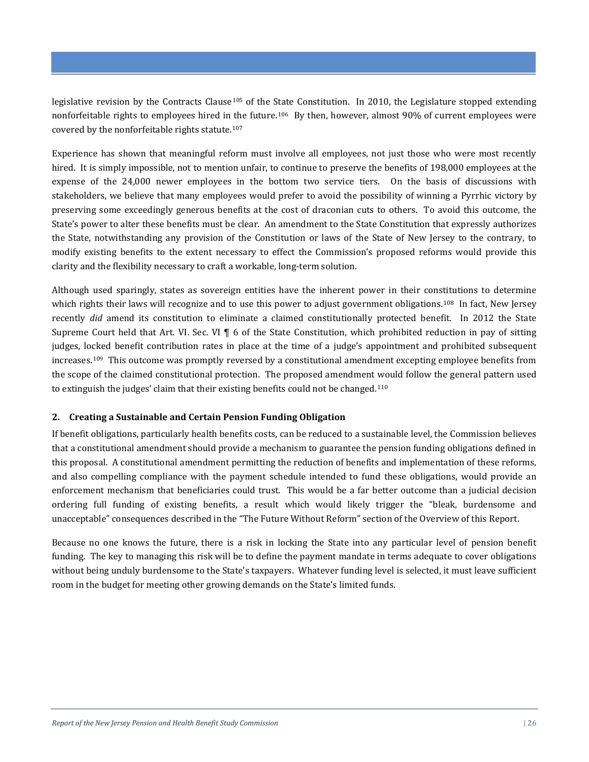legislative revision by the Contracts Clause[105] of the State Constitution. In 2010, the Legislature stopped extending nonforfeitable rights to employees hired in the future.[106] By then, however, almost 90% of current employees were covered by the nonforfeitable rights statute.[107]

Experience has shown that meaningful reform must involve all employees, not just those who were most recently hired. It is simply impossible, not to mention unfair, to continue to preserve the benefits of 198,000 employees at the expense of the 24,000 newer employees in the bottom two service tiers. On the basis of discussions with stakeholders, we believe that many employees would prefer to avoid the possibility of winning a Pyrrhic victory by preserving some exceedingly generous benefits at the cost of draconian cuts to others. To avoid this outcome, the State's power to alter these benefits must be clear. An amendment to the State Constitution that expressly authorizes the State, notwithstanding any provision of the Constitution or laws of the State of New Jersey to the contrary, to modify existing benefits to the extent necessary to effect the Commission's proposed reforms would provide this clarity and the flexibility necessary to craft a workable, long-term solution.

Although used sparingly, states as sovereign entities have the inherent power in their constitutions to determine which rights their laws will recognize and to use this power to adjust government obligations.[108] In fact, New Jersey recently *did* amend its constitution to eliminate a claimed constitutionally protected benefit. In 2012 the State Supreme Court held that Art. VI. Sec. VI ¶ 6 of the State Constitution, which prohibited reduction in pay of sitting judges, locked benefit contribution rates in place at the time of a judge's appointment and prohibited subsequent increases.[109] This outcome was promptly reversed by a constitutional amendment excepting employee benefits from the scope of the claimed constitutional protection. The proposed amendment would follow the general pattern used to extinguish the judges' claim that their existing benefits could not be changed.[110]

### 2. Creating a Sustainable and Certain Pension Funding Obligation

If benefit obligations, particularly health benefits costs, can be reduced to a sustainable level, the Commission believes that a constitutional amendment should provide a mechanism to guarantee the pension funding obligations defined in this proposal. A constitutional amendment permitting the reduction of benefits and implementation of these reforms, and also compelling compliance with the payment schedule intended to fund these obligations, would provide an enforcement mechanism that beneficiaries could trust. This would be a far better outcome than a judicial decision ordering full funding of existing benefits, a result which would likely trigger the "bleak, burdensome and unacceptable" consequences described in the "The Future Without Reform" section of the Overview of this Report.

Because no one knows the future, there is a risk in locking the State into any particular level of pension benefit funding. The key to managing this risk will be to define the payment mandate in terms adequate to cover obligations without being unduly burdensome to the State's taxpayers. Whatever funding level is selected, it must leave sufficient room in the budget for meeting other growing demands on the State's limited funds.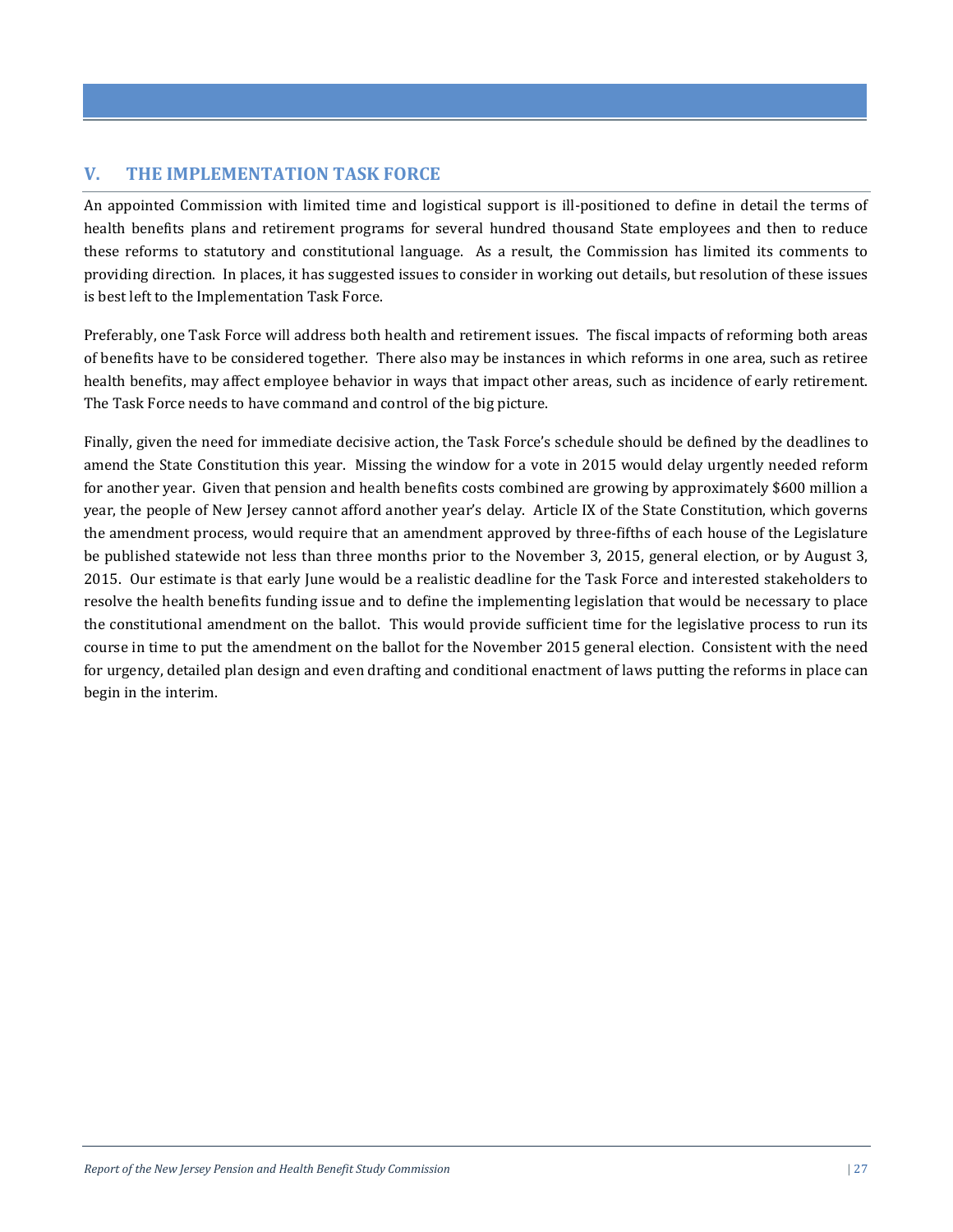## V. THE IMPLEMENTATION TASK FORCE

An appointed Commission with limited time and logistical support is ill-positioned to define in detail the terms of health benefits plans and retirement programs for several hundred thousand State employees and then to reduce these reforms to statutory and constitutional language. As a result, the Commission has limited its comments to providing direction. In places, it has suggested issues to consider in working out details, but resolution of these issues is best left to the Implementation Task Force.

Preferably, one Task Force will address both health and retirement issues. The fiscal impacts of reforming both areas of benefits have to be considered together. There also may be instances in which reforms in one area, such as retiree health benefits, may affect employee behavior in ways that impact other areas, such as incidence of early retirement. The Task Force needs to have command and control of the big picture.

Finally, given the need for immediate decisive action, the Task Force's schedule should be defined by the deadlines to amend the State Constitution this year. Missing the window for a vote in 2015 would delay urgently needed reform for another year. Given that pension and health benefits costs combined are growing by approximately $600 million a year, the people of New Jersey cannot afford another year's delay. Article IX of the State Constitution, which governs the amendment process, would require that an amendment approved by three-fifths of each house of the Legislature be published statewide not less than three months prior to the November 3, 2015, general election, or by August 3, 2015. Our estimate is that early June would be a realistic deadline for the Task Force and interested stakeholders to resolve the health benefits funding issue and to define the implementing legislation that would be necessary to place the constitutional amendment on the ballot. This would provide sufficient time for the legislative process to run its course in time to put the amendment on the ballot for the November 2015 general election. Consistent with the need for urgency, detailed plan design and even drafting and conditional enactment of laws putting the reforms in place can begin in the interim.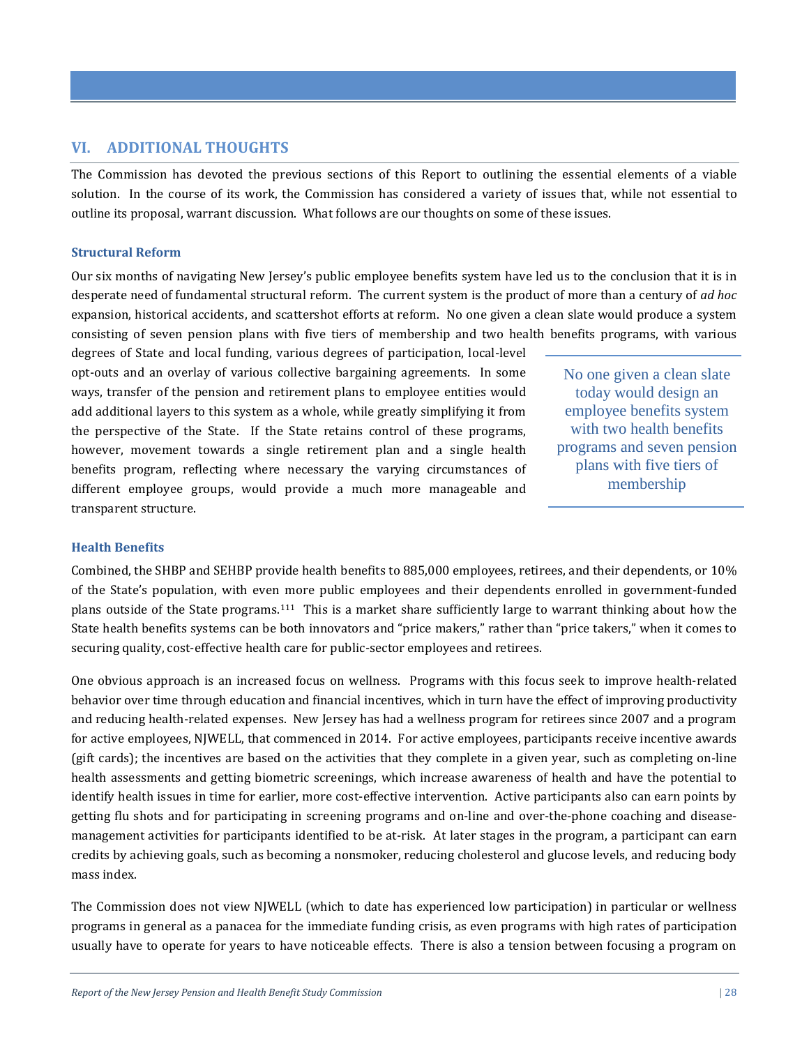## VI. ADDITIONAL THOUGHTS

The Commission has devoted the previous sections of this Report to outlining the essential elements of a viable solution. In the course of its work, the Commission has considered a variety of issues that, while not essential to outline its proposal, warrant discussion. What follows are our thoughts on some of these issues.

### Structural Reform

Our six months of navigating New Jersey's public employee benefits system have led us to the conclusion that it is in desperate need of fundamental structural reform. The current system is the product of more than a century of *ad hoc* expansion, historical accidents, and scattershot efforts at reform. No one given a clean slate would produce a system consisting of seven pension plans with five tiers of membership and two health benefits programs, with various degrees of State and local funding, various degrees of participation, local-level opt-outs and an overlay of various collective bargaining agreements. In some ways, transfer of the pension and retirement plans to employee entities would add additional layers to this system as a whole, while greatly simplifying it from the perspective of the State. If the State retains control of these programs, however, movement towards a single retirement plan and a single health benefits program, reflecting where necessary the varying circumstances of different employee groups, would provide a much more manageable and transparent structure.

> No one given a clean slate today would design an employee benefits system with two health benefits programs and seven pension plans with five tiers of membership

### Health Benefits

Combined, the SHBP and SEHBP provide health benefits to 885,000 employees, retirees, and their dependents, or 10% of the State's population, with even more public employees and their dependents enrolled in government-funded plans outside of the State programs.[111] This is a market share sufficiently large to warrant thinking about how the State health benefits systems can be both innovators and "price makers," rather than "price takers," when it comes to securing quality, cost-effective health care for public-sector employees and retirees.

One obvious approach is an increased focus on wellness. Programs with this focus seek to improve health-related behavior over time through education and financial incentives, which in turn have the effect of improving productivity and reducing health-related expenses. New Jersey has had a wellness program for retirees since 2007 and a program for active employees, NJWELL, that commenced in 2014. For active employees, participants receive incentive awards (gift cards); the incentives are based on the activities that they complete in a given year, such as completing on-line health assessments and getting biometric screenings, which increase awareness of health and have the potential to identify health issues in time for earlier, more cost-effective intervention. Active participants also can earn points by getting flu shots and for participating in screening programs and on-line and over-the-phone coaching and disease-management activities for participants identified to be at-risk. At later stages in the program, a participant can earn credits by achieving goals, such as becoming a nonsmoker, reducing cholesterol and glucose levels, and reducing body mass index.

The Commission does not view NJWELL (which to date has experienced low participation) in particular or wellness programs in general as a panacea for the immediate funding crisis, as even programs with high rates of participation usually have to operate for years to have noticeable effects. There is also a tension between focusing a program on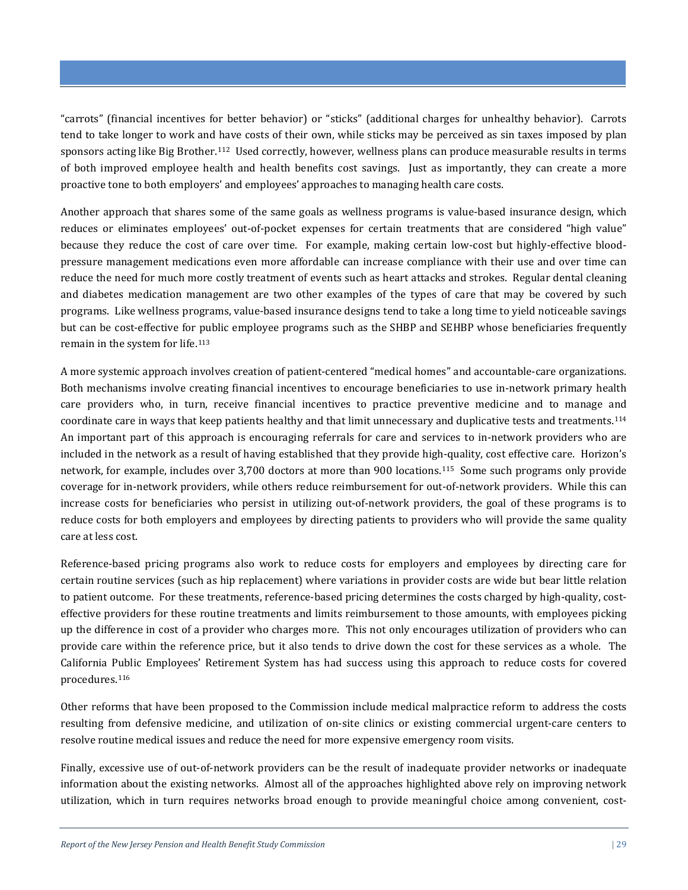"carrots" (financial incentives for better behavior) or "sticks" (additional charges for unhealthy behavior). Carrots tend to take longer to work and have costs of their own, while sticks may be perceived as sin taxes imposed by plan sponsors acting like Big Brother.[112] Used correctly, however, wellness plans can produce measurable results in terms of both improved employee health and health benefits cost savings. Just as importantly, they can create a more proactive tone to both employers' and employees' approaches to managing health care costs.

Another approach that shares some of the same goals as wellness programs is value-based insurance design, which reduces or eliminates employees' out-of-pocket expenses for certain treatments that are considered "high value" because they reduce the cost of care over time. For example, making certain low-cost but highly-effective blood-pressure management medications even more affordable can increase compliance with their use and over time can reduce the need for much more costly treatment of events such as heart attacks and strokes. Regular dental cleaning and diabetes medication management are two other examples of the types of care that may be covered by such programs. Like wellness programs, value-based insurance designs tend to take a long time to yield noticeable savings but can be cost-effective for public employee programs such as the SHBP and SEHBP whose beneficiaries frequently remain in the system for life.[113]

A more systemic approach involves creation of patient-centered "medical homes" and accountable-care organizations. Both mechanisms involve creating financial incentives to encourage beneficiaries to use in-network primary health care providers who, in turn, receive financial incentives to practice preventive medicine and to manage and coordinate care in ways that keep patients healthy and that limit unnecessary and duplicative tests and treatments.[114] An important part of this approach is encouraging referrals for care and services to in-network providers who are included in the network as a result of having established that they provide high-quality, cost effective care. Horizon's network, for example, includes over 3,700 doctors at more than 900 locations.[115] Some such programs only provide coverage for in-network providers, while others reduce reimbursement for out-of-network providers. While this can increase costs for beneficiaries who persist in utilizing out-of-network providers, the goal of these programs is to reduce costs for both employers and employees by directing patients to providers who will provide the same quality care at less cost.

Reference-based pricing programs also work to reduce costs for employers and employees by directing care for certain routine services (such as hip replacement) where variations in provider costs are wide but bear little relation to patient outcome. For these treatments, reference-based pricing determines the costs charged by high-quality, cost-effective providers for these routine treatments and limits reimbursement to those amounts, with employees picking up the difference in cost of a provider who charges more. This not only encourages utilization of providers who can provide care within the reference price, but it also tends to drive down the cost for these services as a whole. The California Public Employees' Retirement System has had success using this approach to reduce costs for covered procedures.[116]

Other reforms that have been proposed to the Commission include medical malpractice reform to address the costs resulting from defensive medicine, and utilization of on-site clinics or existing commercial urgent-care centers to resolve routine medical issues and reduce the need for more expensive emergency room visits.

Finally, excessive use of out-of-network providers can be the result of inadequate provider networks or inadequate information about the existing networks. Almost all of the approaches highlighted above rely on improving network utilization, which in turn requires networks broad enough to provide meaningful choice among convenient, cost-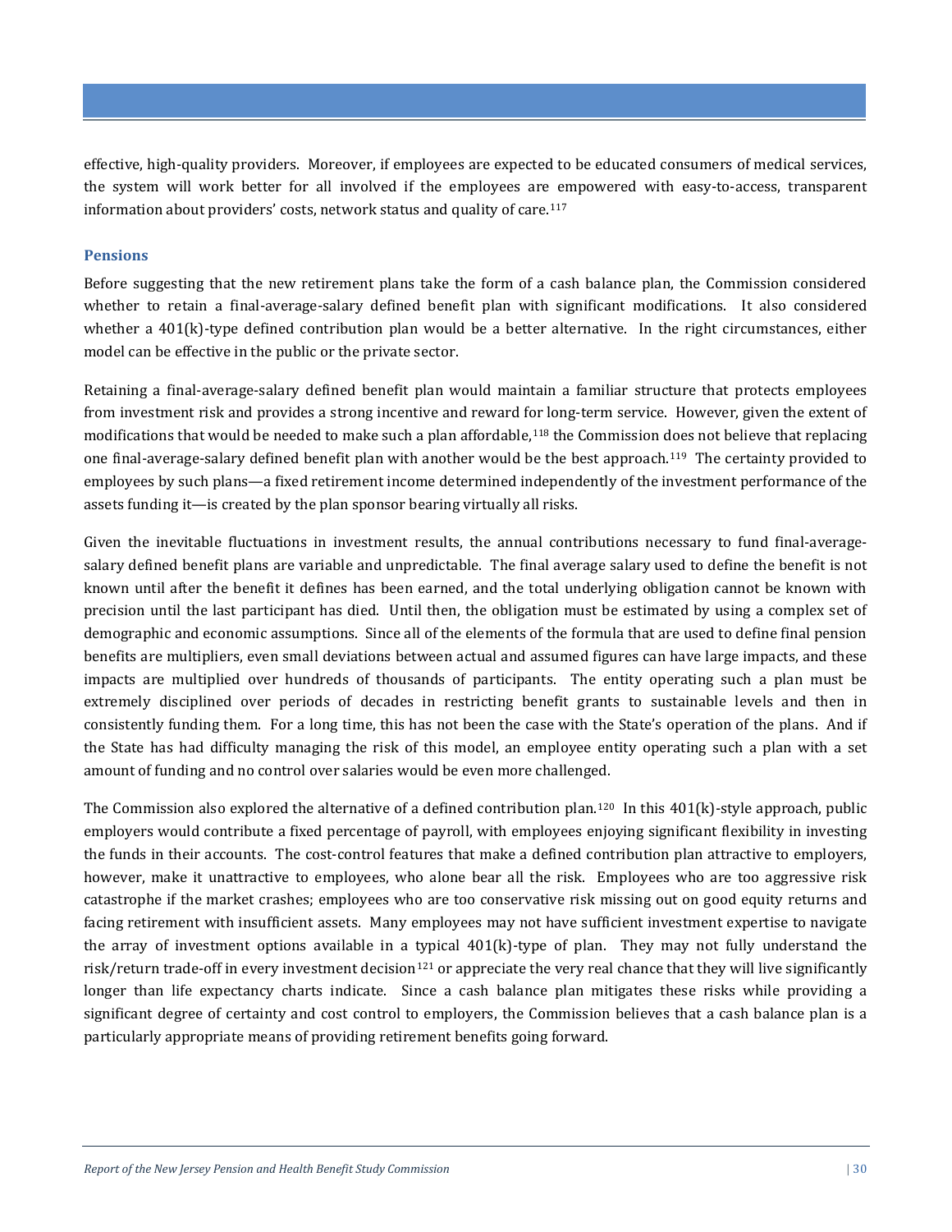effective, high-quality providers. Moreover, if employees are expected to be educated consumers of medical services, the system will work better for all involved if the employees are empowered with easy-to-access, transparent information about providers' costs, network status and quality of care.[117]

### Pensions

Before suggesting that the new retirement plans take the form of a cash balance plan, the Commission considered whether to retain a final-average-salary defined benefit plan with significant modifications. It also considered whether a 401(k)-type defined contribution plan would be a better alternative. In the right circumstances, either model can be effective in the public or the private sector.

Retaining a final-average-salary defined benefit plan would maintain a familiar structure that protects employees from investment risk and provides a strong incentive and reward for long-term service. However, given the extent of modifications that would be needed to make such a plan affordable,[118] the Commission does not believe that replacing one final-average-salary defined benefit plan with another would be the best approach.[119] The certainty provided to employees by such plans—a fixed retirement income determined independently of the investment performance of the assets funding it—is created by the plan sponsor bearing virtually all risks.

Given the inevitable fluctuations in investment results, the annual contributions necessary to fund final-average-salary defined benefit plans are variable and unpredictable. The final average salary used to define the benefit is not known until after the benefit it defines has been earned, and the total underlying obligation cannot be known with precision until the last participant has died. Until then, the obligation must be estimated by using a complex set of demographic and economic assumptions. Since all of the elements of the formula that are used to define final pension benefits are multipliers, even small deviations between actual and assumed figures can have large impacts, and these impacts are multiplied over hundreds of thousands of participants. The entity operating such a plan must be extremely disciplined over periods of decades in restricting benefit grants to sustainable levels and then in consistently funding them. For a long time, this has not been the case with the State's operation of the plans. And if the State has had difficulty managing the risk of this model, an employee entity operating such a plan with a set amount of funding and no control over salaries would be even more challenged.

The Commission also explored the alternative of a defined contribution plan.[120] In this 401(k)-style approach, public employers would contribute a fixed percentage of payroll, with employees enjoying significant flexibility in investing the funds in their accounts. The cost-control features that make a defined contribution plan attractive to employers, however, make it unattractive to employees, who alone bear all the risk. Employees who are too aggressive risk catastrophe if the market crashes; employees who are too conservative risk missing out on good equity returns and facing retirement with insufficient assets. Many employees may not have sufficient investment expertise to navigate the array of investment options available in a typical 401(k)-type of plan. They may not fully understand the risk/return trade-off in every investment decision[121] or appreciate the very real chance that they will live significantly longer than life expectancy charts indicate. Since a cash balance plan mitigates these risks while providing a significant degree of certainty and cost control to employers, the Commission believes that a cash balance plan is a particularly appropriate means of providing retirement benefits going forward.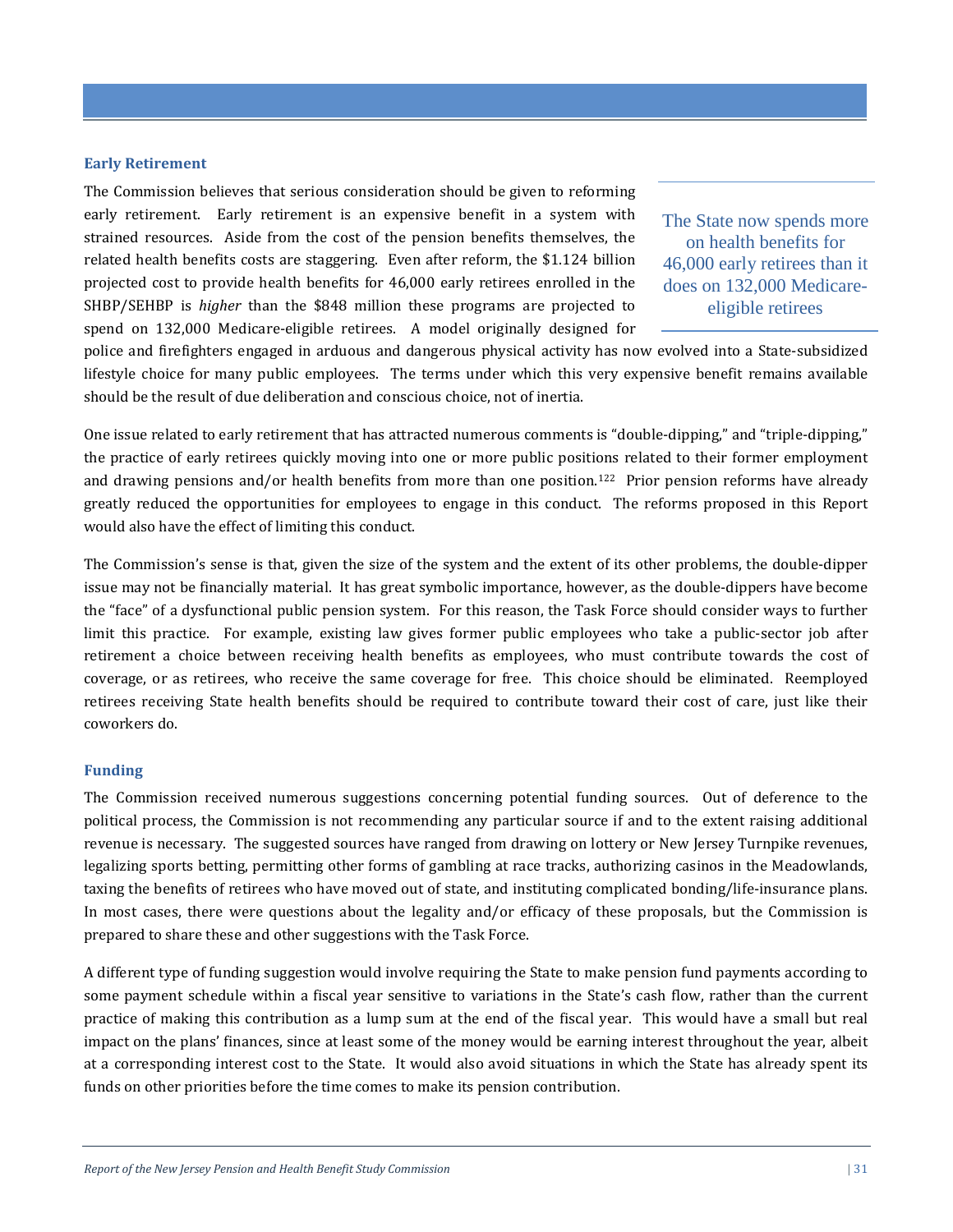### Early Retirement

The Commission believes that serious consideration should be given to reforming early retirement. Early retirement is an expensive benefit in a system with strained resources. Aside from the cost of the pension benefits themselves, the related health benefits costs are staggering. Even after reform, the $1.124 billion projected cost to provide health benefits for 46,000 early retirees enrolled in the SHBP/SEHBP is *higher* than the $848 million these programs are projected to spend on 132,000 Medicare-eligible retirees. A model originally designed for police and firefighters engaged in arduous and dangerous physical activity has now evolved into a State-subsidized lifestyle choice for many public employees. The terms under which this very expensive benefit remains available should be the result of due deliberation and conscious choice, not of inertia.

> The State now spends more on health benefits for 46,000 early retirees than it does on 132,000 Medicare-eligible retirees

One issue related to early retirement that has attracted numerous comments is "double-dipping," and "triple-dipping," the practice of early retirees quickly moving into one or more public positions related to their former employment and drawing pensions and/or health benefits from more than one position.[122] Prior pension reforms have already greatly reduced the opportunities for employees to engage in this conduct. The reforms proposed in this Report would also have the effect of limiting this conduct.

The Commission's sense is that, given the size of the system and the extent of its other problems, the double-dipper issue may not be financially material. It has great symbolic importance, however, as the double-dippers have become the "face" of a dysfunctional public pension system. For this reason, the Task Force should consider ways to further limit this practice. For example, existing law gives former public employees who take a public-sector job after retirement a choice between receiving health benefits as employees, who must contribute towards the cost of coverage, or as retirees, who receive the same coverage for free. This choice should be eliminated. Reemployed retirees receiving State health benefits should be required to contribute toward their cost of care, just like their coworkers do.

### Funding

The Commission received numerous suggestions concerning potential funding sources. Out of deference to the political process, the Commission is not recommending any particular source if and to the extent raising additional revenue is necessary. The suggested sources have ranged from drawing on lottery or New Jersey Turnpike revenues, legalizing sports betting, permitting other forms of gambling at race tracks, authorizing casinos in the Meadowlands, taxing the benefits of retirees who have moved out of state, and instituting complicated bonding/life-insurance plans. In most cases, there were questions about the legality and/or efficacy of these proposals, but the Commission is prepared to share these and other suggestions with the Task Force.

A different type of funding suggestion would involve requiring the State to make pension fund payments according to some payment schedule within a fiscal year sensitive to variations in the State's cash flow, rather than the current practice of making this contribution as a lump sum at the end of the fiscal year. This would have a small but real impact on the plans' finances, since at least some of the money would be earning interest throughout the year, albeit at a corresponding interest cost to the State. It would also avoid situations in which the State has already spent its funds on other priorities before the time comes to make its pension contribution.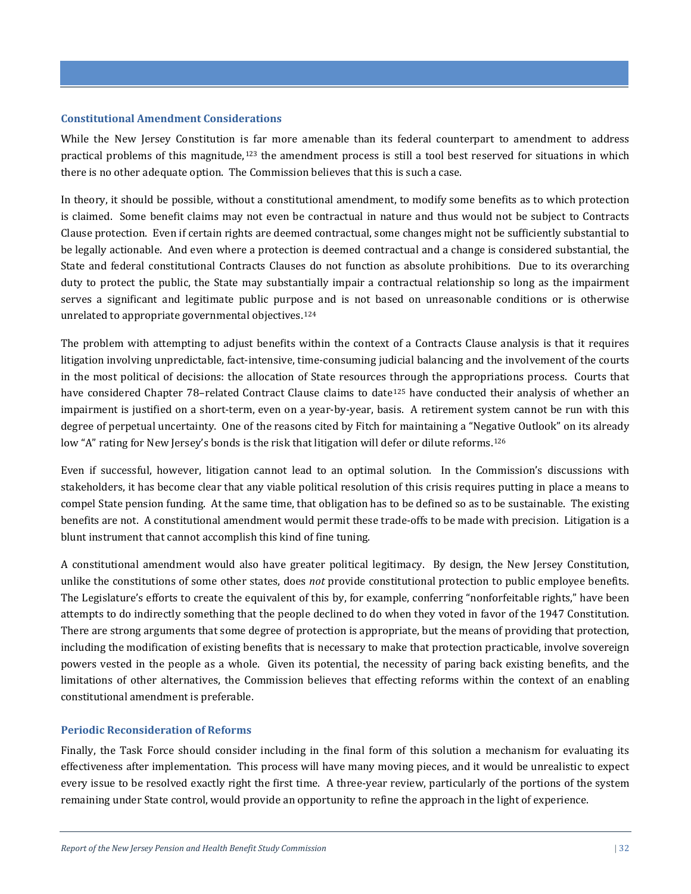### Constitutional Amendment Considerations

While the New Jersey Constitution is far more amenable than its federal counterpart to amendment to address practical problems of this magnitude,[123] the amendment process is still a tool best reserved for situations in which there is no other adequate option. The Commission believes that this is such a case.

In theory, it should be possible, without a constitutional amendment, to modify some benefits as to which protection is claimed. Some benefit claims may not even be contractual in nature and thus would not be subject to Contracts Clause protection. Even if certain rights are deemed contractual, some changes might not be sufficiently substantial to be legally actionable. And even where a protection is deemed contractual and a change is considered substantial, the State and federal constitutional Contracts Clauses do not function as absolute prohibitions. Due to its overarching duty to protect the public, the State may substantially impair a contractual relationship so long as the impairment serves a significant and legitimate public purpose and is not based on unreasonable conditions or is otherwise unrelated to appropriate governmental objectives.[124]

The problem with attempting to adjust benefits within the context of a Contracts Clause analysis is that it requires litigation involving unpredictable, fact-intensive, time-consuming judicial balancing and the involvement of the courts in the most political of decisions: the allocation of State resources through the appropriations process. Courts that have considered Chapter 78–related Contract Clause claims to date[125] have conducted their analysis of whether an impairment is justified on a short-term, even on a year-by-year, basis. A retirement system cannot be run with this degree of perpetual uncertainty. One of the reasons cited by Fitch for maintaining a "Negative Outlook" on its already low "A" rating for New Jersey's bonds is the risk that litigation will defer or dilute reforms.[126]

Even if successful, however, litigation cannot lead to an optimal solution. In the Commission's discussions with stakeholders, it has become clear that any viable political resolution of this crisis requires putting in place a means to compel State pension funding. At the same time, that obligation has to be defined so as to be sustainable. The existing benefits are not. A constitutional amendment would permit these trade-offs to be made with precision. Litigation is a blunt instrument that cannot accomplish this kind of fine tuning.

A constitutional amendment would also have greater political legitimacy. By design, the New Jersey Constitution, unlike the constitutions of some other states, does *not* provide constitutional protection to public employee benefits. The Legislature's efforts to create the equivalent of this by, for example, conferring "nonforfeitable rights," have been attempts to do indirectly something that the people declined to do when they voted in favor of the 1947 Constitution. There are strong arguments that some degree of protection is appropriate, but the means of providing that protection, including the modification of existing benefits that is necessary to make that protection practicable, involve sovereign powers vested in the people as a whole. Given its potential, the necessity of paring back existing benefits, and the limitations of other alternatives, the Commission believes that effecting reforms within the context of an enabling constitutional amendment is preferable.

### Periodic Reconsideration of Reforms

Finally, the Task Force should consider including in the final form of this solution a mechanism for evaluating its effectiveness after implementation. This process will have many moving pieces, and it would be unrealistic to expect every issue to be resolved exactly right the first time. A three-year review, particularly of the portions of the system remaining under State control, would provide an opportunity to refine the approach in the light of experience.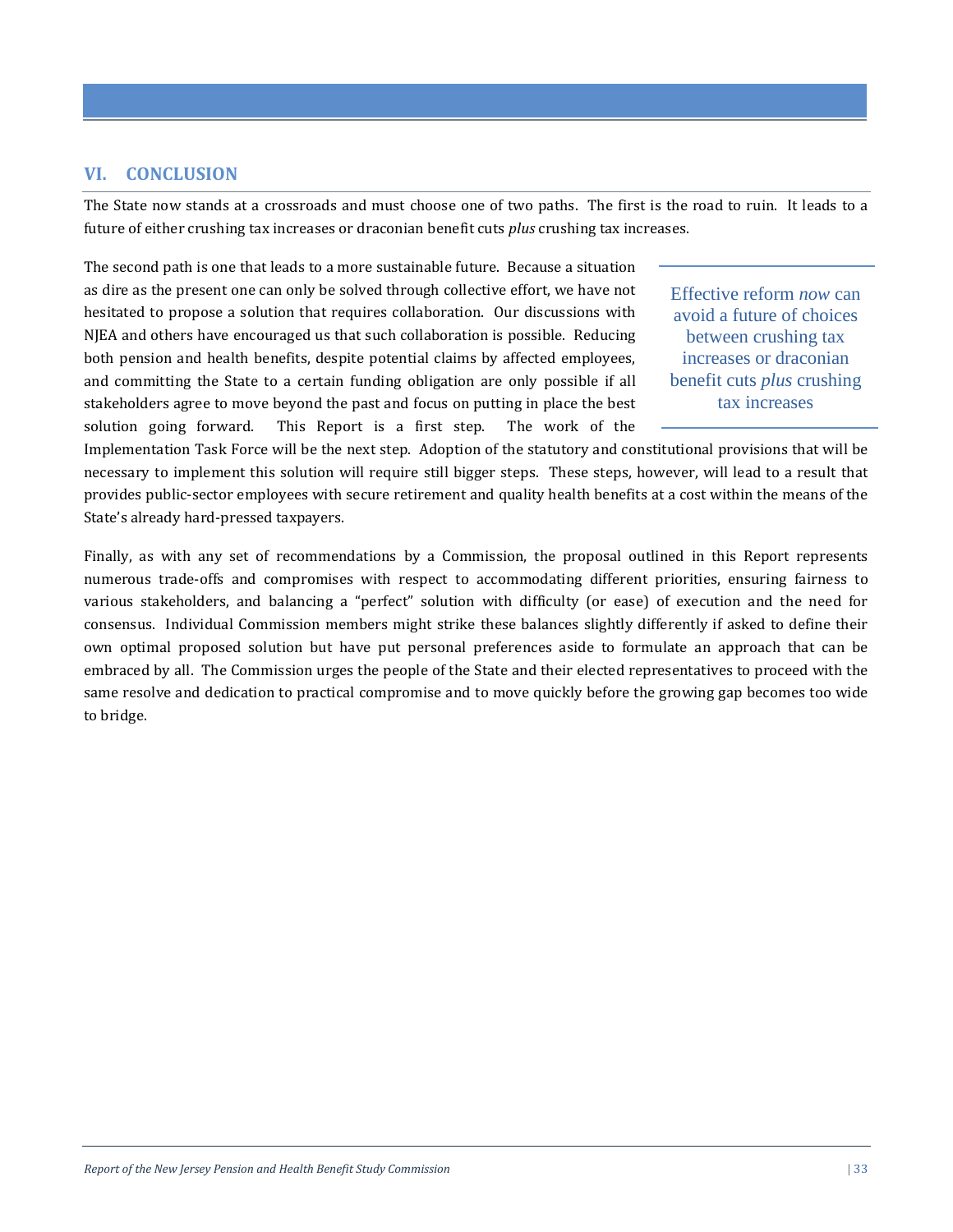## VI. CONCLUSION

The State now stands at a crossroads and must choose one of two paths. The first is the road to ruin. It leads to a future of either crushing tax increases or draconian benefit cuts *plus* crushing tax increases.

The second path is one that leads to a more sustainable future. Because a situation as dire as the present one can only be solved through collective effort, we have not hesitated to propose a solution that requires collaboration. Our discussions with NJEA and others have encouraged us that such collaboration is possible. Reducing both pension and health benefits, despite potential claims by affected employees, and committing the State to a certain funding obligation are only possible if all stakeholders agree to move beyond the past and focus on putting in place the best solution going forward. This Report is a first step. The work of the Implementation Task Force will be the next step. Adoption of the statutory and constitutional provisions that will be necessary to implement this solution will require still bigger steps. These steps, however, will lead to a result that provides public-sector employees with secure retirement and quality health benefits at a cost within the means of the State's already hard-pressed taxpayers.

> Effective reform *now* can avoid a future of choices between crushing tax increases or draconian benefit cuts *plus* crushing tax increases

Finally, as with any set of recommendations by a Commission, the proposal outlined in this Report represents numerous trade-offs and compromises with respect to accommodating different priorities, ensuring fairness to various stakeholders, and balancing a "perfect" solution with difficulty (or ease) of execution and the need for consensus. Individual Commission members might strike these balances slightly differently if asked to define their own optimal proposed solution but have put personal preferences aside to formulate an approach that can be embraced by all. The Commission urges the people of the State and their elected representatives to proceed with the same resolve and dedication to practical compromise and to move quickly before the growing gap becomes too wide to bridge.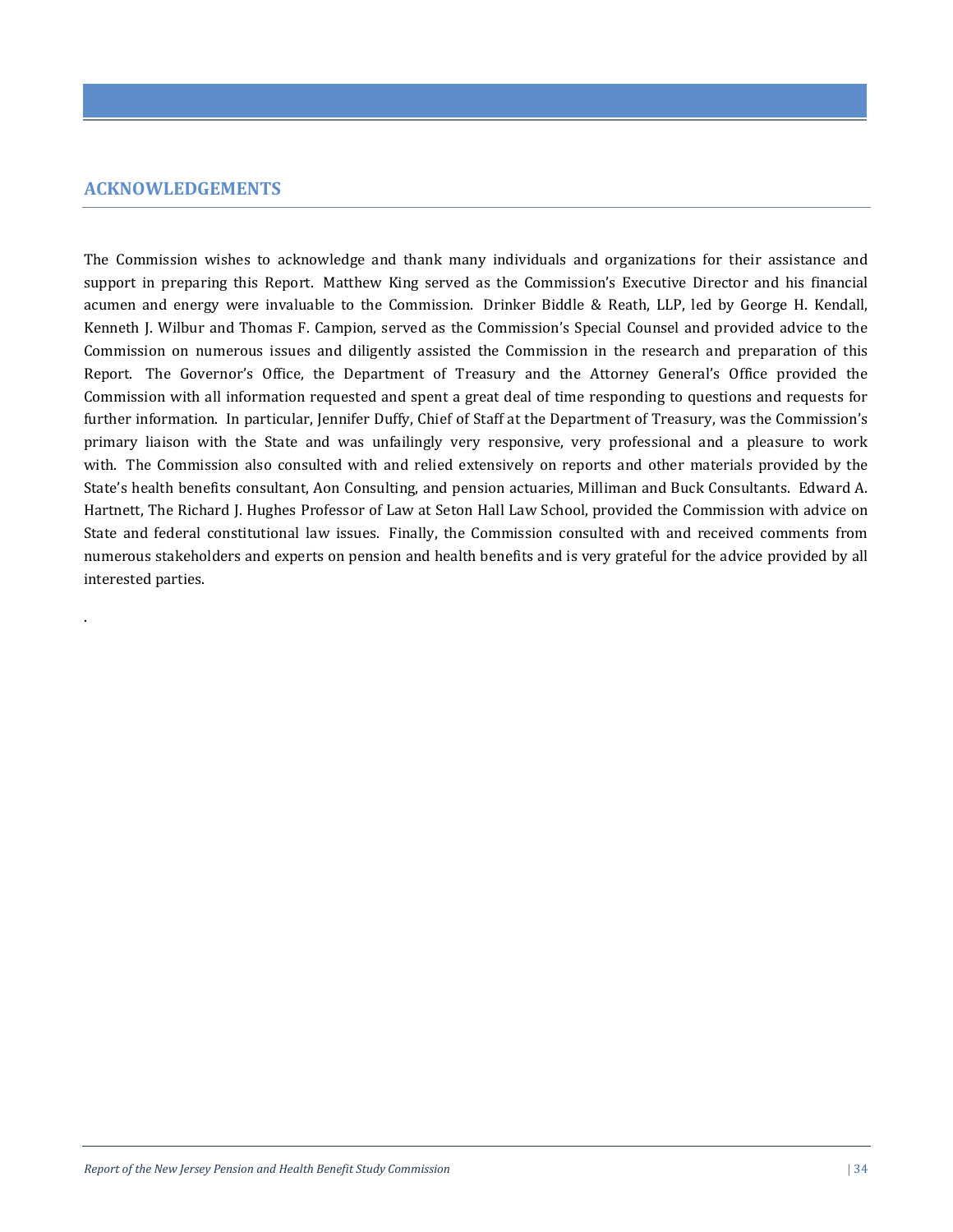## ACKNOWLEDGEMENTS

The Commission wishes to acknowledge and thank many individuals and organizations for their assistance and support in preparing this Report. Matthew King served as the Commission's Executive Director and his financial acumen and energy were invaluable to the Commission. Drinker Biddle & Reath, LLP, led by George H. Kendall, Kenneth J. Wilbur and Thomas F. Campion, served as the Commission's Special Counsel and provided advice to the Commission on numerous issues and diligently assisted the Commission in the research and preparation of this Report. The Governor's Office, the Department of Treasury and the Attorney General's Office provided the Commission with all information requested and spent a great deal of time responding to questions and requests for further information. In particular, Jennifer Duffy, Chief of Staff at the Department of Treasury, was the Commission's primary liaison with the State and was unfailingly very responsive, very professional and a pleasure to work with. The Commission also consulted with and relied extensively on reports and other materials provided by the State's health benefits consultant, Aon Consulting, and pension actuaries, Milliman and Buck Consultants. Edward A. Hartnett, The Richard J. Hughes Professor of Law at Seton Hall Law School, provided the Commission with advice on State and federal constitutional law issues. Finally, the Commission consulted with and received comments from numerous stakeholders and experts on pension and health benefits and is very grateful for the advice provided by all interested parties.

.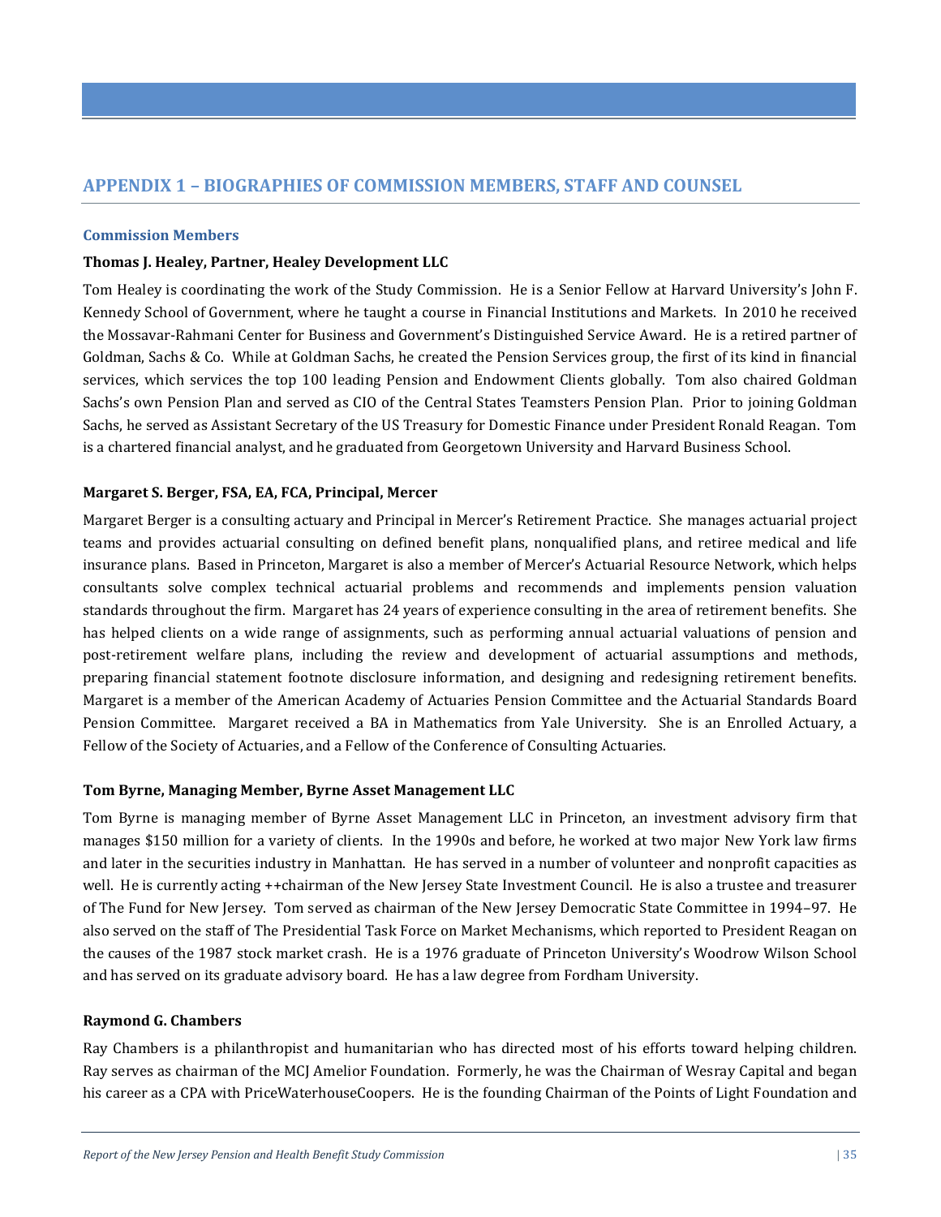## APPENDIX 1 – BIOGRAPHIES OF COMMISSION MEMBERS, STAFF AND COUNSEL

### Commission Members

**Thomas J. Healey, Partner, Healey Development LLC**

Tom Healey is coordinating the work of the Study Commission. He is a Senior Fellow at Harvard University's John F. Kennedy School of Government, where he taught a course in Financial Institutions and Markets. In 2010 he received the Mossavar-Rahmani Center for Business and Government's Distinguished Service Award. He is a retired partner of Goldman, Sachs & Co. While at Goldman Sachs, he created the Pension Services group, the first of its kind in financial services, which services the top 100 leading Pension and Endowment Clients globally. Tom also chaired Goldman Sachs's own Pension Plan and served as CIO of the Central States Teamsters Pension Plan. Prior to joining Goldman Sachs, he served as Assistant Secretary of the US Treasury for Domestic Finance under President Ronald Reagan. Tom is a chartered financial analyst, and he graduated from Georgetown University and Harvard Business School.

**Margaret S. Berger, FSA, EA, FCA, Principal, Mercer**

Margaret Berger is a consulting actuary and Principal in Mercer's Retirement Practice. She manages actuarial project teams and provides actuarial consulting on defined benefit plans, nonqualified plans, and retiree medical and life insurance plans. Based in Princeton, Margaret is also a member of Mercer's Actuarial Resource Network, which helps consultants solve complex technical actuarial problems and recommends and implements pension valuation standards throughout the firm. Margaret has 24 years of experience consulting in the area of retirement benefits. She has helped clients on a wide range of assignments, such as performing annual actuarial valuations of pension and post-retirement welfare plans, including the review and development of actuarial assumptions and methods, preparing financial statement footnote disclosure information, and designing and redesigning retirement benefits. Margaret is a member of the American Academy of Actuaries Pension Committee and the Actuarial Standards Board Pension Committee. Margaret received a BA in Mathematics from Yale University. She is an Enrolled Actuary, a Fellow of the Society of Actuaries, and a Fellow of the Conference of Consulting Actuaries.

**Tom Byrne, Managing Member, Byrne Asset Management LLC**

Tom Byrne is managing member of Byrne Asset Management LLC in Princeton, an investment advisory firm that manages $150 million for a variety of clients. In the 1990s and before, he worked at two major New York law firms and later in the securities industry in Manhattan. He has served in a number of volunteer and nonprofit capacities as well. He is currently acting ++chairman of the New Jersey State Investment Council. He is also a trustee and treasurer of The Fund for New Jersey. Tom served as chairman of the New Jersey Democratic State Committee in 1994–97. He also served on the staff of The Presidential Task Force on Market Mechanisms, which reported to President Reagan on the causes of the 1987 stock market crash. He is a 1976 graduate of Princeton University's Woodrow Wilson School and has served on its graduate advisory board. He has a law degree from Fordham University.

**Raymond G. Chambers**

Ray Chambers is a philanthropist and humanitarian who has directed most of his efforts toward helping children. Ray serves as chairman of the MCJ Amelior Foundation. Formerly, he was the Chairman of Wesray Capital and began his career as a CPA with PriceWaterhouseCoopers. He is the founding Chairman of the Points of Light Foundation and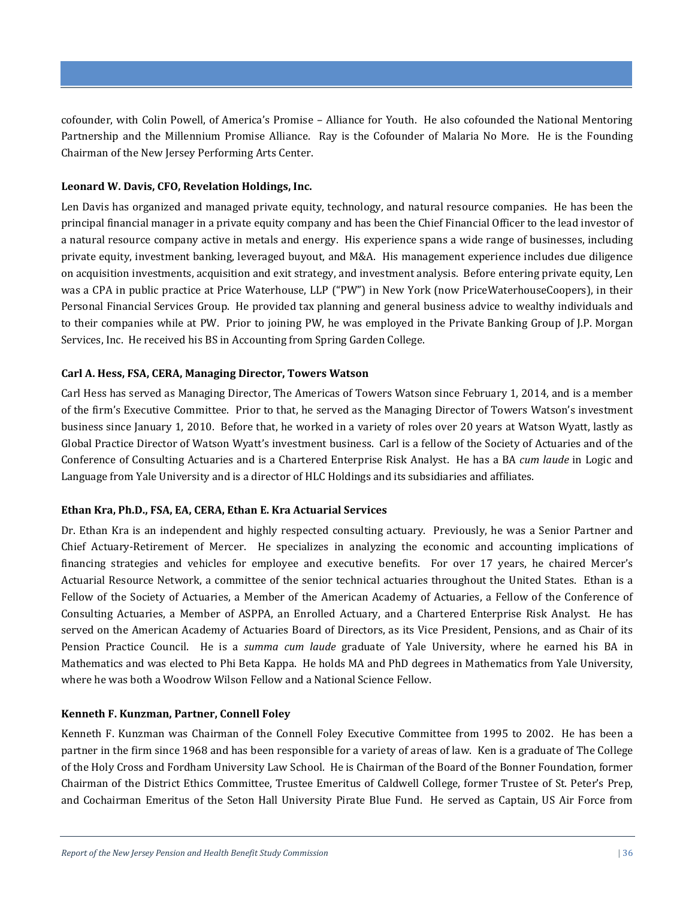cofounder, with Colin Powell, of America's Promise – Alliance for Youth. He also cofounded the National Mentoring Partnership and the Millennium Promise Alliance. Ray is the Cofounder of Malaria No More. He is the Founding Chairman of the New Jersey Performing Arts Center.

**Leonard W. Davis, CFO, Revelation Holdings, Inc.**

Len Davis has organized and managed private equity, technology, and natural resource companies. He has been the principal financial manager in a private equity company and has been the Chief Financial Officer to the lead investor of a natural resource company active in metals and energy. His experience spans a wide range of businesses, including private equity, investment banking, leveraged buyout, and M&A. His management experience includes due diligence on acquisition investments, acquisition and exit strategy, and investment analysis. Before entering private equity, Len was a CPA in public practice at Price Waterhouse, LLP ("PW") in New York (now PriceWaterhouseCoopers), in their Personal Financial Services Group. He provided tax planning and general business advice to wealthy individuals and to their companies while at PW. Prior to joining PW, he was employed in the Private Banking Group of J.P. Morgan Services, Inc. He received his BS in Accounting from Spring Garden College.

**Carl A. Hess, FSA, CERA, Managing Director, Towers Watson**

Carl Hess has served as Managing Director, The Americas of Towers Watson since February 1, 2014, and is a member of the firm's Executive Committee. Prior to that, he served as the Managing Director of Towers Watson's investment business since January 1, 2010. Before that, he worked in a variety of roles over 20 years at Watson Wyatt, lastly as Global Practice Director of Watson Wyatt's investment business. Carl is a fellow of the Society of Actuaries and of the Conference of Consulting Actuaries and is a Chartered Enterprise Risk Analyst. He has a BA *cum laude* in Logic and Language from Yale University and is a director of HLC Holdings and its subsidiaries and affiliates.

**Ethan Kra, Ph.D., FSA, EA, CERA, Ethan E. Kra Actuarial Services**

Dr. Ethan Kra is an independent and highly respected consulting actuary. Previously, he was a Senior Partner and Chief Actuary-Retirement of Mercer. He specializes in analyzing the economic and accounting implications of financing strategies and vehicles for employee and executive benefits. For over 17 years, he chaired Mercer's Actuarial Resource Network, a committee of the senior technical actuaries throughout the United States. Ethan is a Fellow of the Society of Actuaries, a Member of the American Academy of Actuaries, a Fellow of the Conference of Consulting Actuaries, a Member of ASPPA, an Enrolled Actuary, and a Chartered Enterprise Risk Analyst. He has served on the American Academy of Actuaries Board of Directors, as its Vice President, Pensions, and as Chair of its Pension Practice Council. He is a *summa cum laude* graduate of Yale University, where he earned his BA in Mathematics and was elected to Phi Beta Kappa. He holds MA and PhD degrees in Mathematics from Yale University, where he was both a Woodrow Wilson Fellow and a National Science Fellow.

**Kenneth F. Kunzman, Partner, Connell Foley**

Kenneth F. Kunzman was Chairman of the Connell Foley Executive Committee from 1995 to 2002. He has been a partner in the firm since 1968 and has been responsible for a variety of areas of law. Ken is a graduate of The College of the Holy Cross and Fordham University Law School. He is Chairman of the Board of the Bonner Foundation, former Chairman of the District Ethics Committee, Trustee Emeritus of Caldwell College, former Trustee of St. Peter's Prep, and Cochairman Emeritus of the Seton Hall University Pirate Blue Fund. He served as Captain, US Air Force from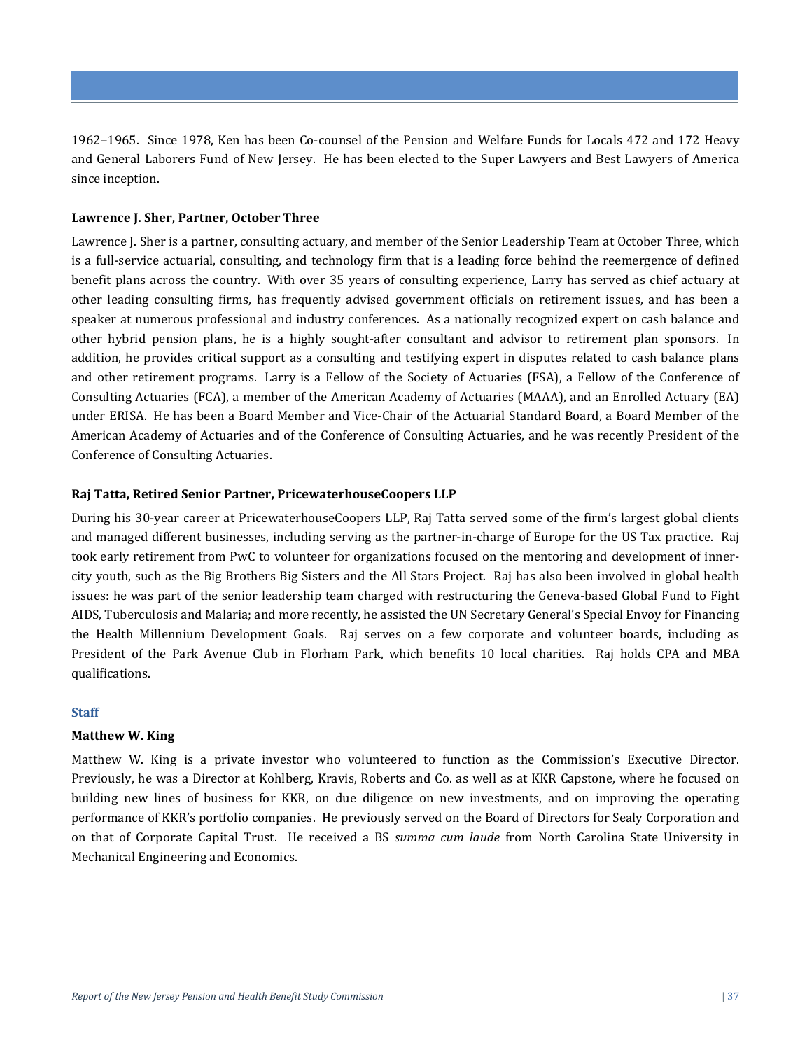1962–1965. Since 1978, Ken has been Co-counsel of the Pension and Welfare Funds for Locals 472 and 172 Heavy and General Laborers Fund of New Jersey. He has been elected to the Super Lawyers and Best Lawyers of America since inception.

**Lawrence J. Sher, Partner, October Three**

Lawrence J. Sher is a partner, consulting actuary, and member of the Senior Leadership Team at October Three, which is a full-service actuarial, consulting, and technology firm that is a leading force behind the reemergence of defined benefit plans across the country. With over 35 years of consulting experience, Larry has served as chief actuary at other leading consulting firms, has frequently advised government officials on retirement issues, and has been a speaker at numerous professional and industry conferences. As a nationally recognized expert on cash balance and other hybrid pension plans, he is a highly sought-after consultant and advisor to retirement plan sponsors. In addition, he provides critical support as a consulting and testifying expert in disputes related to cash balance plans and other retirement programs. Larry is a Fellow of the Society of Actuaries (FSA), a Fellow of the Conference of Consulting Actuaries (FCA), a member of the American Academy of Actuaries (MAAA), and an Enrolled Actuary (EA) under ERISA. He has been a Board Member and Vice-Chair of the Actuarial Standard Board, a Board Member of the American Academy of Actuaries and of the Conference of Consulting Actuaries, and he was recently President of the Conference of Consulting Actuaries.

**Raj Tatta, Retired Senior Partner, PricewaterhouseCoopers LLP**

During his 30-year career at PricewaterhouseCoopers LLP, Raj Tatta served some of the firm's largest global clients and managed different businesses, including serving as the partner-in-charge of Europe for the US Tax practice. Raj took early retirement from PwC to volunteer for organizations focused on the mentoring and development of inner-city youth, such as the Big Brothers Big Sisters and the All Stars Project. Raj has also been involved in global health issues: he was part of the senior leadership team charged with restructuring the Geneva-based Global Fund to Fight AIDS, Tuberculosis and Malaria; and more recently, he assisted the UN Secretary General's Special Envoy for Financing the Health Millennium Development Goals. Raj serves on a few corporate and volunteer boards, including as President of the Park Avenue Club in Florham Park, which benefits 10 local charities. Raj holds CPA and MBA qualifications.

### Staff

**Matthew W. King**

Matthew W. King is a private investor who volunteered to function as the Commission's Executive Director. Previously, he was a Director at Kohlberg, Kravis, Roberts and Co. as well as at KKR Capstone, where he focused on building new lines of business for KKR, on due diligence on new investments, and on improving the operating performance of KKR's portfolio companies. He previously served on the Board of Directors for Sealy Corporation and on that of Corporate Capital Trust. He received a BS *summa cum laude* from North Carolina State University in Mechanical Engineering and Economics.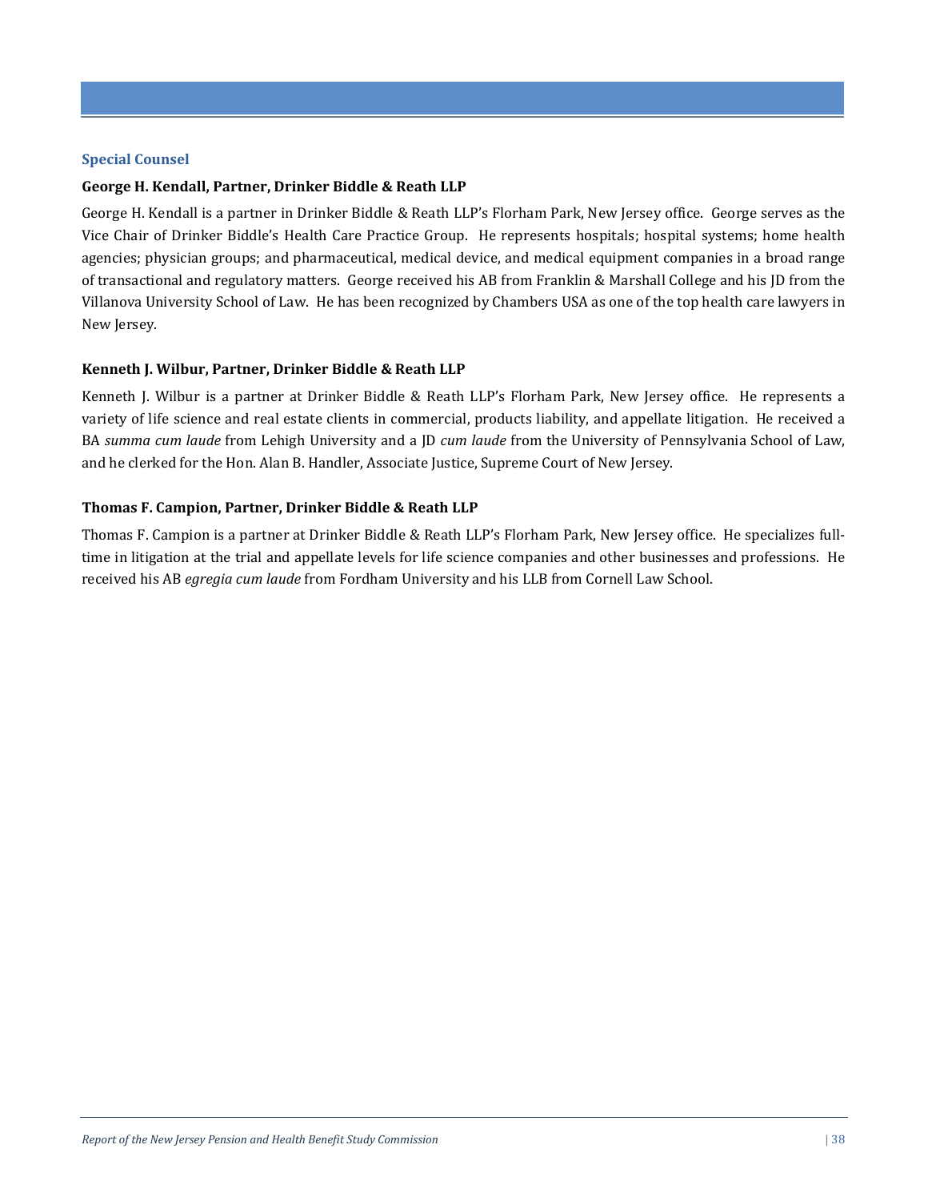## Special Counsel

**George H. Kendall, Partner, Drinker Biddle & Reath LLP**

George H. Kendall is a partner in Drinker Biddle & Reath LLP's Florham Park, New Jersey office. George serves as the Vice Chair of Drinker Biddle's Health Care Practice Group. He represents hospitals; hospital systems; home health agencies; physician groups; and pharmaceutical, medical device, and medical equipment companies in a broad range of transactional and regulatory matters. George received his AB from Franklin & Marshall College and his JD from the Villanova University School of Law. He has been recognized by Chambers USA as one of the top health care lawyers in New Jersey.

**Kenneth J. Wilbur, Partner, Drinker Biddle & Reath LLP**

Kenneth J. Wilbur is a partner at Drinker Biddle & Reath LLP's Florham Park, New Jersey office. He represents a variety of life science and real estate clients in commercial, products liability, and appellate litigation. He received a BA *summa cum laude* from Lehigh University and a JD *cum laude* from the University of Pennsylvania School of Law, and he clerked for the Hon. Alan B. Handler, Associate Justice, Supreme Court of New Jersey.

**Thomas F. Campion, Partner, Drinker Biddle & Reath LLP**

Thomas F. Campion is a partner at Drinker Biddle & Reath LLP's Florham Park, New Jersey office. He specializes full-time in litigation at the trial and appellate levels for life science companies and other businesses and professions. He received his AB *egregia cum laude* from Fordham University and his LLB from Cornell Law School.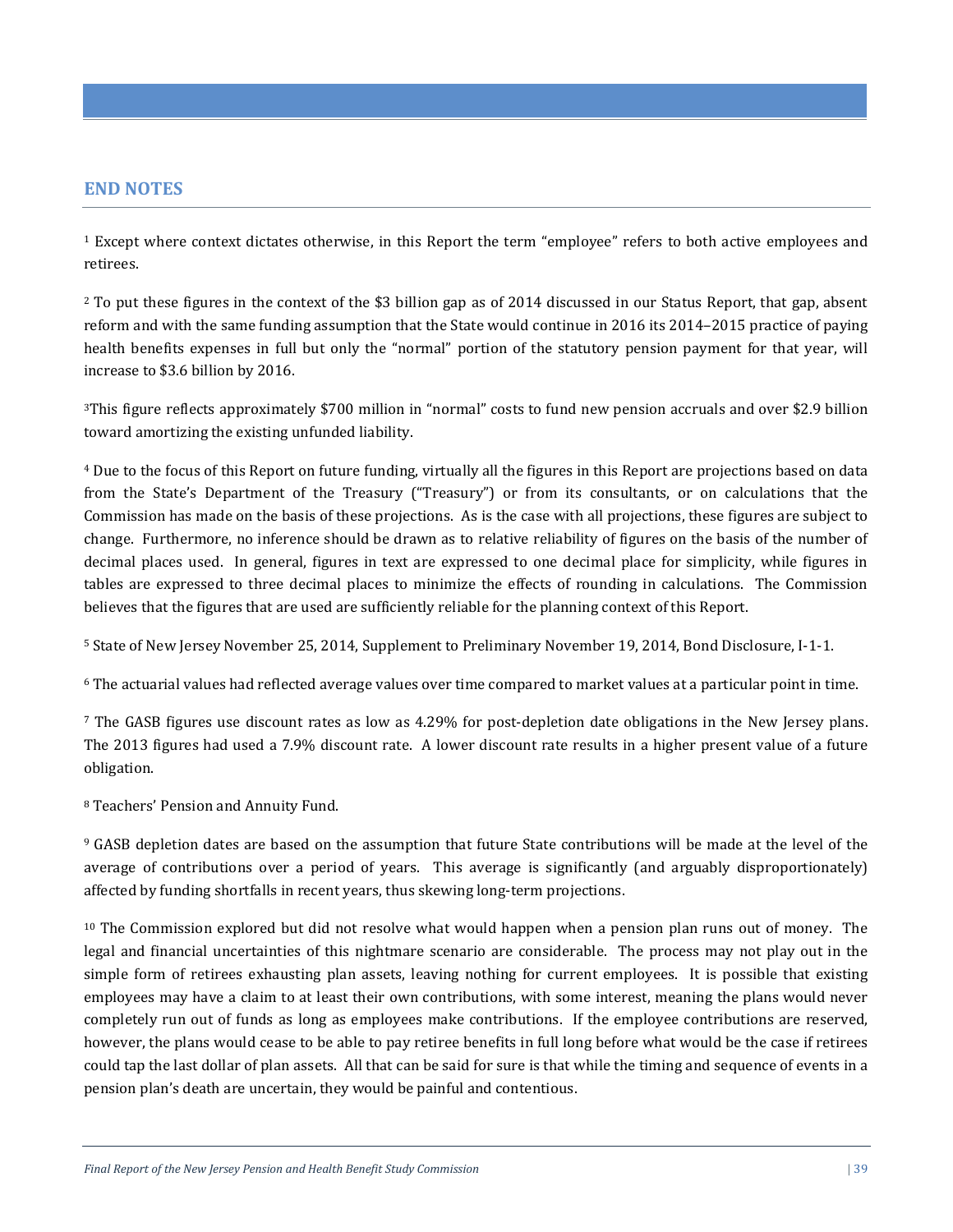## END NOTES

[1] Except where context dictates otherwise, in this Report the term "employee" refers to both active employees and retirees.

[2] To put these figures in the context of the $3 billion gap as of 2014 discussed in our Status Report, that gap, absent reform and with the same funding assumption that the State would continue in 2016 its 2014–2015 practice of paying health benefits expenses in full but only the "normal" portion of the statutory pension payment for that year, will increase to $3.6 billion by 2016.

[3]This figure reflects approximately $700 million in "normal" costs to fund new pension accruals and over $2.9 billion toward amortizing the existing unfunded liability.

[4] Due to the focus of this Report on future funding, virtually all the figures in this Report are projections based on data from the State's Department of the Treasury ("Treasury") or from its consultants, or on calculations that the Commission has made on the basis of these projections. As is the case with all projections, these figures are subject to change. Furthermore, no inference should be drawn as to relative reliability of figures on the basis of the number of decimal places used. In general, figures in text are expressed to one decimal place for simplicity, while figures in tables are expressed to three decimal places to minimize the effects of rounding in calculations. The Commission believes that the figures that are used are sufficiently reliable for the planning context of this Report.

[5] State of New Jersey November 25, 2014, Supplement to Preliminary November 19, 2014, Bond Disclosure, I-1-1.

[6] The actuarial values had reflected average values over time compared to market values at a particular point in time.

[7] The GASB figures use discount rates as low as 4.29% for post-depletion date obligations in the New Jersey plans. The 2013 figures had used a 7.9% discount rate. A lower discount rate results in a higher present value of a future obligation.

[8] Teachers' Pension and Annuity Fund.

[9] GASB depletion dates are based on the assumption that future State contributions will be made at the level of the average of contributions over a period of years. This average is significantly (and arguably disproportionately) affected by funding shortfalls in recent years, thus skewing long-term projections.

[10] The Commission explored but did not resolve what would happen when a pension plan runs out of money. The legal and financial uncertainties of this nightmare scenario are considerable. The process may not play out in the simple form of retirees exhausting plan assets, leaving nothing for current employees. It is possible that existing employees may have a claim to at least their own contributions, with some interest, meaning the plans would never completely run out of funds as long as employees make contributions. If the employee contributions are reserved, however, the plans would cease to be able to pay retiree benefits in full long before what would be the case if retirees could tap the last dollar of plan assets. All that can be said for sure is that while the timing and sequence of events in a pension plan's death are uncertain, they would be painful and contentious.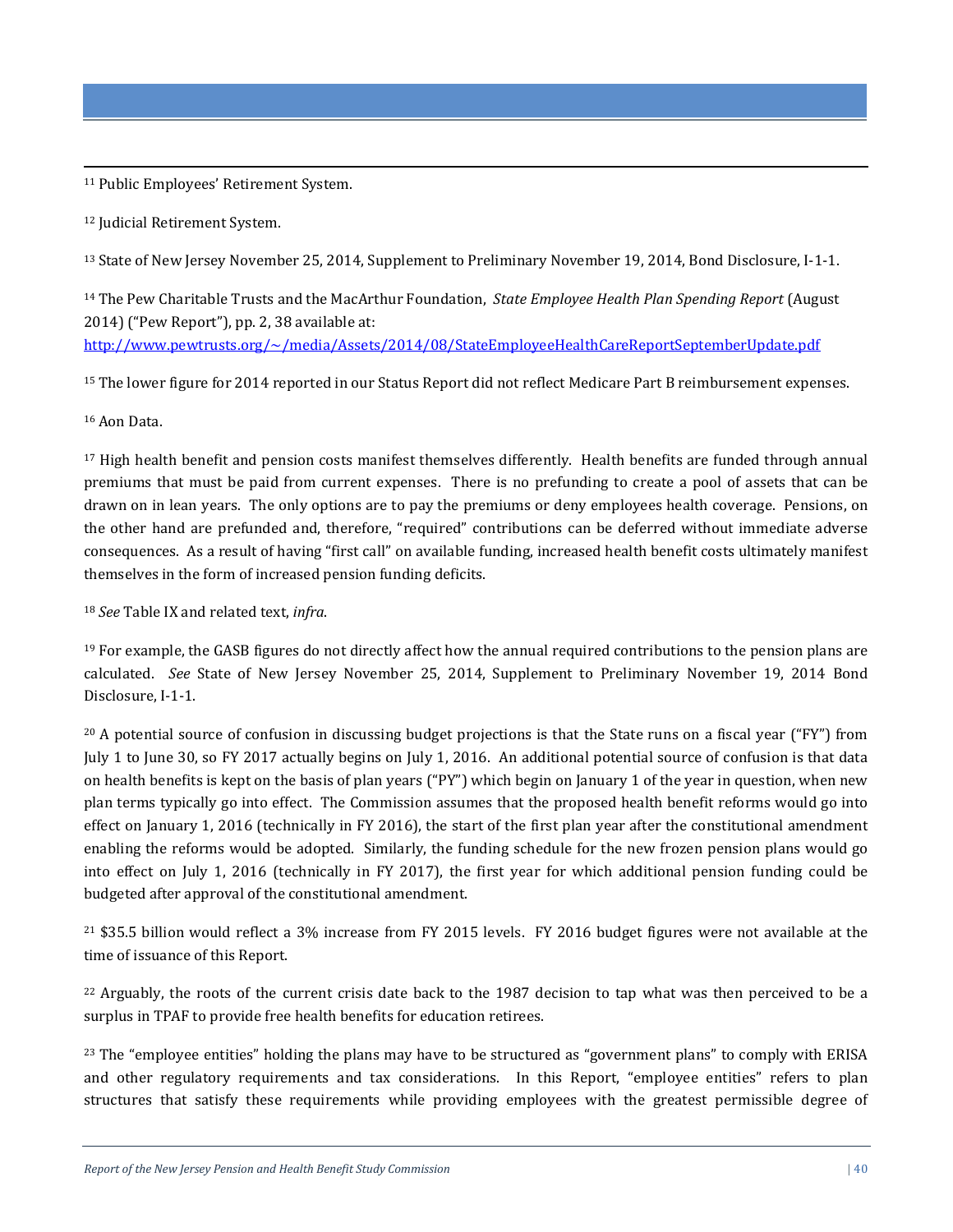[11] Public Employees' Retirement System.

[12] Judicial Retirement System.

[13] State of New Jersey November 25, 2014, Supplement to Preliminary November 19, 2014, Bond Disclosure, I-1-1.

[14] The Pew Charitable Trusts and the MacArthur Foundation, *State Employee Health Plan Spending Report* (August 2014) ("Pew Report"), pp. 2, 38 available at: http://www.pewtrusts.org/~/media/Assets/2014/08/StateEmployeeHealthCareReportSeptemberUpdate.pdf

[15] The lower figure for 2014 reported in our Status Report did not reflect Medicare Part B reimbursement expenses.

[16] Aon Data.

[17] High health benefit and pension costs manifest themselves differently. Health benefits are funded through annual premiums that must be paid from current expenses. There is no prefunding to create a pool of assets that can be drawn on in lean years. The only options are to pay the premiums or deny employees health coverage. Pensions, on the other hand are prefunded and, therefore, "required" contributions can be deferred without immediate adverse consequences. As a result of having "first call" on available funding, increased health benefit costs ultimately manifest themselves in the form of increased pension funding deficits.

[18] *See* Table IX and related text, *infra*.

[19] For example, the GASB figures do not directly affect how the annual required contributions to the pension plans are calculated. *See* State of New Jersey November 25, 2014, Supplement to Preliminary November 19, 2014 Bond Disclosure, I-1-1.

[20] A potential source of confusion in discussing budget projections is that the State runs on a fiscal year ("FY") from July 1 to June 30, so FY 2017 actually begins on July 1, 2016. An additional potential source of confusion is that data on health benefits is kept on the basis of plan years ("PY") which begin on January 1 of the year in question, when new plan terms typically go into effect. The Commission assumes that the proposed health benefit reforms would go into effect on January 1, 2016 (technically in FY 2016), the start of the first plan year after the constitutional amendment enabling the reforms would be adopted. Similarly, the funding schedule for the new frozen pension plans would go into effect on July 1, 2016 (technically in FY 2017), the first year for which additional pension funding could be budgeted after approval of the constitutional amendment.

[21] $35.5 billion would reflect a 3% increase from FY 2015 levels. FY 2016 budget figures were not available at the time of issuance of this Report.

[22] Arguably, the roots of the current crisis date back to the 1987 decision to tap what was then perceived to be a surplus in TPAF to provide free health benefits for education retirees.

[23] The "employee entities" holding the plans may have to be structured as "government plans" to comply with ERISA and other regulatory requirements and tax considerations. In this Report, "employee entities" refers to plan structures that satisfy these requirements while providing employees with the greatest permissible degree of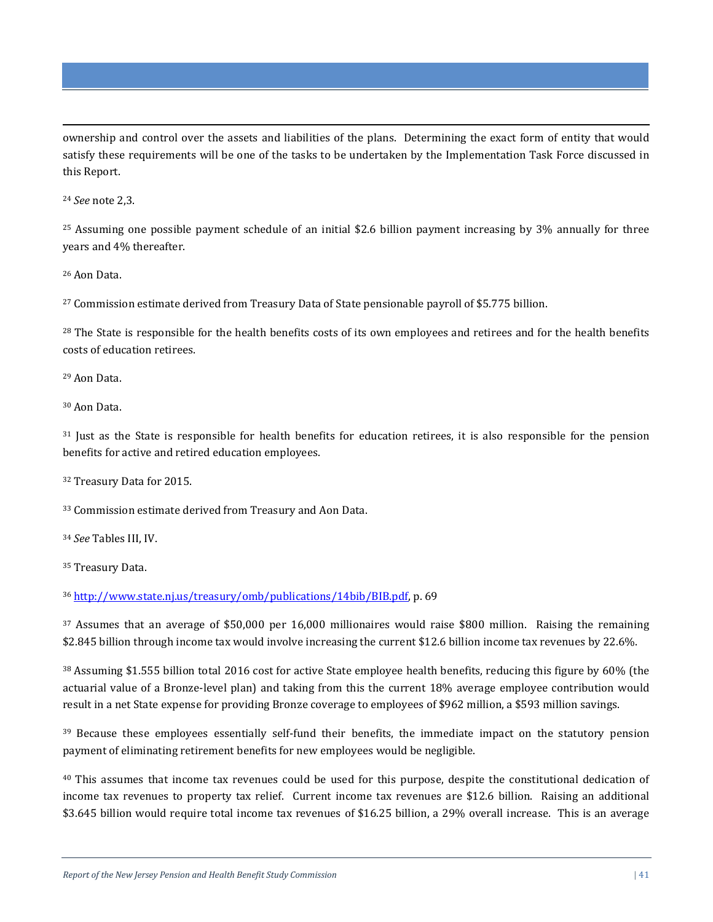ownership and control over the assets and liabilities of the plans. Determining the exact form of entity that would satisfy these requirements will be one of the tasks to be undertaken by the Implementation Task Force discussed in this Report.

[24] *See* note 2,3.

[25] Assuming one possible payment schedule of an initial $2.6 billion payment increasing by 3% annually for three years and 4% thereafter.

[26] Aon Data.

[27] Commission estimate derived from Treasury Data of State pensionable payroll of $5.775 billion.

[28] The State is responsible for the health benefits costs of its own employees and retirees and for the health benefits costs of education retirees.

[29] Aon Data.

[30] Aon Data.

[31] Just as the State is responsible for health benefits for education retirees, it is also responsible for the pension benefits for active and retired education employees.

[32] Treasury Data for 2015.

[33] Commission estimate derived from Treasury and Aon Data.

[34] *See* Tables III, IV.

[35] Treasury Data.

[36] [http://www.state.nj.us/treasury/omb/publications/14bib/BIB.pdf](http://www.state.nj.us/treasury/omb/publications/14bib/BIB.pdf), p. 69

[37] Assumes that an average of $50,000 per 16,000 millionaires would raise $800 million. Raising the remaining $2.845 billion through income tax would involve increasing the current $12.6 billion income tax revenues by 22.6%.

[38] Assuming $1.555 billion total 2016 cost for active State employee health benefits, reducing this figure by 60% (the actuarial value of a Bronze-level plan) and taking from this the current 18% average employee contribution would result in a net State expense for providing Bronze coverage to employees of $962 million, a $593 million savings.

[39] Because these employees essentially self-fund their benefits, the immediate impact on the statutory pension payment of eliminating retirement benefits for new employees would be negligible.

[40] This assumes that income tax revenues could be used for this purpose, despite the constitutional dedication of income tax revenues to property tax relief. Current income tax revenues are $12.6 billion. Raising an additional $3.645 billion would require total income tax revenues of $16.25 billion, a 29% overall increase. This is an average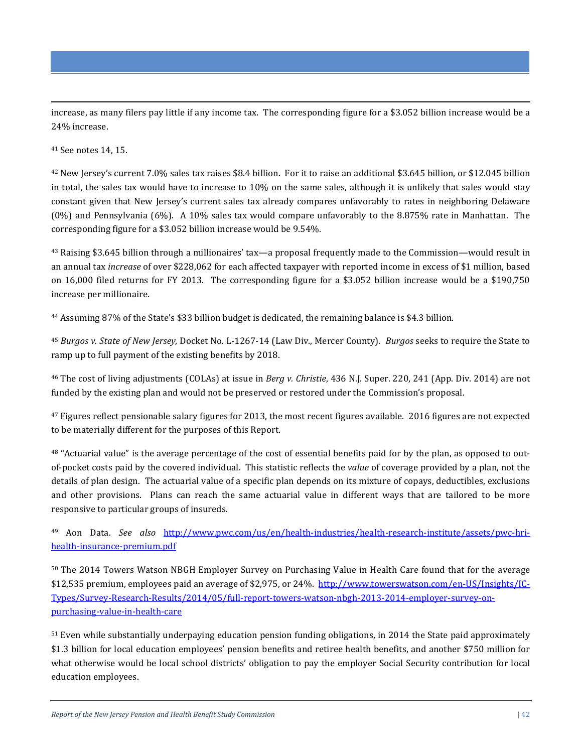increase, as many filers pay little if any income tax. The corresponding figure for a $3.052 billion increase would be a 24% increase.

[41] See notes 14, 15.

[42] New Jersey's current 7.0% sales tax raises $8.4 billion. For it to raise an additional $3.645 billion, or $12.045 billion in total, the sales tax would have to increase to 10% on the same sales, although it is unlikely that sales would stay constant given that New Jersey's current sales tax already compares unfavorably to rates in neighboring Delaware (0%) and Pennsylvania (6%). A 10% sales tax would compare unfavorably to the 8.875% rate in Manhattan. The corresponding figure for a $3.052 billion increase would be 9.54%.

[43] Raising $3.645 billion through a millionaires' tax—a proposal frequently made to the Commission—would result in an annual tax *increase* of over $228,062 for each affected taxpayer with reported income in excess of $1 million, based on 16,000 filed returns for FY 2013. The corresponding figure for a $3.052 billion increase would be a $190,750 increase per millionaire.

[44] Assuming 87% of the State's $33 billion budget is dedicated, the remaining balance is $4.3 billion.

[45] *Burgos v. State of New Jersey*, Docket No. L-1267-14 (Law Div., Mercer County). *Burgos* seeks to require the State to ramp up to full payment of the existing benefits by 2018.

[46] The cost of living adjustments (COLAs) at issue in *Berg v. Christie*, 436 N.J. Super. 220, 241 (App. Div. 2014) are not funded by the existing plan and would not be preserved or restored under the Commission's proposal.

[47] Figures reflect pensionable salary figures for 2013, the most recent figures available. 2016 figures are not expected to be materially different for the purposes of this Report.

[48] "Actuarial value" is the average percentage of the cost of essential benefits paid for by the plan, as opposed to out-of-pocket costs paid by the covered individual. This statistic reflects the *value* of coverage provided by a plan, not the details of plan design. The actuarial value of a specific plan depends on its mixture of copays, deductibles, exclusions and other provisions. Plans can reach the same actuarial value in different ways that are tailored to be more responsive to particular groups of insureds.

[49] Aon Data. *See also* http://www.pwc.com/us/en/health-industries/health-research-institute/assets/pwc-hri-health-insurance-premium.pdf

[50] The 2014 Towers Watson NBGH Employer Survey on Purchasing Value in Health Care found that for the average $12,535 premium, employees paid an average of $2,975, or 24%. http://www.towerswatson.com/en-US/Insights/IC-Types/Survey-Research-Results/2014/05/full-report-towers-watson-nbgh-2013-2014-employer-survey-on-purchasing-value-in-health-care

[51] Even while substantially underpaying education pension funding obligations, in 2014 the State paid approximately $1.3 billion for local education employees' pension benefits and retiree health benefits, and another $750 million for what otherwise would be local school districts' obligation to pay the employer Social Security contribution for local education employees.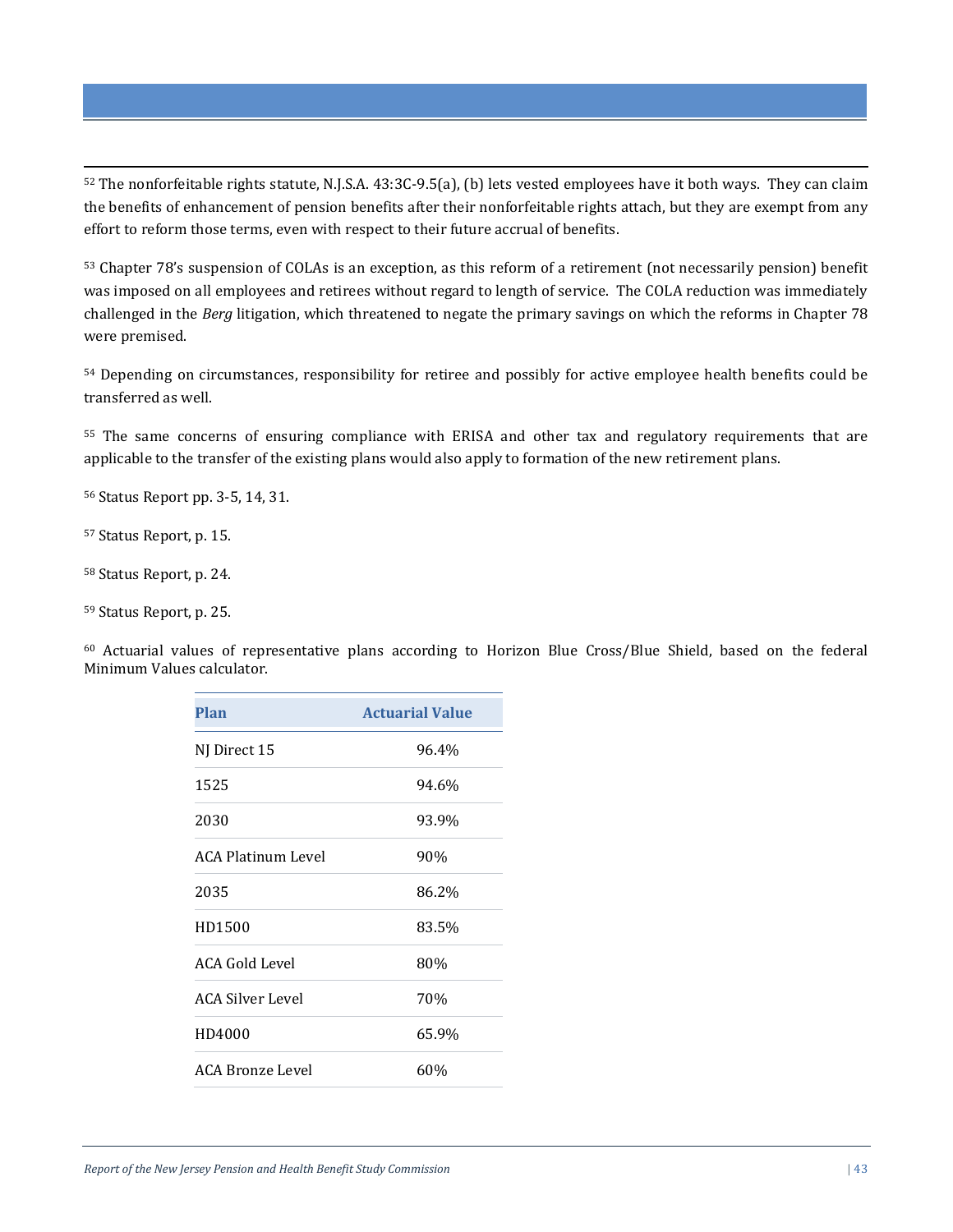[52] The nonforfeitable rights statute, N.J.S.A. 43:3C-9.5(a), (b) lets vested employees have it both ways. They can claim the benefits of enhancement of pension benefits after their nonforfeitable rights attach, but they are exempt from any effort to reform those terms, even with respect to their future accrual of benefits.

[53] Chapter 78's suspension of COLAs is an exception, as this reform of a retirement (not necessarily pension) benefit was imposed on all employees and retirees without regard to length of service. The COLA reduction was immediately challenged in the *Berg* litigation, which threatened to negate the primary savings on which the reforms in Chapter 78 were premised.

[54] Depending on circumstances, responsibility for retiree and possibly for active employee health benefits could be transferred as well.

[55] The same concerns of ensuring compliance with ERISA and other tax and regulatory requirements that are applicable to the transfer of the existing plans would also apply to formation of the new retirement plans.

[56] Status Report pp. 3-5, 14, 31.

[57] Status Report, p. 15.

[58] Status Report, p. 24.

[59] Status Report, p. 25.

[60] Actuarial values of representative plans according to Horizon Blue Cross/Blue Shield, based on the federal Minimum Values calculator.

| Plan | Actuarial Value |
|---|---|
| NJ Direct 15 | 96.4% |
| 1525 | 94.6% |
| 2030 | 93.9% |
| ACA Platinum Level | 90% |
| 2035 | 86.2% |
| HD1500 | 83.5% |
| ACA Gold Level | 80% |
| ACA Silver Level | 70% |
| HD4000 | 65.9% |
| ACA Bronze Level | 60% |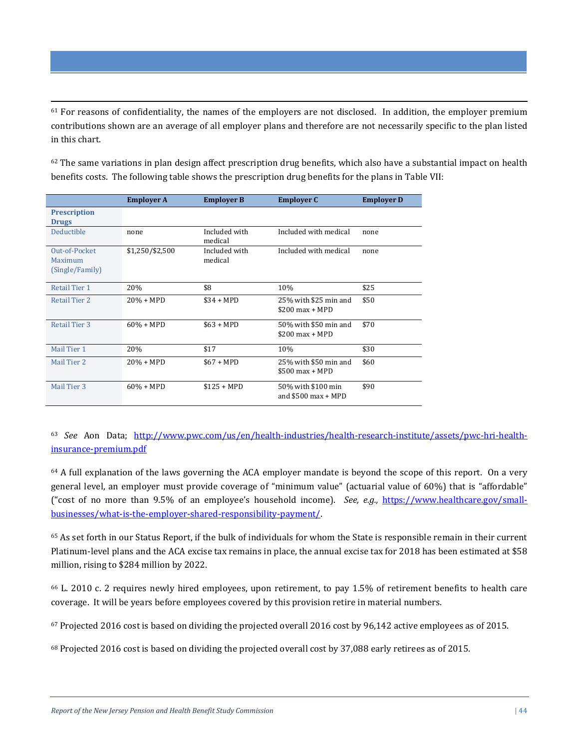[61] For reasons of confidentiality, the names of the employers are not disclosed. In addition, the employer premium contributions shown are an average of all employer plans and therefore are not necessarily specific to the plan listed in this chart.

[62] The same variations in plan design affect prescription drug benefits, which also have a substantial impact on health benefits costs. The following table shows the prescription drug benefits for the plans in Table VII:

| | Employer A | Employer B | Employer C | Employer D |
|---|---|---|---|---|
| **Prescription Drugs** | | | | |
| Deductible | none | Included with medical | Included with medical | none |
| Out-of-Pocket Maximum (Single/Family) | $1,250/$2,500 | Included with medical | Included with medical | none |
| Retail Tier 1 | 20% | $8 | 10% | $25 |
| Retail Tier 2 | 20% + MPD | $34 + MPD | 25% with $25 min and $200 max + MPD | $50 |
| Retail Tier 3 | 60% + MPD | $63 + MPD | 50% with $50 min and $200 max + MPD | $70 |
| Mail Tier 1 | 20% | $17 | 10% | $30 |
| Mail Tier 2 | 20% + MPD | $67 + MPD | 25% with $50 min and $500 max + MPD | $60 |
| Mail Tier 3 | 60% + MPD | $125 + MPD | 50% with $100 min and $500 max + MPD | $90 |

[63] *See* Aon Data; http://www.pwc.com/us/en/health-industries/health-research-institute/assets/pwc-hri-health-insurance-premium.pdf

[64] A full explanation of the laws governing the ACA employer mandate is beyond the scope of this report. On a very general level, an employer must provide coverage of "minimum value" (actuarial value of 60%) that is "affordable" ("cost of no more than 9.5% of an employee's household income). *See, e.g.,* https://www.healthcare.gov/small-businesses/what-is-the-employer-shared-responsibility-payment/.

[65] As set forth in our Status Report, if the bulk of individuals for whom the State is responsible remain in their current Platinum-level plans and the ACA excise tax remains in place, the annual excise tax for 2018 has been estimated at $58 million, rising to $284 million by 2022.

[66] L. 2010 c. 2 requires newly hired employees, upon retirement, to pay 1.5% of retirement benefits to health care coverage. It will be years before employees covered by this provision retire in material numbers.

[67] Projected 2016 cost is based on dividing the projected overall 2016 cost by 96,142 active employees as of 2015.

[68] Projected 2016 cost is based on dividing the projected overall cost by 37,088 early retirees as of 2015.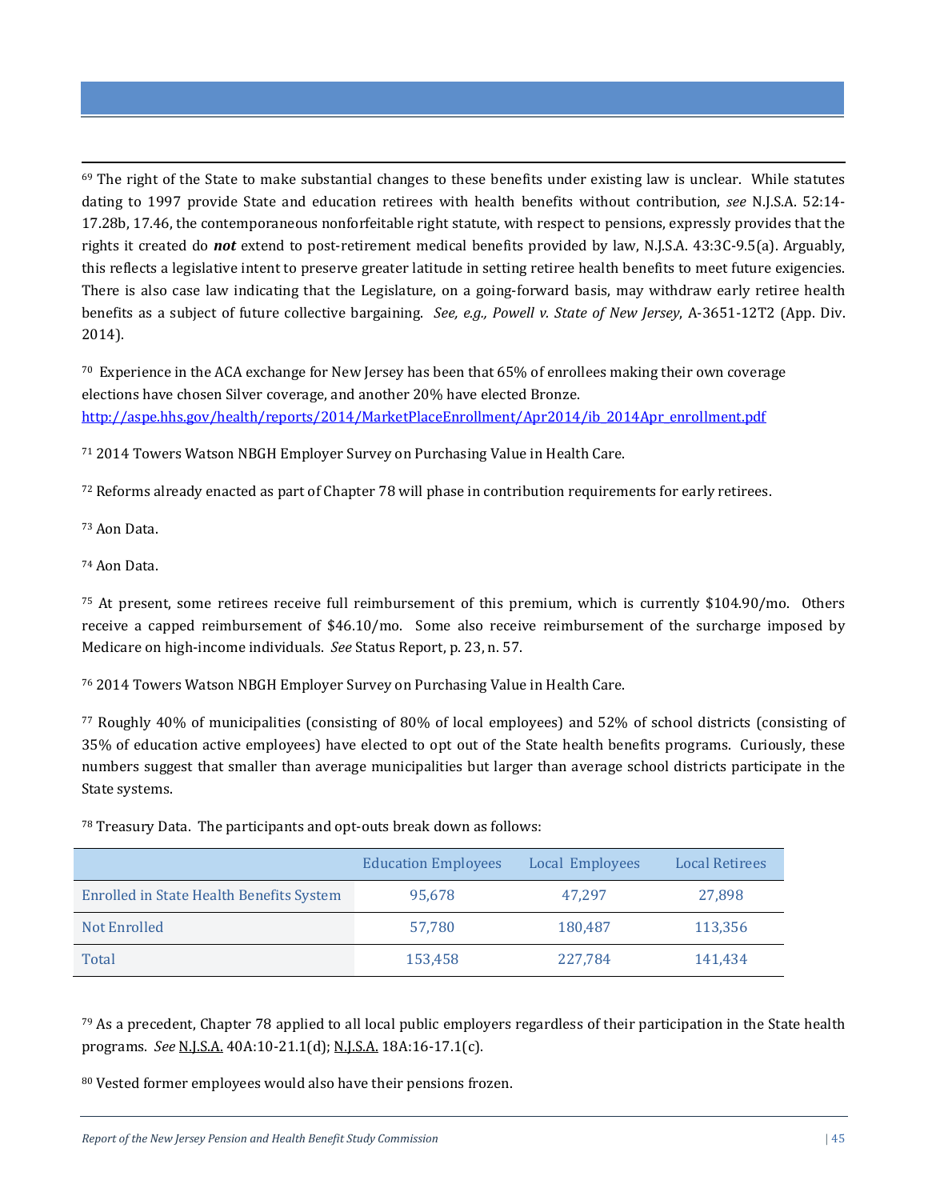[69] The right of the State to make substantial changes to these benefits under existing law is unclear. While statutes dating to 1997 provide State and education retirees with health benefits without contribution, *see* N.J.S.A. 52:14-17.28b, 17.46, the contemporaneous nonforfeitable right statute, with respect to pensions, expressly provides that the rights it created do ***not*** extend to post-retirement medical benefits provided by law, N.J.S.A. 43:3C-9.5(a). Arguably, this reflects a legislative intent to preserve greater latitude in setting retiree health benefits to meet future exigencies. There is also case law indicating that the Legislature, on a going-forward basis, may withdraw early retiree health benefits as a subject of future collective bargaining. *See, e.g., Powell v. State of New Jersey*, A-3651-12T2 (App. Div. 2014).

[70] Experience in the ACA exchange for New Jersey has been that 65% of enrollees making their own coverage elections have chosen Silver coverage, and another 20% have elected Bronze. http://aspe.hhs.gov/health/reports/2014/MarketPlaceEnrollment/Apr2014/ib_2014Apr_enrollment.pdf

[71] 2014 Towers Watson NBGH Employer Survey on Purchasing Value in Health Care.

[72] Reforms already enacted as part of Chapter 78 will phase in contribution requirements for early retirees.

[73] Aon Data.

[74] Aon Data.

[75] At present, some retirees receive full reimbursement of this premium, which is currently $104.90/mo. Others receive a capped reimbursement of $46.10/mo. Some also receive reimbursement of the surcharge imposed by Medicare on high-income individuals. *See* Status Report, p. 23, n. 57.

[76] 2014 Towers Watson NBGH Employer Survey on Purchasing Value in Health Care.

[77] Roughly 40% of municipalities (consisting of 80% of local employees) and 52% of school districts (consisting of 35% of education active employees) have elected to opt out of the State health benefits programs. Curiously, these numbers suggest that smaller than average municipalities but larger than average school districts participate in the State systems.

[78] Treasury Data. The participants and opt-outs break down as follows:

| | Education Employees | Local Employees | Local Retirees |
|---|---|---|---|
| Enrolled in State Health Benefits System | 95,678 | 47,297 | 27,898 |
| Not Enrolled | 57,780 | 180,487 | 113,356 |
| Total | 153,458 | 227,784 | 141,434 |

[79] As a precedent, Chapter 78 applied to all local public employers regardless of their participation in the State health programs. *See* N.J.S.A. 40A:10-21.1(d); N.J.S.A. 18A:16-17.1(c).

[80] Vested former employees would also have their pensions frozen.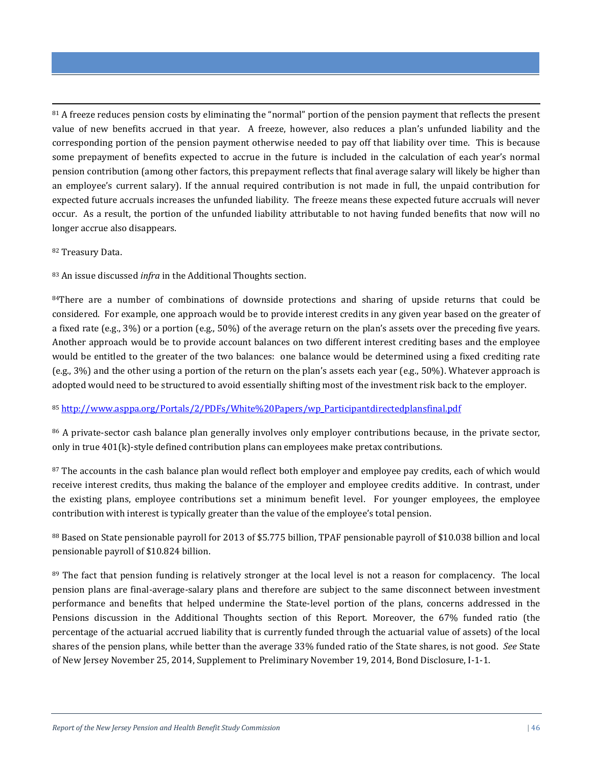[81] A freeze reduces pension costs by eliminating the "normal" portion of the pension payment that reflects the present value of new benefits accrued in that year. A freeze, however, also reduces a plan's unfunded liability and the corresponding portion of the pension payment otherwise needed to pay off that liability over time. This is because some prepayment of benefits expected to accrue in the future is included in the calculation of each year's normal pension contribution (among other factors, this prepayment reflects that final average salary will likely be higher than an employee's current salary). If the annual required contribution is not made in full, the unpaid contribution for expected future accruals increases the unfunded liability. The freeze means these expected future accruals will never occur. As a result, the portion of the unfunded liability attributable to not having funded benefits that now will no longer accrue also disappears.

[82] Treasury Data.

[83] An issue discussed *infra* in the Additional Thoughts section.

[84] There are a number of combinations of downside protections and sharing of upside returns that could be considered. For example, one approach would be to provide interest credits in any given year based on the greater of a fixed rate (e.g., 3%) or a portion (e.g., 50%) of the average return on the plan's assets over the preceding five years. Another approach would be to provide account balances on two different interest crediting bases and the employee would be entitled to the greater of the two balances: one balance would be determined using a fixed crediting rate (e.g., 3%) and the other using a portion of the return on the plan's assets each year (e.g., 50%). Whatever approach is adopted would need to be structured to avoid essentially shifting most of the investment risk back to the employer.

[85] http://www.asppa.org/Portals/2/PDFs/White%20Papers/wp_Participantdirectedplansfinal.pdf

[86] A private-sector cash balance plan generally involves only employer contributions because, in the private sector, only in true 401(k)-style defined contribution plans can employees make pretax contributions.

[87] The accounts in the cash balance plan would reflect both employer and employee pay credits, each of which would receive interest credits, thus making the balance of the employer and employee credits additive. In contrast, under the existing plans, employee contributions set a minimum benefit level. For younger employees, the employee contribution with interest is typically greater than the value of the employee's total pension.

[88] Based on State pensionable payroll for 2013 of $5.775 billion, TPAF pensionable payroll of $10.038 billion and local pensionable payroll of $10.824 billion.

[89] The fact that pension funding is relatively stronger at the local level is not a reason for complacency. The local pension plans are final-average-salary plans and therefore are subject to the same disconnect between investment performance and benefits that helped undermine the State-level portion of the plans, concerns addressed in the Pensions discussion in the Additional Thoughts section of this Report. Moreover, the 67% funded ratio (the percentage of the actuarial accrued liability that is currently funded through the actuarial value of assets) of the local shares of the pension plans, while better than the average 33% funded ratio of the State shares, is not good. *See* State of New Jersey November 25, 2014, Supplement to Preliminary November 19, 2014, Bond Disclosure, I-1-1.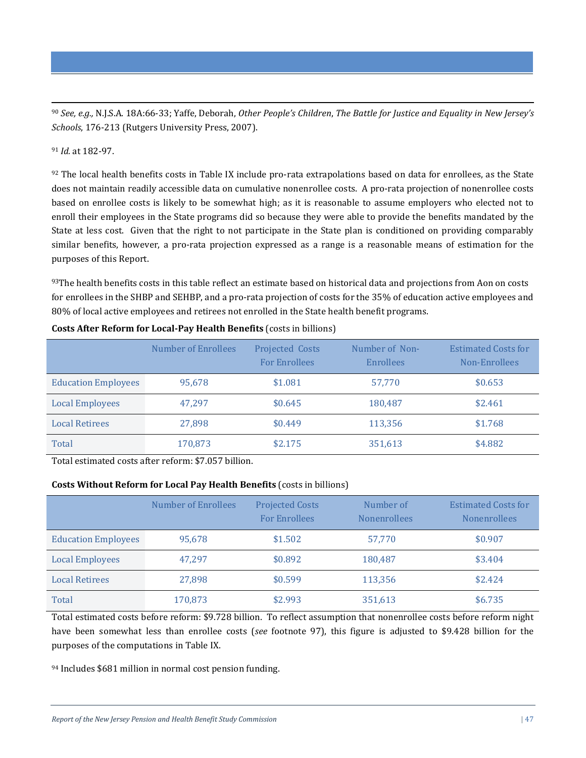[90] *See, e.g.,* N.J.S.A. 18A:66-33; Yaffe, Deborah, *Other People's Children*, *The Battle for Justice and Equality in New Jersey's Schools*, 176-213 (Rutgers University Press, 2007).

[91] *Id.* at 182-97.

[92] The local health benefits costs in Table IX include pro-rata extrapolations based on data for enrollees, as the State does not maintain readily accessible data on cumulative nonenrollee costs. A pro-rata projection of nonenrollee costs based on enrollee costs is likely to be somewhat high; as it is reasonable to assume employers who elected not to enroll their employees in the State programs did so because they were able to provide the benefits mandated by the State at less cost. Given that the right to not participate in the State plan is conditioned on providing comparably similar benefits, however, a pro-rata projection expressed as a range is a reasonable means of estimation for the purposes of this Report.

[93] The health benefits costs in this table reflect an estimate based on historical data and projections from Aon on costs for enrollees in the SHBP and SEHBP, and a pro-rata projection of costs for the 35% of education active employees and 80% of local active employees and retirees not enrolled in the State health benefit programs.

**Costs After Reform for Local-Pay Health Benefits** (costs in billions)

| | Number of Enrollees | Projected Costs For Enrollees | Number of Non-Enrollees | Estimated Costs for Non-Enrollees |
|---|---|---|---|---|
| Education Employees | 95,678 | $1.081 | 57,770 | $0.653 |
| Local Employees | 47,297 | $0.645 | 180,487 | $2.461 |
| Local Retirees | 27,898 | $0.449 | 113,356 | $1.768 |
| Total | 170,873 | $2.175 | 351,613 | $4.882 |

Total estimated costs after reform: $7.057 billion.

**Costs Without Reform for Local Pay Health Benefits** (costs in billions)

| | Number of Enrollees | Projected Costs For Enrollees | Number of Nonenrollees | Estimated Costs for Nonenrollees |
|---|---|---|---|---|
| Education Employees | 95,678 | $1.502 | 57,770 | $0.907 |
| Local Employees | 47,297 | $0.892 | 180,487 | $3.404 |
| Local Retirees | 27,898 | $0.599 | 113,356 | $2.424 |
| Total | 170,873 | $2.993 | 351,613 | $6.735 |

Total estimated costs before reform: $9.728 billion. To reflect assumption that nonenrollee costs before reform night have been somewhat less than enrollee costs (*see* footnote 97), this figure is adjusted to $9.428 billion for the purposes of the computations in Table IX.

[94] Includes $681 million in normal cost pension funding.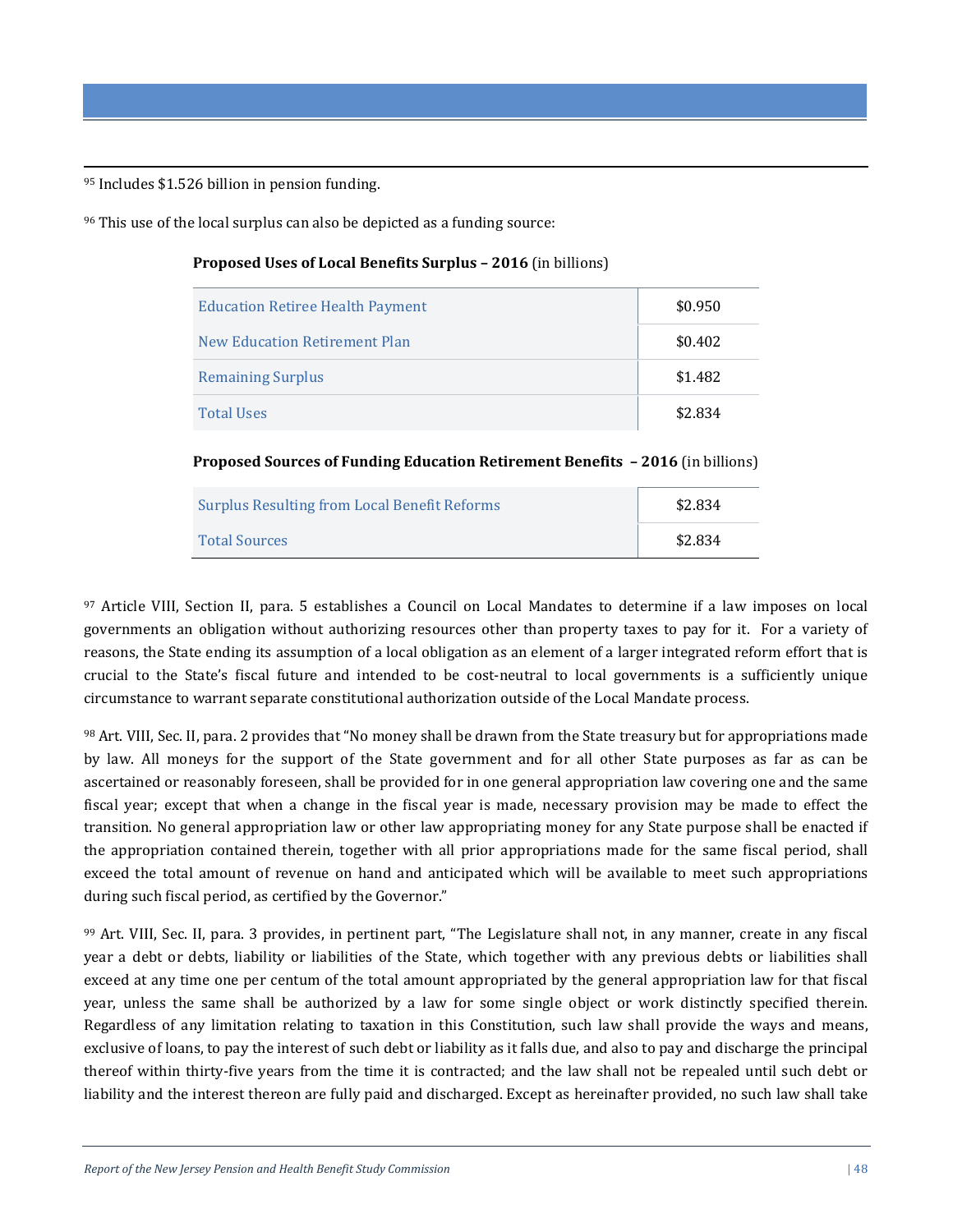[95] Includes $1.526 billion in pension funding.

[96] This use of the local surplus can also be depicted as a funding source:

**Proposed Uses of Local Benefits Surplus – 2016** (in billions)

| | |
|---|---|
| Education Retiree Health Payment | $0.950 |
| New Education Retirement Plan | $0.402 |
| Remaining Surplus | $1.482 |
| Total Uses | $2.834 |

**Proposed Sources of Funding Education Retirement Benefits – 2016** (in billions)

| | |
|---|---|
| Surplus Resulting from Local Benefit Reforms | $2.834 |
| Total Sources | $2.834 |

[97] Article VIII, Section II, para. 5 establishes a Council on Local Mandates to determine if a law imposes on local governments an obligation without authorizing resources other than property taxes to pay for it. For a variety of reasons, the State ending its assumption of a local obligation as an element of a larger integrated reform effort that is crucial to the State's fiscal future and intended to be cost-neutral to local governments is a sufficiently unique circumstance to warrant separate constitutional authorization outside of the Local Mandate process.

[98] Art. VIII, Sec. II, para. 2 provides that "No money shall be drawn from the State treasury but for appropriations made by law. All moneys for the support of the State government and for all other State purposes as far as can be ascertained or reasonably foreseen, shall be provided for in one general appropriation law covering one and the same fiscal year; except that when a change in the fiscal year is made, necessary provision may be made to effect the transition. No general appropriation law or other law appropriating money for any State purpose shall be enacted if the appropriation contained therein, together with all prior appropriations made for the same fiscal period, shall exceed the total amount of revenue on hand and anticipated which will be available to meet such appropriations during such fiscal period, as certified by the Governor."

[99] Art. VIII, Sec. II, para. 3 provides, in pertinent part, "The Legislature shall not, in any manner, create in any fiscal year a debt or debts, liability or liabilities of the State, which together with any previous debts or liabilities shall exceed at any time one per centum of the total amount appropriated by the general appropriation law for that fiscal year, unless the same shall be authorized by a law for some single object or work distinctly specified therein. Regardless of any limitation relating to taxation in this Constitution, such law shall provide the ways and means, exclusive of loans, to pay the interest of such debt or liability as it falls due, and also to pay and discharge the principal thereof within thirty-five years from the time it is contracted; and the law shall not be repealed until such debt or liability and the interest thereon are fully paid and discharged. Except as hereinafter provided, no such law shall take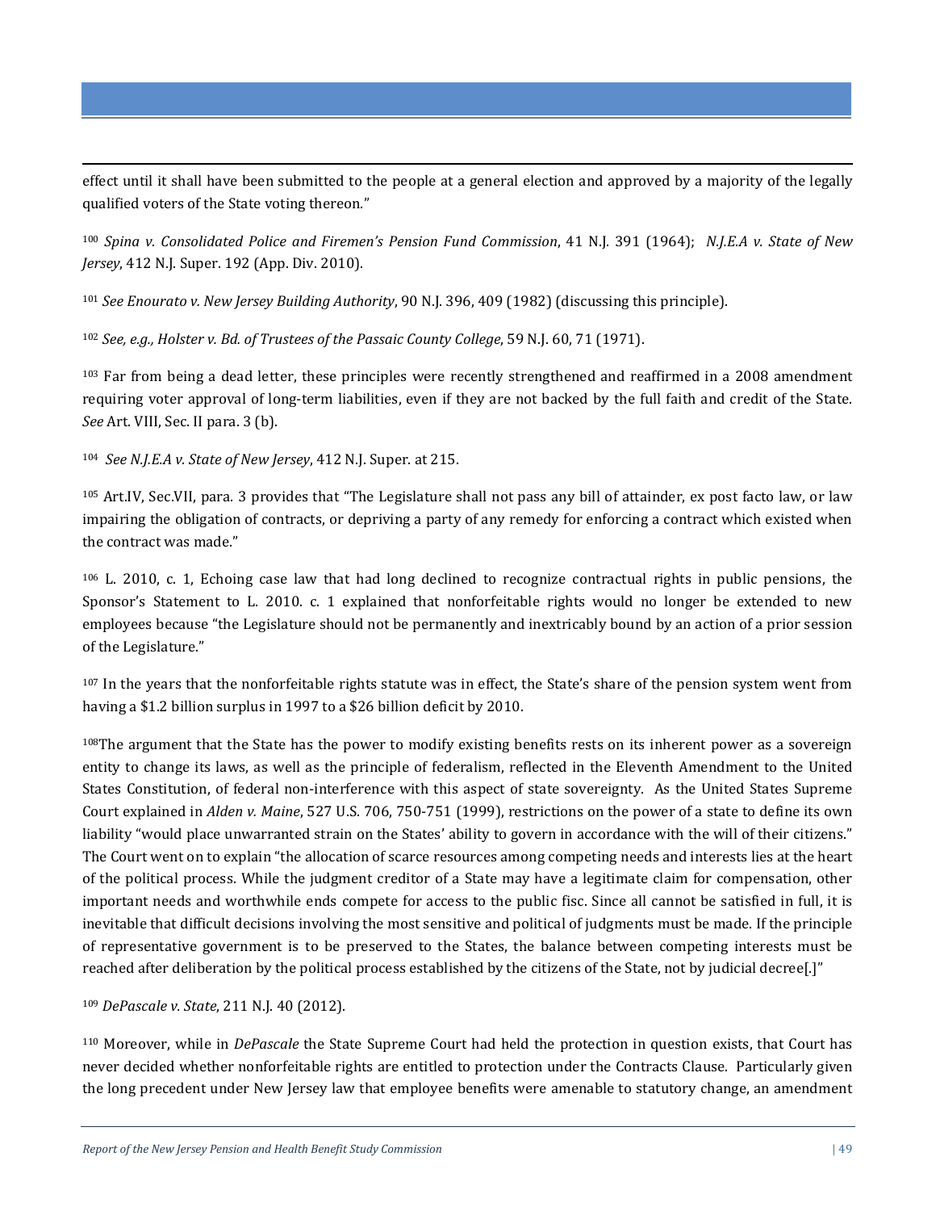effect until it shall have been submitted to the people at a general election and approved by a majority of the legally qualified voters of the State voting thereon."

[100] *Spina v. Consolidated Police and Firemen's Pension Fund Commission*, 41 N.J. 391 (1964); *N.J.E.A v. State of New Jersey*, 412 N.J. Super. 192 (App. Div. 2010).

[101] *See Enourato v. New Jersey Building Authority*, 90 N.J. 396, 409 (1982) (discussing this principle).

[102] *See, e.g., Holster v. Bd. of Trustees of the Passaic County College*, 59 N.J. 60, 71 (1971).

[103] Far from being a dead letter, these principles were recently strengthened and reaffirmed in a 2008 amendment requiring voter approval of long-term liabilities, even if they are not backed by the full faith and credit of the State. *See* Art. VIII, Sec. II para. 3 (b).

[104] *See N.J.E.A v. State of New Jersey*, 412 N.J. Super. at 215.

[105] Art.IV, Sec.VII, para. 3 provides that "The Legislature shall not pass any bill of attainder, ex post facto law, or law impairing the obligation of contracts, or depriving a party of any remedy for enforcing a contract which existed when the contract was made."

[106] L. 2010, c. 1, Echoing case law that had long declined to recognize contractual rights in public pensions, the Sponsor's Statement to L. 2010. c. 1 explained that nonforfeitable rights would no longer be extended to new employees because "the Legislature should not be permanently and inextricably bound by an action of a prior session of the Legislature."

[107] In the years that the nonforfeitable rights statute was in effect, the State's share of the pension system went from having a $1.2 billion surplus in 1997 to a $26 billion deficit by 2010.

[108] The argument that the State has the power to modify existing benefits rests on its inherent power as a sovereign entity to change its laws, as well as the principle of federalism, reflected in the Eleventh Amendment to the United States Constitution, of federal non-interference with this aspect of state sovereignty. As the United States Supreme Court explained in *Alden v. Maine*, 527 U.S. 706, 750-751 (1999), restrictions on the power of a state to define its own liability "would place unwarranted strain on the States' ability to govern in accordance with the will of their citizens." The Court went on to explain "the allocation of scarce resources among competing needs and interests lies at the heart of the political process. While the judgment creditor of a State may have a legitimate claim for compensation, other important needs and worthwhile ends compete for access to the public fisc. Since all cannot be satisfied in full, it is inevitable that difficult decisions involving the most sensitive and political of judgments must be made. If the principle of representative government is to be preserved to the States, the balance between competing interests must be reached after deliberation by the political process established by the citizens of the State, not by judicial decree[.]"

[109] *DePascale v. State*, 211 N.J. 40 (2012).

[110] Moreover, while in *DePascale* the State Supreme Court had held the protection in question exists, that Court has never decided whether nonforfeitable rights are entitled to protection under the Contracts Clause. Particularly given the long precedent under New Jersey law that employee benefits were amenable to statutory change, an amendment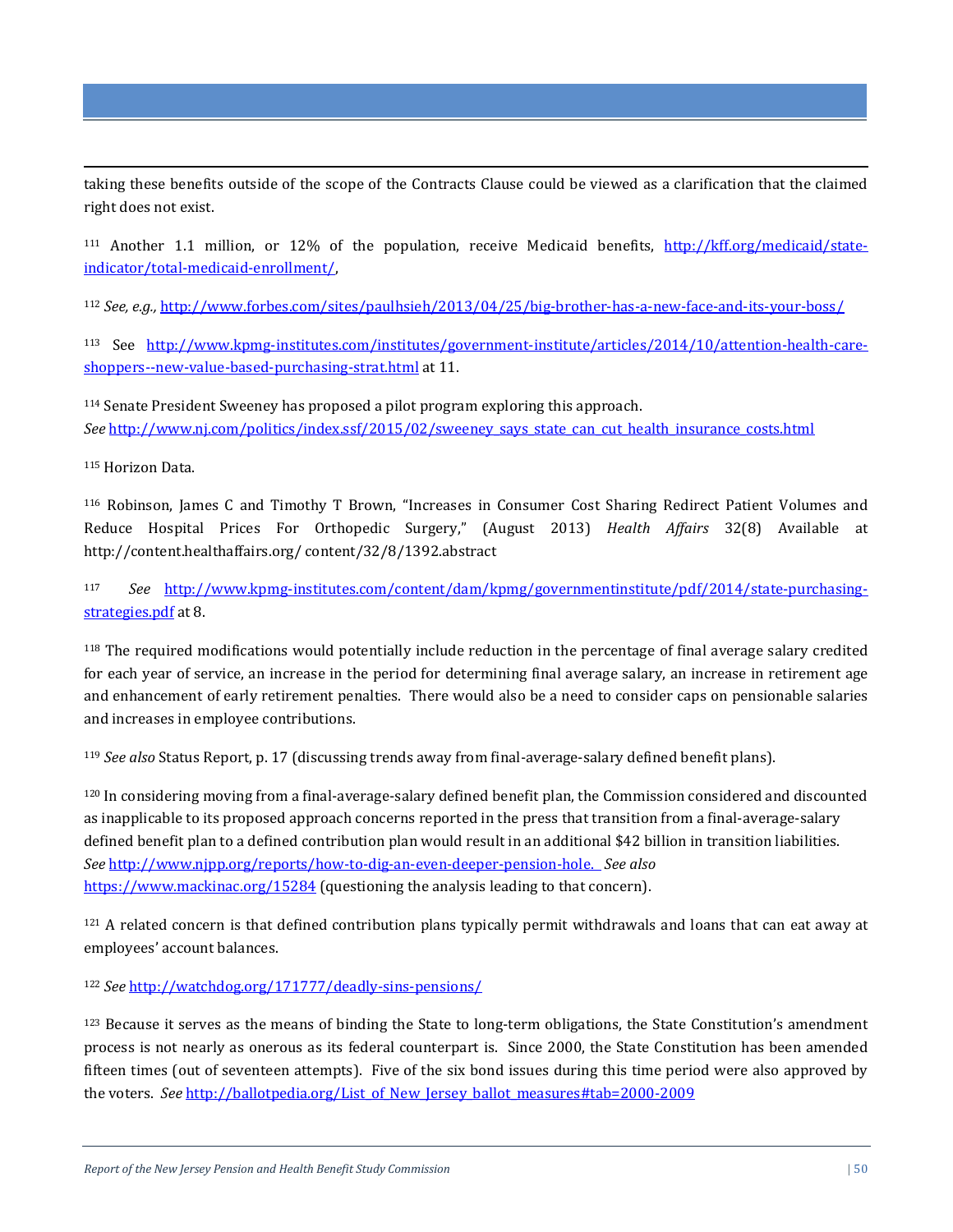taking these benefits outside of the scope of the Contracts Clause could be viewed as a clarification that the claimed right does not exist.

[111] Another 1.1 million, or 12% of the population, receive Medicaid benefits, http://kff.org/medicaid/state-indicator/total-medicaid-enrollment/,

[112] *See, e.g.,* http://www.forbes.com/sites/paulhsieh/2013/04/25/big-brother-has-a-new-face-and-its-your-boss/

[113] See http://www.kpmg-institutes.com/institutes/government-institute/articles/2014/10/attention-health-care-shoppers--new-value-based-purchasing-strat.html at 11.

[114] Senate President Sweeney has proposed a pilot program exploring this approach.
*See* http://www.nj.com/politics/index.ssf/2015/02/sweeney_says_state_can_cut_health_insurance_costs.html

[115] Horizon Data.

[116] Robinson, James C and Timothy T Brown, "Increases in Consumer Cost Sharing Redirect Patient Volumes and Reduce Hospital Prices For Orthopedic Surgery," (August 2013) *Health Affairs* 32(8) Available at http://content.healthaffairs.org/ content/32/8/1392.abstract

[117] *See* http://www.kpmg-institutes.com/content/dam/kpmg/governmentinstitute/pdf/2014/state-purchasing-strategies.pdf at 8.

[118] The required modifications would potentially include reduction in the percentage of final average salary credited for each year of service, an increase in the period for determining final average salary, an increase in retirement age and enhancement of early retirement penalties. There would also be a need to consider caps on pensionable salaries and increases in employee contributions.

[119] *See also* Status Report, p. 17 (discussing trends away from final-average-salary defined benefit plans).

[120] In considering moving from a final-average-salary defined benefit plan, the Commission considered and discounted as inapplicable to its proposed approach concerns reported in the press that transition from a final-average-salary defined benefit plan to a defined contribution plan would result in an additional $42 billion in transition liabilities. *See* http://www.njpp.org/reports/how-to-dig-an-even-deeper-pension-hole. *See also* https://www.mackinac.org/15284 (questioning the analysis leading to that concern).

[121] A related concern is that defined contribution plans typically permit withdrawals and loans that can eat away at employees' account balances.

[122] *See* http://watchdog.org/171777/deadly-sins-pensions/

[123] Because it serves as the means of binding the State to long-term obligations, the State Constitution's amendment process is not nearly as onerous as its federal counterpart is. Since 2000, the State Constitution has been amended fifteen times (out of seventeen attempts). Five of the six bond issues during this time period were also approved by the voters. *See* http://ballotpedia.org/List_of_New_Jersey_ballot_measures#tab=2000-2009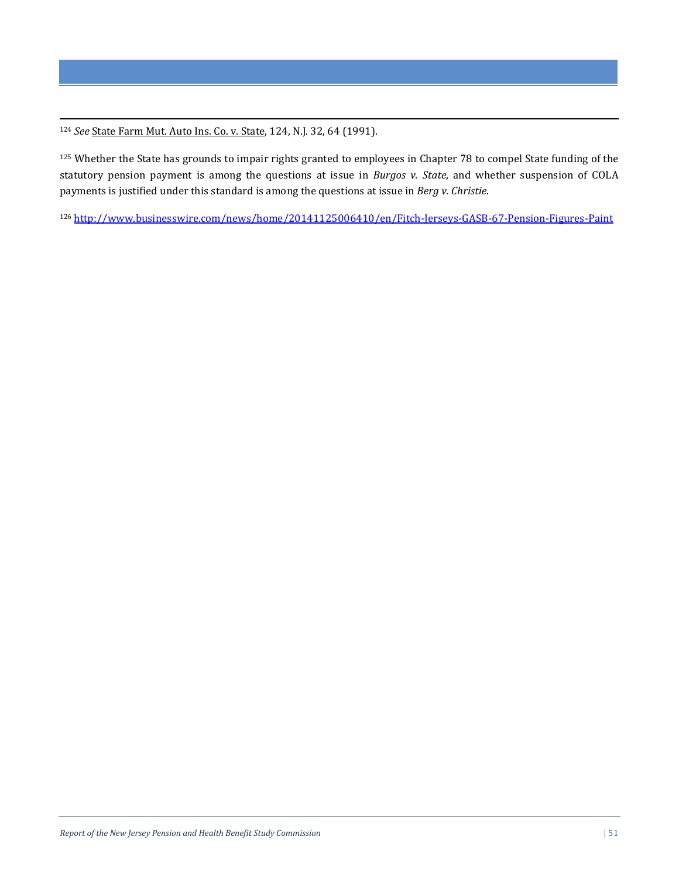[124] *See* State Farm Mut. Auto Ins. Co. v. State, 124, N.J. 32, 64 (1991).

[125] Whether the State has grounds to impair rights granted to employees in Chapter 78 to compel State funding of the statutory pension payment is among the questions at issue in *Burgos v. State*, and whether suspension of COLA payments is justified under this standard is among the questions at issue in *Berg v. Christie*.

[126] http://www.businesswire.com/news/home/20141125006410/en/Fitch-Jerseys-GASB-67-Pension-Figures-Paint